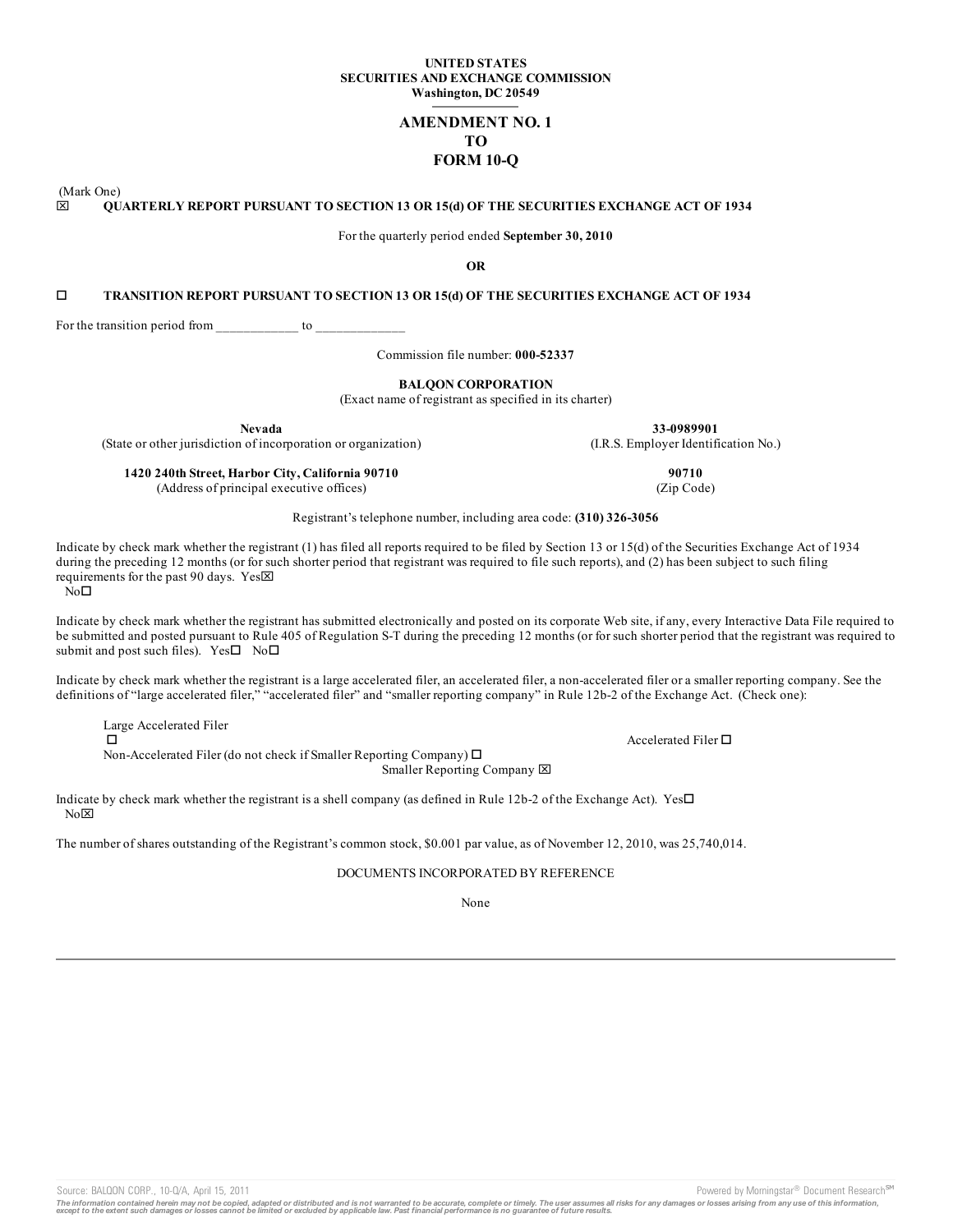**UNITED STATES**
**SECURITIES AND EXCHANGE COMMISSION**
**Washington, DC 20549**

# AMENDMENT NO. 1
# TO
# FORM 10-Q

(Mark One)

☒ **QUARTERLY REPORT PURSUANT TO SECTION 13 OR 15(d) OF THE SECURITIES EXCHANGE ACT OF 1934**

For the quarterly period ended **September 30, 2010**

**OR**

☐ **TRANSITION REPORT PURSUANT TO SECTION 13 OR 15(d) OF THE SECURITIES EXCHANGE ACT OF 1934**

For the transition period from ____________ to _____________

Commission file number: **000-52337**

**BALQON CORPORATION**
(Exact name of registrant as specified in its charter)

| | |
|---|---|
| **Nevada** | **33-0989901** |
| (State or other jurisdiction of incorporation or organization) | (I.R.S. Employer Identification No.) |
| **1420 240th Street, Harbor City, California 90710** | **90710** |
| (Address of principal executive offices) | (Zip Code) |

Registrant's telephone number, including area code: **(310) 326-3056**

Indicate by check mark whether the registrant (1) has filed all reports required to be filed by Section 13 or 15(d) of the Securities Exchange Act of 1934 during the preceding 12 months (or for such shorter period that registrant was required to file such reports), and (2) has been subject to such filing requirements for the past 90 days. Yes☒ No☐

Indicate by check mark whether the registrant has submitted electronically and posted on its corporate Web site, if any, every Interactive Data File required to be submitted and posted pursuant to Rule 405 of Regulation S-T during the preceding 12 months (or for such shorter period that the registrant was required to submit and post such files). Yes☐ No☐

Indicate by check mark whether the registrant is a large accelerated filer, an accelerated filer, a non-accelerated filer or a smaller reporting company. See the definitions of "large accelerated filer," "accelerated filer" and "smaller reporting company" in Rule 12b-2 of the Exchange Act. (Check one):

Large Accelerated Filer ☐ Accelerated Filer ☐
Non-Accelerated Filer (do not check if Smaller Reporting Company) ☐ Smaller Reporting Company ☒

Indicate by check mark whether the registrant is a shell company (as defined in Rule 12b-2 of the Exchange Act). Yes☐ No☒

The number of shares outstanding of the Registrant's common stock, $0.001 par value, as of November 12, 2010, was 25,740,014.

DOCUMENTS INCORPORATED BY REFERENCE

None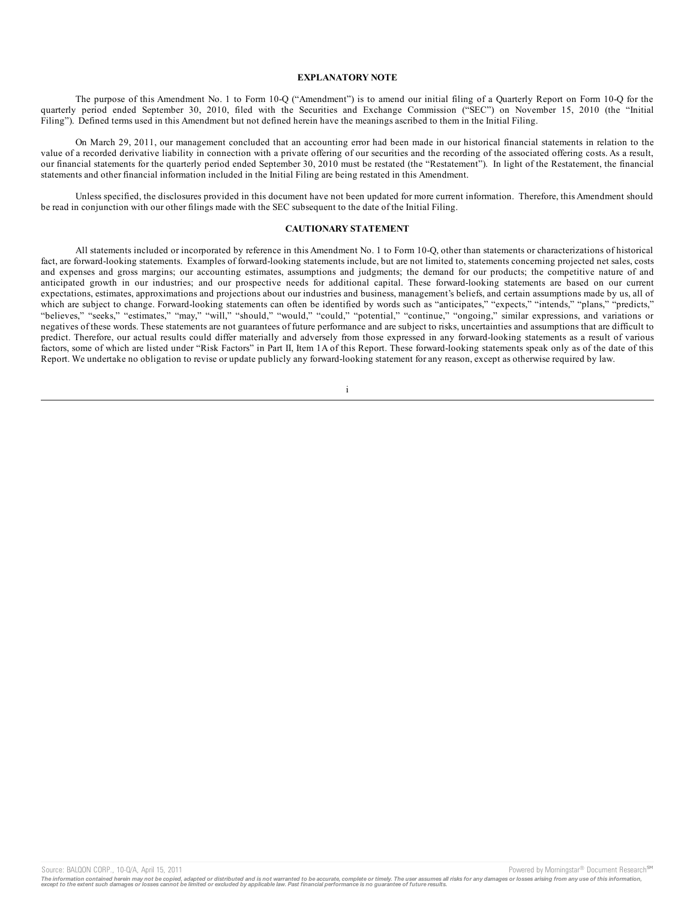## EXPLANATORY NOTE

The purpose of this Amendment No. 1 to Form 10-Q ("Amendment") is to amend our initial filing of a Quarterly Report on Form 10-Q for the quarterly period ended September 30, 2010, filed with the Securities and Exchange Commission ("SEC") on November 15, 2010 (the "Initial Filing"). Defined terms used in this Amendment but not defined herein have the meanings ascribed to them in the Initial Filing.

On March 29, 2011, our management concluded that an accounting error had been made in our historical financial statements in relation to the value of a recorded derivative liability in connection with a private offering of our securities and the recording of the associated offering costs. As a result, our financial statements for the quarterly period ended September 30, 2010 must be restated (the "Restatement"). In light of the Restatement, the financial statements and other financial information included in the Initial Filing are being restated in this Amendment.

Unless specified, the disclosures provided in this document have not been updated for more current information. Therefore, this Amendment should be read in conjunction with our other filings made with the SEC subsequent to the date of the Initial Filing.

## CAUTIONARY STATEMENT

All statements included or incorporated by reference in this Amendment No. 1 to Form 10-Q, other than statements or characterizations of historical fact, are forward-looking statements. Examples of forward-looking statements include, but are not limited to, statements concerning projected net sales, costs and expenses and gross margins; our accounting estimates, assumptions and judgments; the demand for our products; the competitive nature of and anticipated growth in our industries; and our prospective needs for additional capital. These forward-looking statements are based on our current expectations, estimates, approximations and projections about our industries and business, management's beliefs, and certain assumptions made by us, all of which are subject to change. Forward-looking statements can often be identified by words such as "anticipates," "expects," "intends," "plans," "predicts," "believes," "seeks," "estimates," "may," "will," "should," "would," "could," "potential," "continue," "ongoing," similar expressions, and variations or negatives of these words. These statements are not guarantees of future performance and are subject to risks, uncertainties and assumptions that are difficult to predict. Therefore, our actual results could differ materially and adversely from those expressed in any forward-looking statements as a result of various factors, some of which are listed under "Risk Factors" in Part II, Item 1A of this Report. These forward-looking statements speak only as of the date of this Report. We undertake no obligation to revise or update publicly any forward-looking statement for any reason, except as otherwise required by law.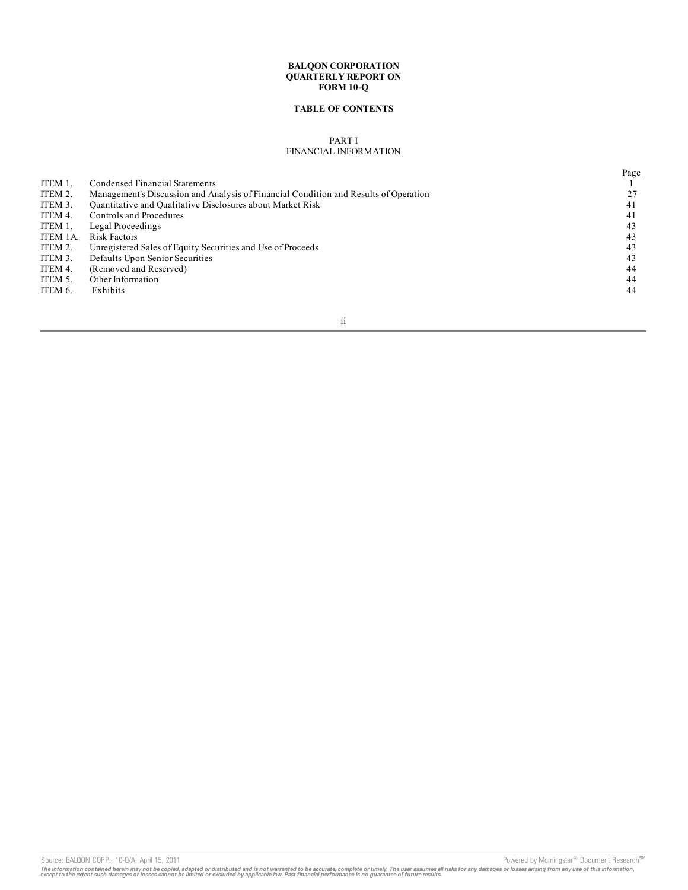**BALQON CORPORATION**
**QUARTERLY REPORT ON**
**FORM 10-Q**

**TABLE OF CONTENTS**

PART I
FINANCIAL INFORMATION

| | | Page |
|---|---|---|
| ITEM 1. | Condensed Financial Statements | 1 |
| ITEM 2. | Management's Discussion and Analysis of Financial Condition and Results of Operation | 27 |
| ITEM 3. | Quantitative and Qualitative Disclosures about Market Risk | 41 |
| ITEM 4. | Controls and Procedures | 41 |
| ITEM 1. | Legal Proceedings | 43 |
| ITEM 1A. | Risk Factors | 43 |
| ITEM 2. | Unregistered Sales of Equity Securities and Use of Proceeds | 43 |
| ITEM 3. | Defaults Upon Senior Securities | 43 |
| ITEM 4. | (Removed and Reserved) | 44 |
| ITEM 5. | Other Information | 44 |
| ITEM 6. | Exhibits | 44 |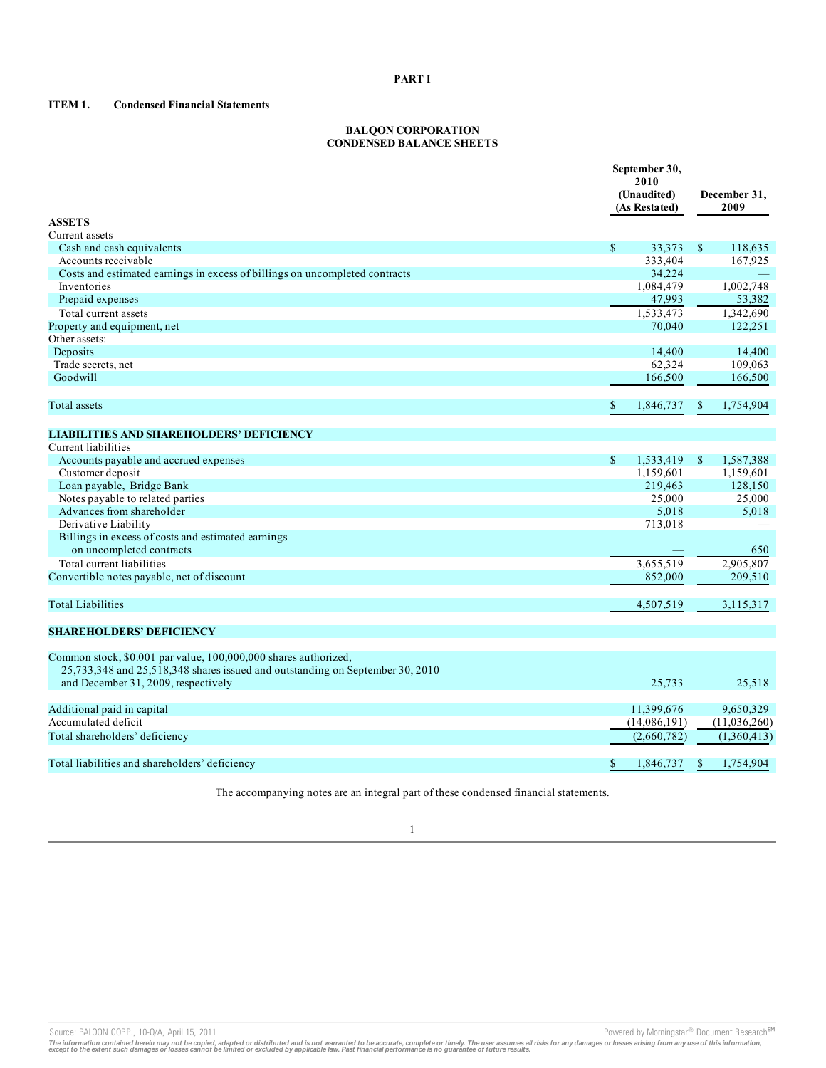# PART I

## ITEM 1. Condensed Financial Statements

### BALQON CORPORATION
### CONDENSED BALANCE SHEETS

| | September 30, 2010 (Unaudited) (As Restated) | December 31, 2009 |
|---|---|---|
| **ASSETS** | | |
| Current assets | | |
| Cash and cash equivalents | $ 33,373 | $ 118,635 |
| Accounts receivable | 333,404 | 167,925 |
| Costs and estimated earnings in excess of billings on uncompleted contracts | 34,224 | — |
| Inventories | 1,084,479 | 1,002,748 |
| Prepaid expenses | 47,993 | 53,382 |
| Total current assets | 1,533,473 | 1,342,690 |
| Property and equipment, net | 70,040 | 122,251 |
| Other assets: | | |
| Deposits | 14,400 | 14,400 |
| Trade secrets, net | 62,324 | 109,063 |
| Goodwill | 166,500 | 166,500 |
| Total assets | $ 1,846,737 | $ 1,754,904 |
| **LIABILITIES AND SHAREHOLDERS' DEFICIENCY** | | |
| Current liabilities | | |
| Accounts payable and accrued expenses | $ 1,533,419 | $ 1,587,388 |
| Customer deposit | 1,159,601 | 1,159,601 |
| Loan payable, Bridge Bank | 219,463 | 128,150 |
| Notes payable to related parties | 25,000 | 25,000 |
| Advances from shareholder | 5,018 | 5,018 |
| Derivative Liability | 713,018 | — |
| Billings in excess of costs and estimated earnings on uncompleted contracts | — | 650 |
| Total current liabilities | 3,655,519 | 2,905,807 |
| Convertible notes payable, net of discount | 852,000 | 209,510 |
| Total Liabilities | 4,507,519 | 3,115,317 |
| **SHAREHOLDERS' DEFICIENCY** | | |
| Common stock, $0.001 par value, 100,000,000 shares authorized, 25,733,348 and 25,518,348 shares issued and outstanding on September 30, 2010 and December 31, 2009, respectively | 25,733 | 25,518 |
| Additional paid in capital | 11,399,676 | 9,650,329 |
| Accumulated deficit | (14,086,191) | (11,036,260) |
| Total shareholders' deficiency | (2,660,782) | (1,360,413) |
| Total liabilities and shareholders' deficiency | $ 1,846,737 | $ 1,754,904 |

The accompanying notes are an integral part of these condensed financial statements.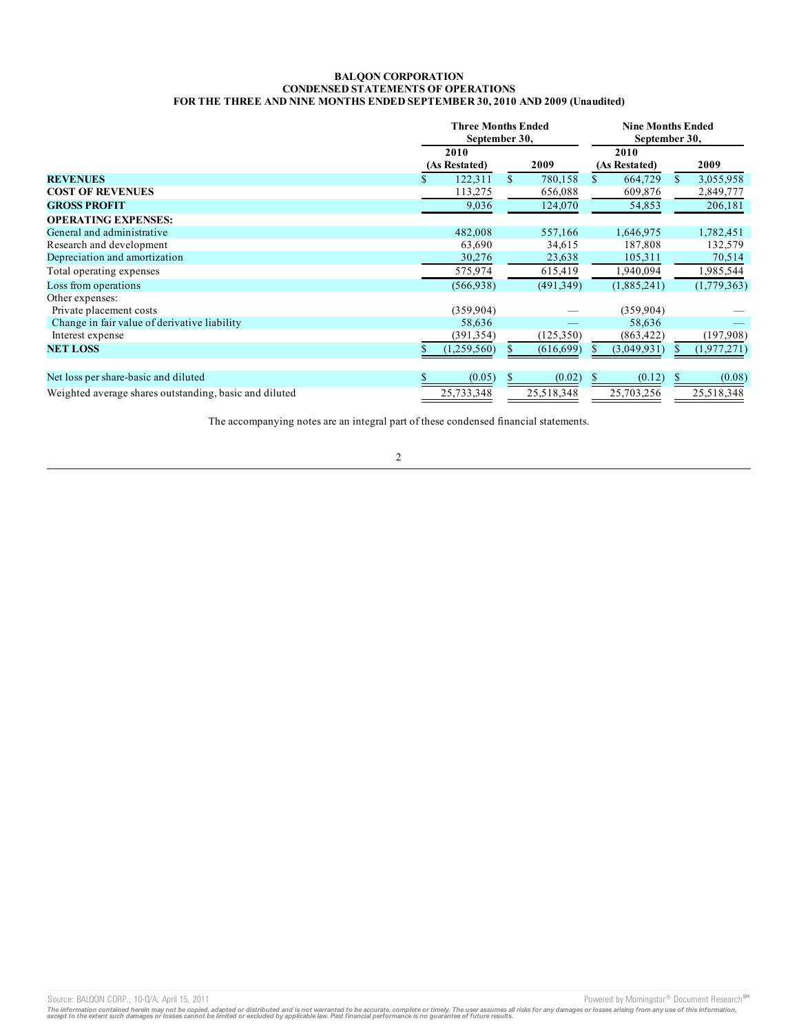**BALQON CORPORATION**
**CONDENSED STATEMENTS OF OPERATIONS**
**FOR THE THREE AND NINE MONTHS ENDED SEPTEMBER 30, 2010 AND 2009 (Unaudited)**

| | Three Months Ended September 30, | | Nine Months Ended September 30, | |
|---|---|---|---|---|
| | 2010 (As Restated) | 2009 | 2010 (As Restated) | 2009 |
| **REVENUES** | $ 122,311 | $ 780,158 | $ 664,729 | $ 3,055,958 |
| **COST OF REVENUES** | 113,275 | 656,088 | 609,876 | 2,849,777 |
| **GROSS PROFIT** | 9,036 | 124,070 | 54,853 | 206,181 |
| **OPERATING EXPENSES:** | | | | |
| General and administrative | 482,008 | 557,166 | 1,646,975 | 1,782,451 |
| Research and development | 63,690 | 34,615 | 187,808 | 132,579 |
| Depreciation and amortization | 30,276 | 23,638 | 105,311 | 70,514 |
| Total operating expenses | 575,974 | 615,419 | 1,940,094 | 1,985,544 |
| Loss from operations | (566,938) | (491,349) | (1,885,241) | (1,779,363) |
| Other expenses: | | | | |
| Private placement costs | (359,904) | — | (359,904) | — |
| Change in fair value of derivative liability | 58,636 | — | 58,636 | — |
| Interest expense | (391,354) | (125,350) | (863,422) | (197,908) |
| **NET LOSS** | $ (1,259,560) | $ (616,699) | $ (3,049,931) | $ (1,977,271) |
| | | | | |
| Net loss per share-basic and diluted | $ (0.05) | $ (0.02) | $ (0.12) | $ (0.08) |
| Weighted average shares outstanding, basic and diluted | 25,733,348 | 25,518,348 | 25,703,256 | 25,518,348 |

The accompanying notes are an integral part of these condensed financial statements.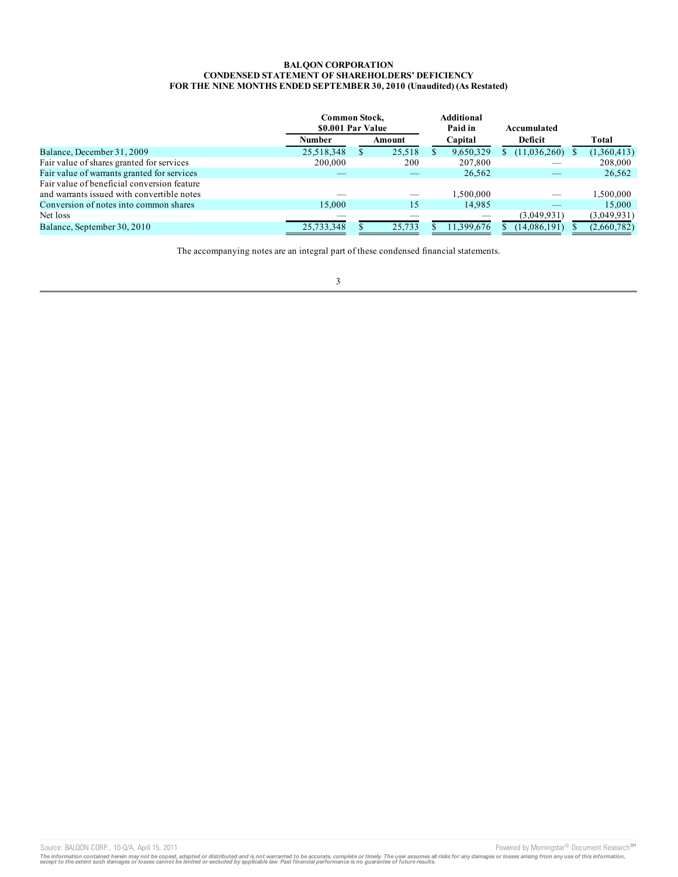**BALQON CORPORATION**
**CONDENSED STATEMENT OF SHAREHOLDERS' DEFICIENCY**
**FOR THE NINE MONTHS ENDED SEPTEMBER 30, 2010 (Unaudited) (As Restated)**

| | Common Stock, $0.001 Par Value | | Additional Paid in Capital | Accumulated Deficit | Total |
|---|---|---|---|---|---|
| | Number | Amount | | | |
| Balance, December 31, 2009 | 25,518,348 | $ 25,518 | $ 9,650,329 | $ (11,036,260) | $ (1,360,413) |
| Fair value of shares granted for services | 200,000 | 200 | 207,800 | — | 208,000 |
| Fair value of warrants granted for services | — | — | 26,562 | — | 26,562 |
| Fair value of beneficial conversion feature and warrants issued with convertible notes | — | — | 1,500,000 | — | 1,500,000 |
| Conversion of notes into common shares | 15,000 | 15 | 14,985 | — | 15,000 |
| Net loss | — | — | — | (3,049,931) | (3,049,931) |
| Balance, September 30, 2010 | 25,733,348 | $ 25,733 | $ 11,399,676 | $ (14,086,191) | $ (2,660,782) |

The accompanying notes are an integral part of these condensed financial statements.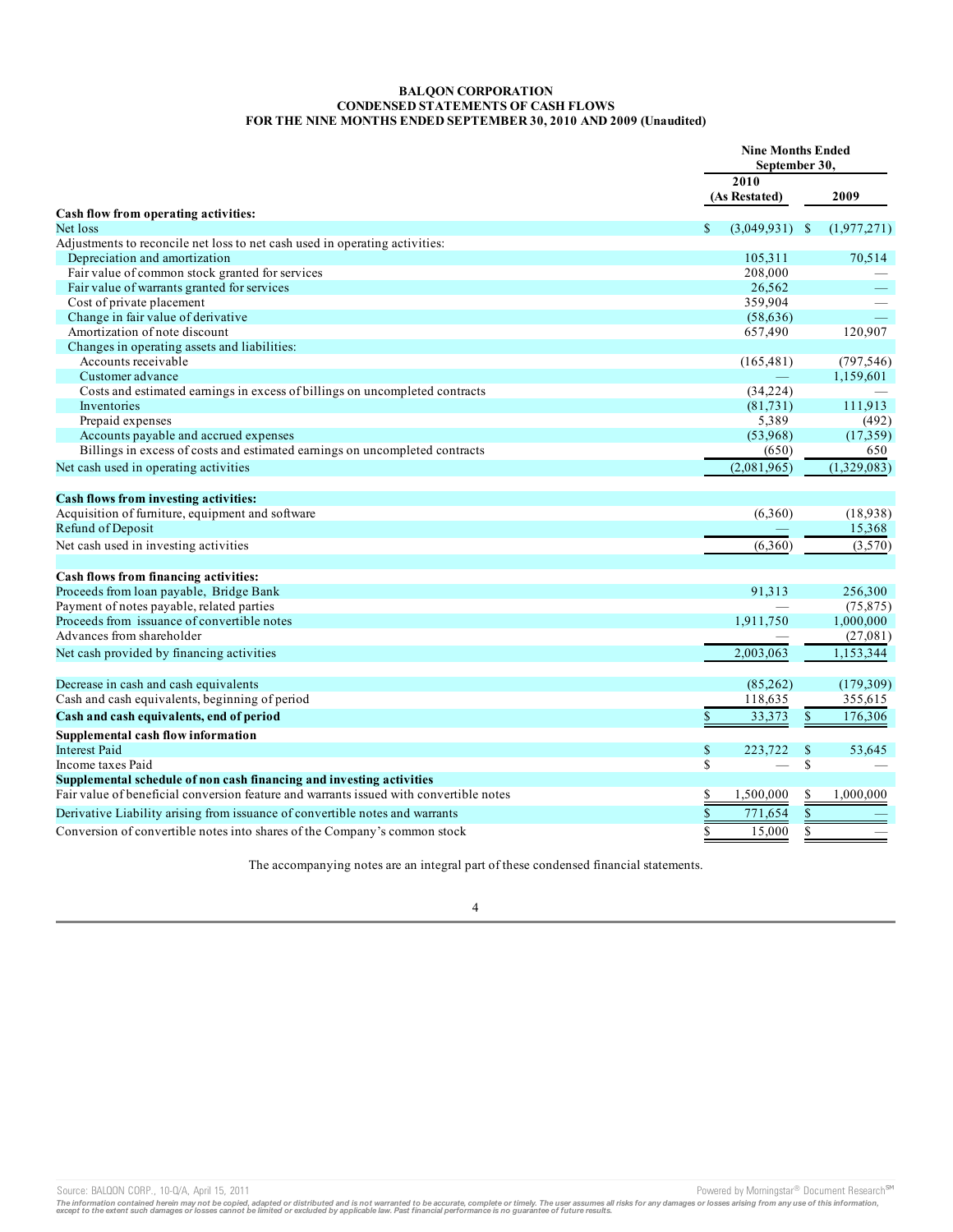**BALQON CORPORATION**
**CONDENSED STATEMENTS OF CASH FLOWS**
**FOR THE NINE MONTHS ENDED SEPTEMBER 30, 2010 AND 2009 (Unaudited)**

| | Nine Months Ended September 30, | |
|---|---|---|
| | 2010 (As Restated) | 2009 |
| **Cash flow from operating activities:** | | |
| Net loss | $ (3,049,931) | $ (1,977,271) |
| Adjustments to reconcile net loss to net cash used in operating activities: | | |
| Depreciation and amortization | 105,311 | 70,514 |
| Fair value of common stock granted for services | 208,000 | — |
| Fair value of warrants granted for services | 26,562 | — |
| Cost of private placement | 359,904 | — |
| Change in fair value of derivative | (58,636) | — |
| Amortization of note discount | 657,490 | 120,907 |
| Changes in operating assets and liabilities: | | |
| Accounts receivable | (165,481) | (797,546) |
| Customer advance | — | 1,159,601 |
| Costs and estimated earnings in excess of billings on uncompleted contracts | (34,224) | — |
| Inventories | (81,731) | 111,913 |
| Prepaid expenses | 5,389 | (492) |
| Accounts payable and accrued expenses | (53,968) | (17,359) |
| Billings in excess of costs and estimated earnings on uncompleted contracts | (650) | 650 |
| Net cash used in operating activities | (2,081,965) | (1,329,083) |
| **Cash flows from investing activities:** | | |
| Acquisition of furniture, equipment and software | (6,360) | (18,938) |
| Refund of Deposit | — | 15,368 |
| Net cash used in investing activities | (6,360) | (3,570) |
| **Cash flows from financing activities:** | | |
| Proceeds from loan payable, Bridge Bank | 91,313 | 256,300 |
| Payment of notes payable, related parties | — | (75,875) |
| Proceeds from issuance of convertible notes | 1,911,750 | 1,000,000 |
| Advances from shareholder | — | (27,081) |
| Net cash provided by financing activities | 2,003,063 | 1,153,344 |
| Decrease in cash and cash equivalents | (85,262) | (179,309) |
| Cash and cash equivalents, beginning of period | 118,635 | 355,615 |
| **Cash and cash equivalents, end of period** | $ 33,373 | $ 176,306 |
| **Supplemental cash flow information** | | |
| Interest Paid | $ 223,722 | $ 53,645 |
| Income taxes Paid | $ — | $ — |
| **Supplemental schedule of non cash financing and investing activities** | | |
| Fair value of beneficial conversion feature and warrants issued with convertible notes | $ 1,500,000 | $ 1,000,000 |
| Derivative Liability arising from issuance of convertible notes and warrants | $ 771,654 | $ — |
| Conversion of convertible notes into shares of the Company's common stock | $ 15,000 | $ — |

The accompanying notes are an integral part of these condensed financial statements.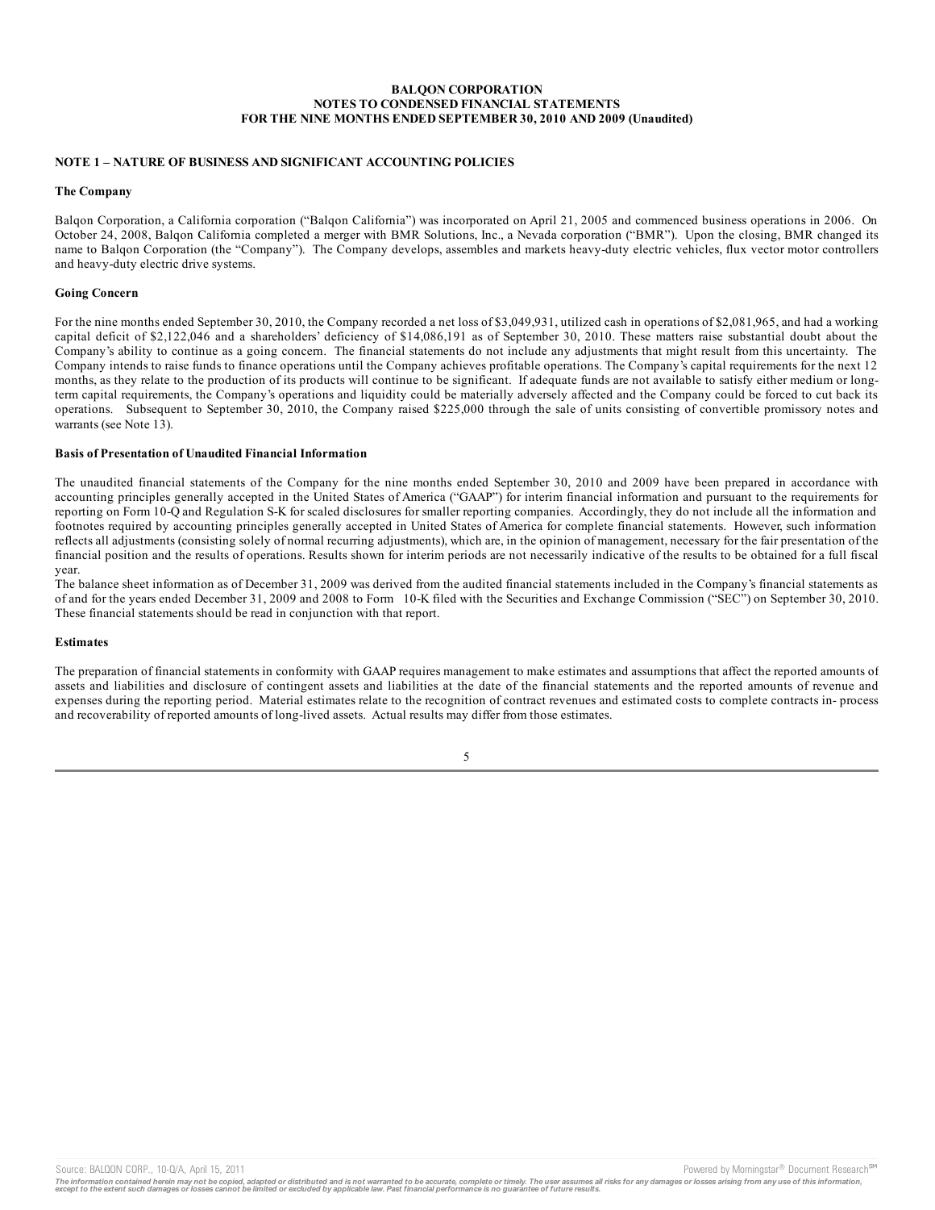**BALQON CORPORATION**
**NOTES TO CONDENSED FINANCIAL STATEMENTS**
**FOR THE NINE MONTHS ENDED SEPTEMBER 30, 2010 AND 2009 (Unaudited)**

## NOTE 1 – NATURE OF BUSINESS AND SIGNIFICANT ACCOUNTING POLICIES

### The Company

Balqon Corporation, a California corporation ("Balqon California") was incorporated on April 21, 2005 and commenced business operations in 2006. On October 24, 2008, Balqon California completed a merger with BMR Solutions, Inc., a Nevada corporation ("BMR"). Upon the closing, BMR changed its name to Balqon Corporation (the "Company"). The Company develops, assembles and markets heavy-duty electric vehicles, flux vector motor controllers and heavy-duty electric drive systems.

### Going Concern

For the nine months ended September 30, 2010, the Company recorded a net loss of $3,049,931, utilized cash in operations of $2,081,965, and had a working capital deficit of $2,122,046 and a shareholders' deficiency of $14,086,191 as of September 30, 2010. These matters raise substantial doubt about the Company's ability to continue as a going concern. The financial statements do not include any adjustments that might result from this uncertainty. The Company intends to raise funds to finance operations until the Company achieves profitable operations. The Company's capital requirements for the next 12 months, as they relate to the production of its products will continue to be significant. If adequate funds are not available to satisfy either medium or long-term capital requirements, the Company's operations and liquidity could be materially adversely affected and the Company could be forced to cut back its operations. Subsequent to September 30, 2010, the Company raised $225,000 through the sale of units consisting of convertible promissory notes and warrants (see Note 13).

### Basis of Presentation of Unaudited Financial Information

The unaudited financial statements of the Company for the nine months ended September 30, 2010 and 2009 have been prepared in accordance with accounting principles generally accepted in the United States of America ("GAAP") for interim financial information and pursuant to the requirements for reporting on Form 10-Q and Regulation S-K for scaled disclosures for smaller reporting companies. Accordingly, they do not include all the information and footnotes required by accounting principles generally accepted in United States of America for complete financial statements. However, such information reflects all adjustments (consisting solely of normal recurring adjustments), which are, in the opinion of management, necessary for the fair presentation of the financial position and the results of operations. Results shown for interim periods are not necessarily indicative of the results to be obtained for a full fiscal year.

The balance sheet information as of December 31, 2009 was derived from the audited financial statements included in the Company's financial statements as of and for the years ended December 31, 2009 and 2008 to Form 10-K filed with the Securities and Exchange Commission ("SEC") on September 30, 2010. These financial statements should be read in conjunction with that report.

### Estimates

The preparation of financial statements in conformity with GAAP requires management to make estimates and assumptions that affect the reported amounts of assets and liabilities and disclosure of contingent assets and liabilities at the date of the financial statements and the reported amounts of revenue and expenses during the reporting period. Material estimates relate to the recognition of contract revenues and estimated costs to complete contracts in- process and recoverability of reported amounts of long-lived assets. Actual results may differ from those estimates.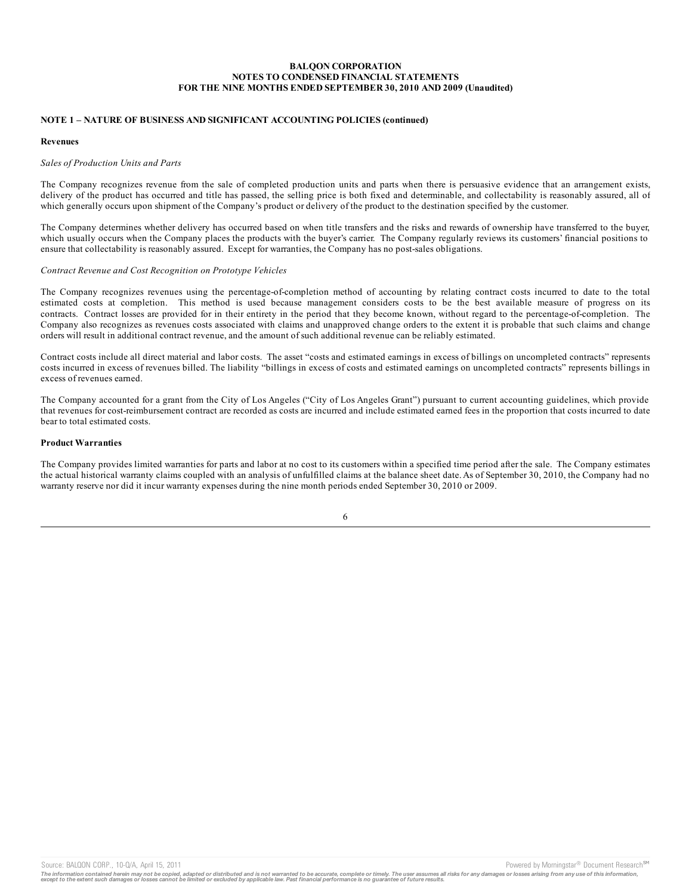**BALQON CORPORATION**
**NOTES TO CONDENSED FINANCIAL STATEMENTS**
**FOR THE NINE MONTHS ENDED SEPTEMBER 30, 2010 AND 2009 (Unaudited)**

**NOTE 1 – NATURE OF BUSINESS AND SIGNIFICANT ACCOUNTING POLICIES (continued)**

**Revenues**

*Sales of Production Units and Parts*

The Company recognizes revenue from the sale of completed production units and parts when there is persuasive evidence that an arrangement exists, delivery of the product has occurred and title has passed, the selling price is both fixed and determinable, and collectability is reasonably assured, all of which generally occurs upon shipment of the Company's product or delivery of the product to the destination specified by the customer.

The Company determines whether delivery has occurred based on when title transfers and the risks and rewards of ownership have transferred to the buyer, which usually occurs when the Company places the products with the buyer's carrier. The Company regularly reviews its customers' financial positions to ensure that collectability is reasonably assured. Except for warranties, the Company has no post-sales obligations.

*Contract Revenue and Cost Recognition on Prototype Vehicles*

The Company recognizes revenues using the percentage-of-completion method of accounting by relating contract costs incurred to date to the total estimated costs at completion. This method is used because management considers costs to be the best available measure of progress on its contracts. Contract losses are provided for in their entirety in the period that they become known, without regard to the percentage-of-completion. The Company also recognizes as revenues costs associated with claims and unapproved change orders to the extent it is probable that such claims and change orders will result in additional contract revenue, and the amount of such additional revenue can be reliably estimated.

Contract costs include all direct material and labor costs. The asset "costs and estimated earnings in excess of billings on uncompleted contracts" represents costs incurred in excess of revenues billed. The liability "billings in excess of costs and estimated earnings on uncompleted contracts" represents billings in excess of revenues earned.

The Company accounted for a grant from the City of Los Angeles ("City of Los Angeles Grant") pursuant to current accounting guidelines, which provide that revenues for cost-reimbursement contract are recorded as costs are incurred and include estimated earned fees in the proportion that costs incurred to date bear to total estimated costs.

**Product Warranties**

The Company provides limited warranties for parts and labor at no cost to its customers within a specified time period after the sale. The Company estimates the actual historical warranty claims coupled with an analysis of unfulfilled claims at the balance sheet date. As of September 30, 2010, the Company had no warranty reserve nor did it incur warranty expenses during the nine month periods ended September 30, 2010 or 2009.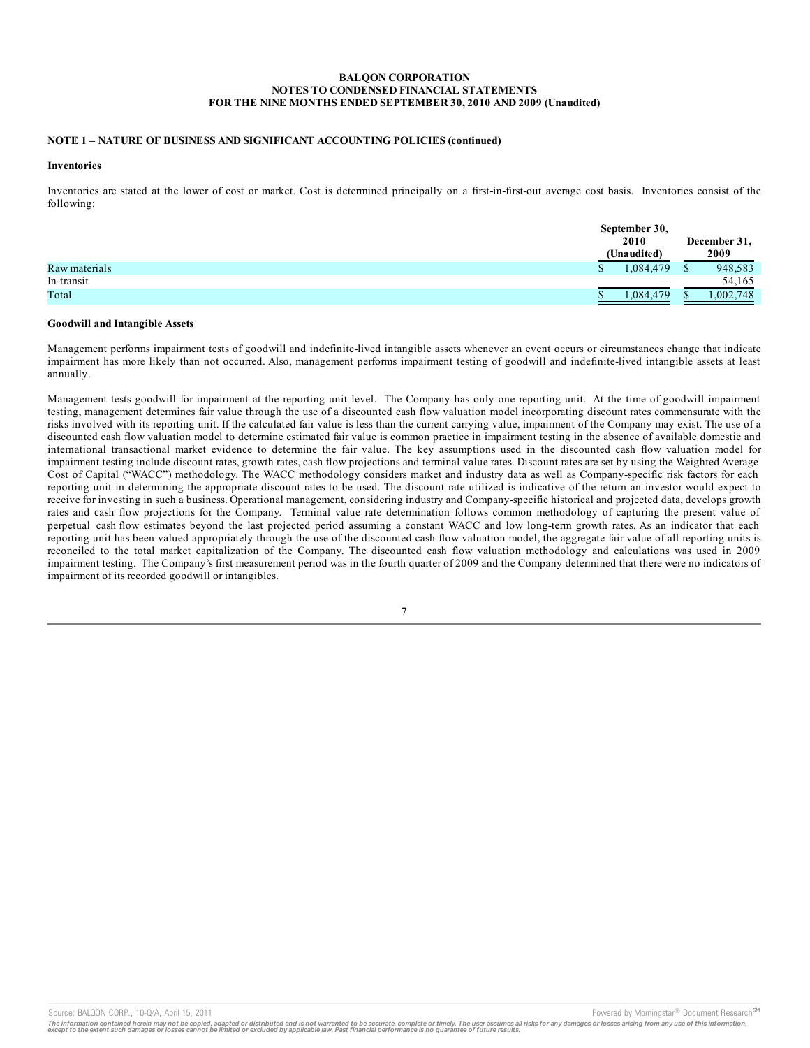**BALQON CORPORATION**
**NOTES TO CONDENSED FINANCIAL STATEMENTS**
**FOR THE NINE MONTHS ENDED SEPTEMBER 30, 2010 AND 2009 (Unaudited)**

**NOTE 1 – NATURE OF BUSINESS AND SIGNIFICANT ACCOUNTING POLICIES (continued)**

**Inventories**

Inventories are stated at the lower of cost or market. Cost is determined principally on a first-in-first-out average cost basis. Inventories consist of the following:

| | September 30, 2010 (Unaudited) | December 31, 2009 |
|---|---|---|
| Raw materials | $ 1,084,479 | $ 948,583 |
| In-transit | — | 54,165 |
| Total | $ 1,084,479 | $ 1,002,748 |

**Goodwill and Intangible Assets**

Management performs impairment tests of goodwill and indefinite-lived intangible assets whenever an event occurs or circumstances change that indicate impairment has more likely than not occurred. Also, management performs impairment testing of goodwill and indefinite-lived intangible assets at least annually.

Management tests goodwill for impairment at the reporting unit level. The Company has only one reporting unit. At the time of goodwill impairment testing, management determines fair value through the use of a discounted cash flow valuation model incorporating discount rates commensurate with the risks involved with its reporting unit. If the calculated fair value is less than the current carrying value, impairment of the Company may exist. The use of a discounted cash flow valuation model to determine estimated fair value is common practice in impairment testing in the absence of available domestic and international transactional market evidence to determine the fair value. The key assumptions used in the discounted cash flow valuation model for impairment testing include discount rates, growth rates, cash flow projections and terminal value rates. Discount rates are set by using the Weighted Average Cost of Capital ("WACC") methodology. The WACC methodology considers market and industry data as well as Company-specific risk factors for each reporting unit in determining the appropriate discount rates to be used. The discount rate utilized is indicative of the return an investor would expect to receive for investing in such a business. Operational management, considering industry and Company-specific historical and projected data, develops growth rates and cash flow projections for the Company. Terminal value rate determination follows common methodology of capturing the present value of perpetual cash flow estimates beyond the last projected period assuming a constant WACC and low long-term growth rates. As an indicator that each reporting unit has been valued appropriately through the use of the discounted cash flow valuation model, the aggregate fair value of all reporting units is reconciled to the total market capitalization of the Company. The discounted cash flow valuation methodology and calculations was used in 2009 impairment testing. The Company's first measurement period was in the fourth quarter of 2009 and the Company determined that there were no indicators of impairment of its recorded goodwill or intangibles.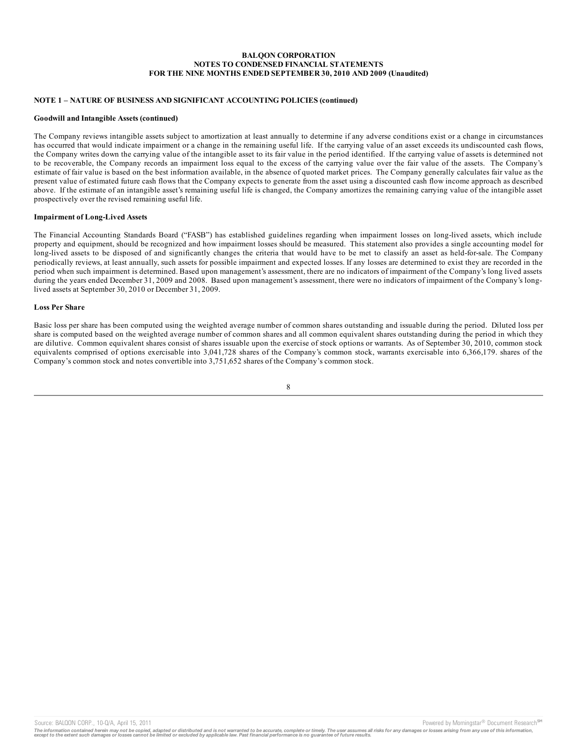**BALQON CORPORATION**
**NOTES TO CONDENSED FINANCIAL STATEMENTS**
**FOR THE NINE MONTHS ENDED SEPTEMBER 30, 2010 AND 2009 (Unaudited)**

**NOTE 1 – NATURE OF BUSINESS AND SIGNIFICANT ACCOUNTING POLICIES (continued)**

**Goodwill and Intangible Assets (continued)**

The Company reviews intangible assets subject to amortization at least annually to determine if any adverse conditions exist or a change in circumstances has occurred that would indicate impairment or a change in the remaining useful life. If the carrying value of an asset exceeds its undiscounted cash flows, the Company writes down the carrying value of the intangible asset to its fair value in the period identified. If the carrying value of assets is determined not to be recoverable, the Company records an impairment loss equal to the excess of the carrying value over the fair value of the assets. The Company's estimate of fair value is based on the best information available, in the absence of quoted market prices. The Company generally calculates fair value as the present value of estimated future cash flows that the Company expects to generate from the asset using a discounted cash flow income approach as described above. If the estimate of an intangible asset's remaining useful life is changed, the Company amortizes the remaining carrying value of the intangible asset prospectively over the revised remaining useful life.

**Impairment of Long-Lived Assets**

The Financial Accounting Standards Board ("FASB") has established guidelines regarding when impairment losses on long-lived assets, which include property and equipment, should be recognized and how impairment losses should be measured. This statement also provides a single accounting model for long-lived assets to be disposed of and significantly changes the criteria that would have to be met to classify an asset as held-for-sale. The Company periodically reviews, at least annually, such assets for possible impairment and expected losses. If any losses are determined to exist they are recorded in the period when such impairment is determined. Based upon management's assessment, there are no indicators of impairment of the Company's long lived assets during the years ended December 31, 2009 and 2008. Based upon management's assessment, there were no indicators of impairment of the Company's long-lived assets at September 30, 2010 or December 31, 2009.

**Loss Per Share**

Basic loss per share has been computed using the weighted average number of common shares outstanding and issuable during the period. Diluted loss per share is computed based on the weighted average number of common shares and all common equivalent shares outstanding during the period in which they are dilutive. Common equivalent shares consist of shares issuable upon the exercise of stock options or warrants. As of September 30, 2010, common stock equivalents comprised of options exercisable into 3,041,728 shares of the Company's common stock, warrants exercisable into 6,366,179. shares of the Company's common stock and notes convertible into 3,751,652 shares of the Company's common stock.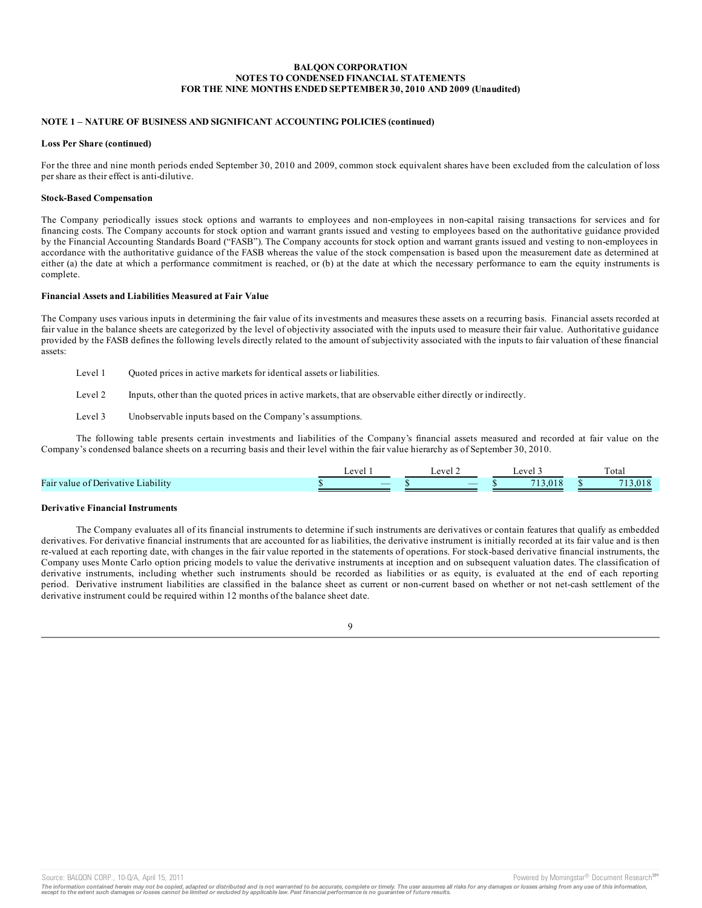**BALQON CORPORATION**
**NOTES TO CONDENSED FINANCIAL STATEMENTS**
**FOR THE NINE MONTHS ENDED SEPTEMBER 30, 2010 AND 2009 (Unaudited)**

**NOTE 1 – NATURE OF BUSINESS AND SIGNIFICANT ACCOUNTING POLICIES (continued)**

**Loss Per Share (continued)**

For the three and nine month periods ended September 30, 2010 and 2009, common stock equivalent shares have been excluded from the calculation of loss per share as their effect is anti-dilutive.

**Stock-Based Compensation**

The Company periodically issues stock options and warrants to employees and non-employees in non-capital raising transactions for services and for financing costs. The Company accounts for stock option and warrant grants issued and vesting to employees based on the authoritative guidance provided by the Financial Accounting Standards Board ("FASB"). The Company accounts for stock option and warrant grants issued and vesting to non-employees in accordance with the authoritative guidance of the FASB whereas the value of the stock compensation is based upon the measurement date as determined at either (a) the date at which a performance commitment is reached, or (b) at the date at which the necessary performance to earn the equity instruments is complete.

**Financial Assets and Liabilities Measured at Fair Value**

The Company uses various inputs in determining the fair value of its investments and measures these assets on a recurring basis. Financial assets recorded at fair value in the balance sheets are categorized by the level of objectivity associated with the inputs used to measure their fair value. Authoritative guidance provided by the FASB defines the following levels directly related to the amount of subjectivity associated with the inputs to fair valuation of these financial assets:

Level 1 Quoted prices in active markets for identical assets or liabilities.

Level 2 Inputs, other than the quoted prices in active markets, that are observable either directly or indirectly.

Level 3 Unobservable inputs based on the Company's assumptions.

The following table presents certain investments and liabilities of the Company's financial assets measured and recorded at fair value on the Company's condensed balance sheets on a recurring basis and their level within the fair value hierarchy as of September 30, 2010.

| | Level 1 | Level 2 | Level 3 | Total |
|---|---|---|---|---|
| Fair value of Derivative Liability | $ — | $ — | $ 713,018 | $ 713,018 |

**Derivative Financial Instruments**

The Company evaluates all of its financial instruments to determine if such instruments are derivatives or contain features that qualify as embedded derivatives. For derivative financial instruments that are accounted for as liabilities, the derivative instrument is initially recorded at its fair value and is then re-valued at each reporting date, with changes in the fair value reported in the statements of operations. For stock-based derivative financial instruments, the Company uses Monte Carlo option pricing models to value the derivative instruments at inception and on subsequent valuation dates. The classification of derivative instruments, including whether such instruments should be recorded as liabilities or as equity, is evaluated at the end of each reporting period. Derivative instrument liabilities are classified in the balance sheet as current or non-current based on whether or not net-cash settlement of the derivative instrument could be required within 12 months of the balance sheet date.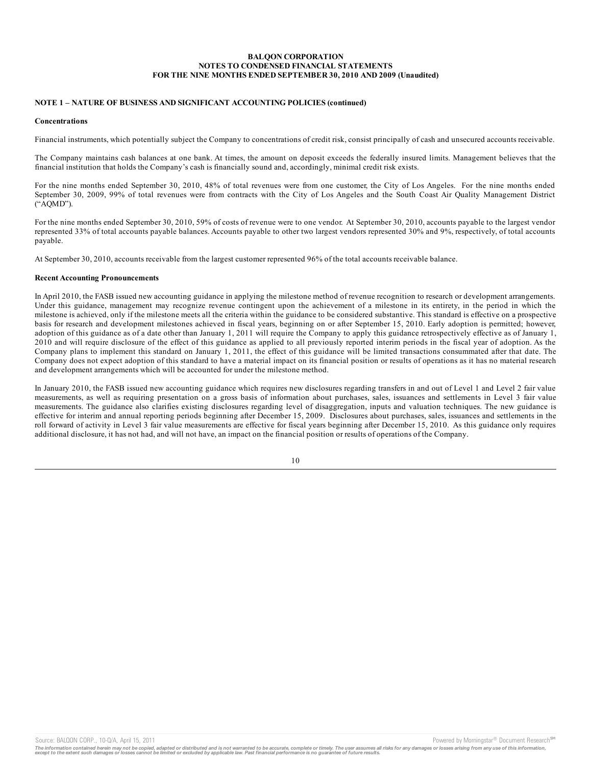**BALQON CORPORATION**
**NOTES TO CONDENSED FINANCIAL STATEMENTS**
**FOR THE NINE MONTHS ENDED SEPTEMBER 30, 2010 AND 2009 (Unaudited)**

**NOTE 1 – NATURE OF BUSINESS AND SIGNIFICANT ACCOUNTING POLICIES (continued)**

**Concentrations**

Financial instruments, which potentially subject the Company to concentrations of credit risk, consist principally of cash and unsecured accounts receivable.

The Company maintains cash balances at one bank. At times, the amount on deposit exceeds the federally insured limits. Management believes that the financial institution that holds the Company's cash is financially sound and, accordingly, minimal credit risk exists.

For the nine months ended September 30, 2010, 48% of total revenues were from one customer, the City of Los Angeles. For the nine months ended September 30, 2009, 99% of total revenues were from contracts with the City of Los Angeles and the South Coast Air Quality Management District ("AQMD").

For the nine months ended September 30, 2010, 59% of costs of revenue were to one vendor. At September 30, 2010, accounts payable to the largest vendor represented 33% of total accounts payable balances. Accounts payable to other two largest vendors represented 30% and 9%, respectively, of total accounts payable.

At September 30, 2010, accounts receivable from the largest customer represented 96% of the total accounts receivable balance.

**Recent Accounting Pronouncements**

In April 2010, the FASB issued new accounting guidance in applying the milestone method of revenue recognition to research or development arrangements. Under this guidance, management may recognize revenue contingent upon the achievement of a milestone in its entirety, in the period in which the milestone is achieved, only if the milestone meets all the criteria within the guidance to be considered substantive. This standard is effective on a prospective basis for research and development milestones achieved in fiscal years, beginning on or after September 15, 2010. Early adoption is permitted; however, adoption of this guidance as of a date other than January 1, 2011 will require the Company to apply this guidance retrospectively effective as of January 1, 2010 and will require disclosure of the effect of this guidance as applied to all previously reported interim periods in the fiscal year of adoption. As the Company plans to implement this standard on January 1, 2011, the effect of this guidance will be limited transactions consummated after that date. The Company does not expect adoption of this standard to have a material impact on its financial position or results of operations as it has no material research and development arrangements which will be accounted for under the milestone method.

In January 2010, the FASB issued new accounting guidance which requires new disclosures regarding transfers in and out of Level 1 and Level 2 fair value measurements, as well as requiring presentation on a gross basis of information about purchases, sales, issuances and settlements in Level 3 fair value measurements. The guidance also clarifies existing disclosures regarding level of disaggregation, inputs and valuation techniques. The new guidance is effective for interim and annual reporting periods beginning after December 15, 2009. Disclosures about purchases, sales, issuances and settlements in the roll forward of activity in Level 3 fair value measurements are effective for fiscal years beginning after December 15, 2010. As this guidance only requires additional disclosure, it has not had, and will not have, an impact on the financial position or results of operations of the Company.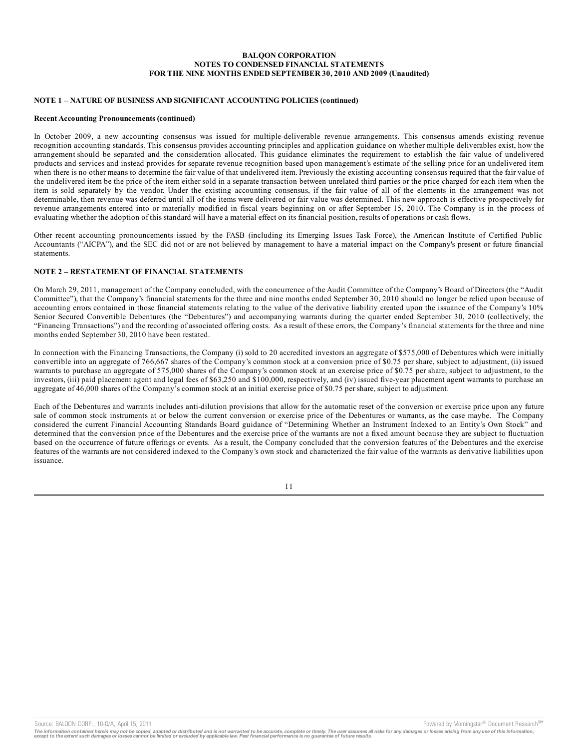**BALQON CORPORATION**
**NOTES TO CONDENSED FINANCIAL STATEMENTS**
**FOR THE NINE MONTHS ENDED SEPTEMBER 30, 2010 AND 2009 (Unaudited)**

**NOTE 1 – NATURE OF BUSINESS AND SIGNIFICANT ACCOUNTING POLICIES (continued)**

**Recent Accounting Pronouncements (continued)**

In October 2009, a new accounting consensus was issued for multiple-deliverable revenue arrangements. This consensus amends existing revenue recognition accounting standards. This consensus provides accounting principles and application guidance on whether multiple deliverables exist, how the arrangement should be separated and the consideration allocated. This guidance eliminates the requirement to establish the fair value of undelivered products and services and instead provides for separate revenue recognition based upon management's estimate of the selling price for an undelivered item when there is no other means to determine the fair value of that undelivered item. Previously the existing accounting consensus required that the fair value of the undelivered item be the price of the item either sold in a separate transaction between unrelated third parties or the price charged for each item when the item is sold separately by the vendor. Under the existing accounting consensus, if the fair value of all of the elements in the arrangement was not determinable, then revenue was deferred until all of the items were delivered or fair value was determined. This new approach is effective prospectively for revenue arrangements entered into or materially modified in fiscal years beginning on or after September 15, 2010. The Company is in the process of evaluating whether the adoption of this standard will have a material effect on its financial position, results of operations or cash flows.

Other recent accounting pronouncements issued by the FASB (including its Emerging Issues Task Force), the American Institute of Certified Public Accountants ("AICPA"), and the SEC did not or are not believed by management to have a material impact on the Company's present or future financial statements.

**NOTE 2 – RESTATEMENT OF FINANCIAL STATEMENTS**

On March 29, 2011, management of the Company concluded, with the concurrence of the Audit Committee of the Company's Board of Directors (the "Audit Committee"), that the Company's financial statements for the three and nine months ended September 30, 2010 should no longer be relied upon because of accounting errors contained in those financial statements relating to the value of the derivative liability created upon the issuance of the Company's 10% Senior Secured Convertible Debentures (the "Debentures") and accompanying warrants during the quarter ended September 30, 2010 (collectively, the "Financing Transactions") and the recording of associated offering costs. As a result of these errors, the Company's financial statements for the three and nine months ended September 30, 2010 have been restated.

In connection with the Financing Transactions, the Company (i) sold to 20 accredited investors an aggregate of $575,000 of Debentures which were initially convertible into an aggregate of 766,667 shares of the Company's common stock at a conversion price of $0.75 per share, subject to adjustment, (ii) issued warrants to purchase an aggregate of 575,000 shares of the Company's common stock at an exercise price of $0.75 per share, subject to adjustment, to the investors, (iii) paid placement agent and legal fees of $63,250 and $100,000, respectively, and (iv) issued five-year placement agent warrants to purchase an aggregate of 46,000 shares of the Company's common stock at an initial exercise price of $0.75 per share, subject to adjustment.

Each of the Debentures and warrants includes anti-dilution provisions that allow for the automatic reset of the conversion or exercise price upon any future sale of common stock instruments at or below the current conversion or exercise price of the Debentures or warrants, as the case maybe. The Company considered the current Financial Accounting Standards Board guidance of "Determining Whether an Instrument Indexed to an Entity's Own Stock" and determined that the conversion price of the Debentures and the exercise price of the warrants are not a fixed amount because they are subject to fluctuation based on the occurrence of future offerings or events. As a result, the Company concluded that the conversion features of the Debentures and the exercise features of the warrants are not considered indexed to the Company's own stock and characterized the fair value of the warrants as derivative liabilities upon issuance.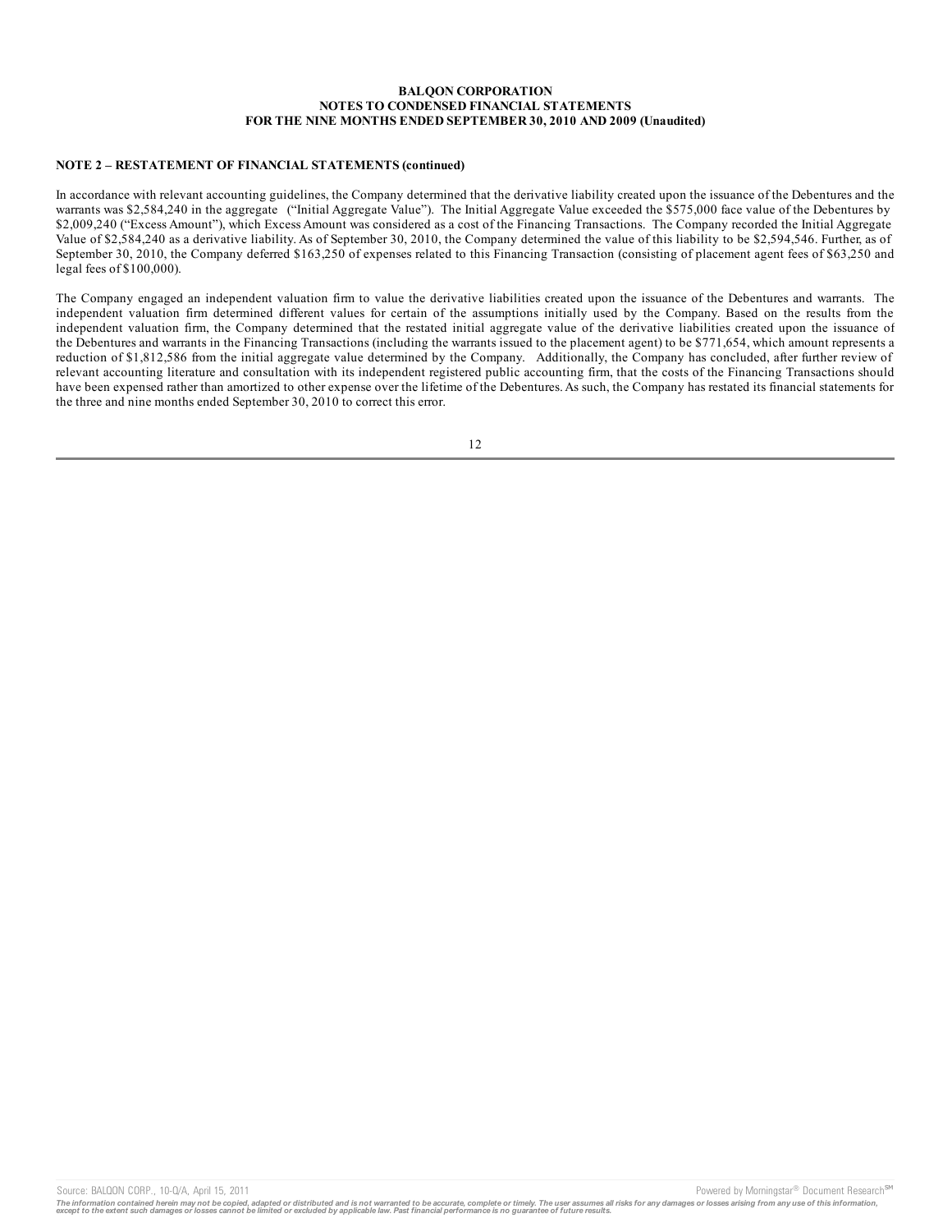**BALQON CORPORATION**
**NOTES TO CONDENSED FINANCIAL STATEMENTS**
**FOR THE NINE MONTHS ENDED SEPTEMBER 30, 2010 AND 2009 (Unaudited)**

**NOTE 2 – RESTATEMENT OF FINANCIAL STATEMENTS (continued)**

In accordance with relevant accounting guidelines, the Company determined that the derivative liability created upon the issuance of the Debentures and the warrants was $2,584,240 in the aggregate ("Initial Aggregate Value"). The Initial Aggregate Value exceeded the $575,000 face value of the Debentures by $2,009,240 ("Excess Amount"), which Excess Amount was considered as a cost of the Financing Transactions. The Company recorded the Initial Aggregate Value of $2,584,240 as a derivative liability. As of September 30, 2010, the Company determined the value of this liability to be $2,594,546. Further, as of September 30, 2010, the Company deferred $163,250 of expenses related to this Financing Transaction (consisting of placement agent fees of $63,250 and legal fees of $100,000).

The Company engaged an independent valuation firm to value the derivative liabilities created upon the issuance of the Debentures and warrants. The independent valuation firm determined different values for certain of the assumptions initially used by the Company. Based on the results from the independent valuation firm, the Company determined that the restated initial aggregate value of the derivative liabilities created upon the issuance of the Debentures and warrants in the Financing Transactions (including the warrants issued to the placement agent) to be $771,654, which amount represents a reduction of $1,812,586 from the initial aggregate value determined by the Company. Additionally, the Company has concluded, after further review of relevant accounting literature and consultation with its independent registered public accounting firm, that the costs of the Financing Transactions should have been expensed rather than amortized to other expense over the lifetime of the Debentures. As such, the Company has restated its financial statements for the three and nine months ended September 30, 2010 to correct this error.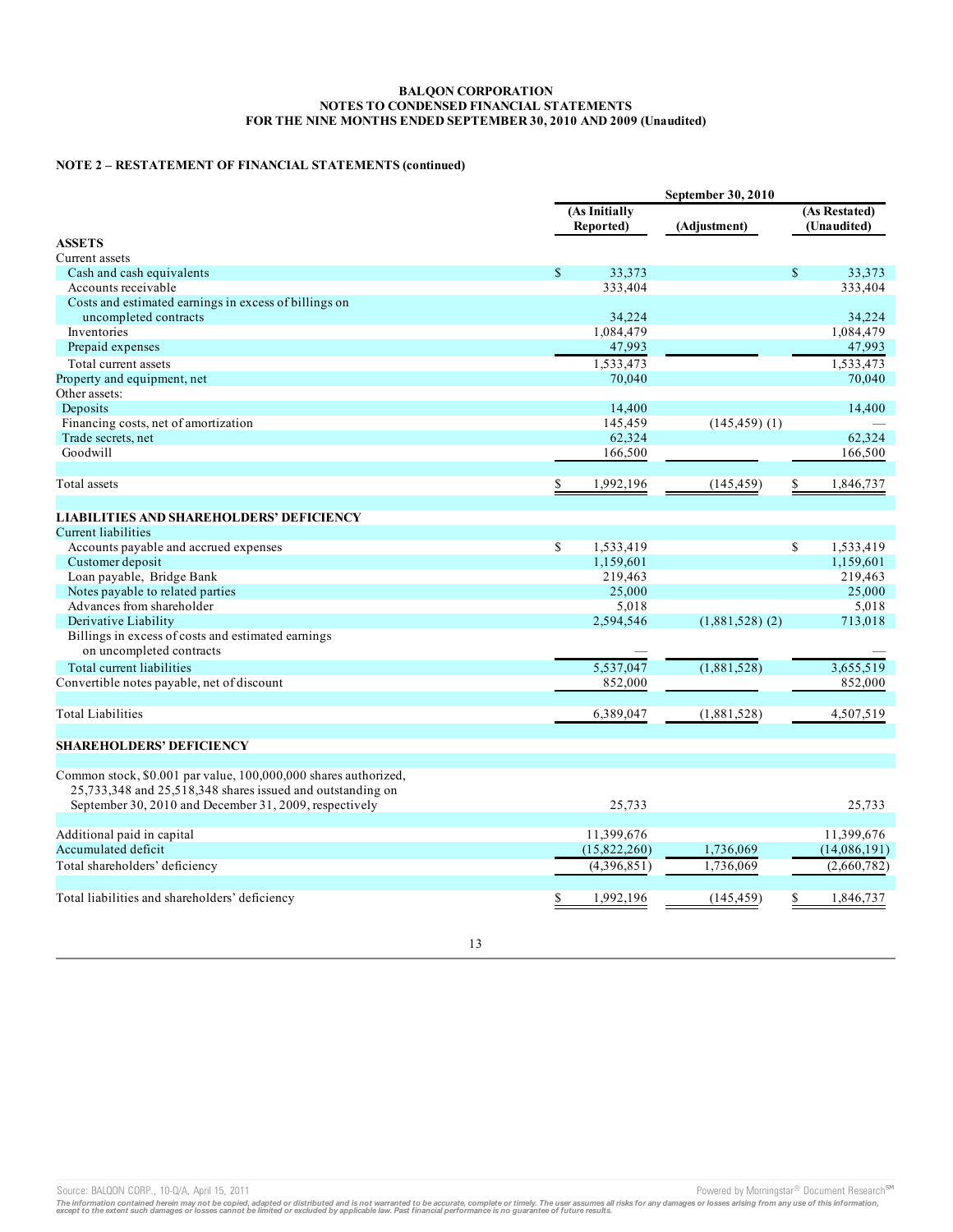**BALQON CORPORATION**
**NOTES TO CONDENSED FINANCIAL STATEMENTS**
**FOR THE NINE MONTHS ENDED SEPTEMBER 30, 2010 AND 2009 (Unaudited)**

**NOTE 2 – RESTATEMENT OF FINANCIAL STATEMENTS (continued)**

| | September 30, 2010 | | |
|---|---|---|---|
| | (As Initially Reported) | (Adjustment) | (As Restated) (Unaudited) |
| **ASSETS** | | | |
| Current assets | | | |
| Cash and cash equivalents | $ 33,373 | | $ 33,373 |
| Accounts receivable | 333,404 | | 333,404 |
| Costs and estimated earnings in excess of billings on uncompleted contracts | 34,224 | | 34,224 |
| Inventories | 1,084,479 | | 1,084,479 |
| Prepaid expenses | 47,993 | | 47,993 |
| Total current assets | 1,533,473 | | 1,533,473 |
| Property and equipment, net | 70,040 | | 70,040 |
| Other assets: | | | |
| Deposits | 14,400 | | 14,400 |
| Financing costs, net of amortization | 145,459 | (145,459) (1) | — |
| Trade secrets, net | 62,324 | | 62,324 |
| Goodwill | 166,500 | | 166,500 |
| Total assets | $ 1,992,196 | (145,459) | $ 1,846,737 |
| **LIABILITIES AND SHAREHOLDERS' DEFICIENCY** | | | |
| Current liabilities | | | |
| Accounts payable and accrued expenses | $ 1,533,419 | | $ 1,533,419 |
| Customer deposit | 1,159,601 | | 1,159,601 |
| Loan payable, Bridge Bank | 219,463 | | 219,463 |
| Notes payable to related parties | 25,000 | | 25,000 |
| Advances from shareholder | 5,018 | | 5,018 |
| Derivative Liability | 2,594,546 | (1,881,528) (2) | 713,018 |
| Billings in excess of costs and estimated earnings on uncompleted contracts | — | | — |
| Total current liabilities | 5,537,047 | (1,881,528) | 3,655,519 |
| Convertible notes payable, net of discount | 852,000 | | 852,000 |
| Total Liabilities | 6,389,047 | (1,881,528) | 4,507,519 |
| **SHAREHOLDERS' DEFICIENCY** | | | |
| Common stock, $0.001 par value, 100,000,000 shares authorized, 25,733,348 and 25,518,348 shares issued and outstanding on September 30, 2010 and December 31, 2009, respectively | 25,733 | | 25,733 |
| Additional paid in capital | 11,399,676 | | 11,399,676 |
| Accumulated deficit | (15,822,260) | 1,736,069 | (14,086,191) |
| Total shareholders' deficiency | (4,396,851) | 1,736,069 | (2,660,782) |
| Total liabilities and shareholders' deficiency | $ 1,992,196 | (145,459) | $ 1,846,737 |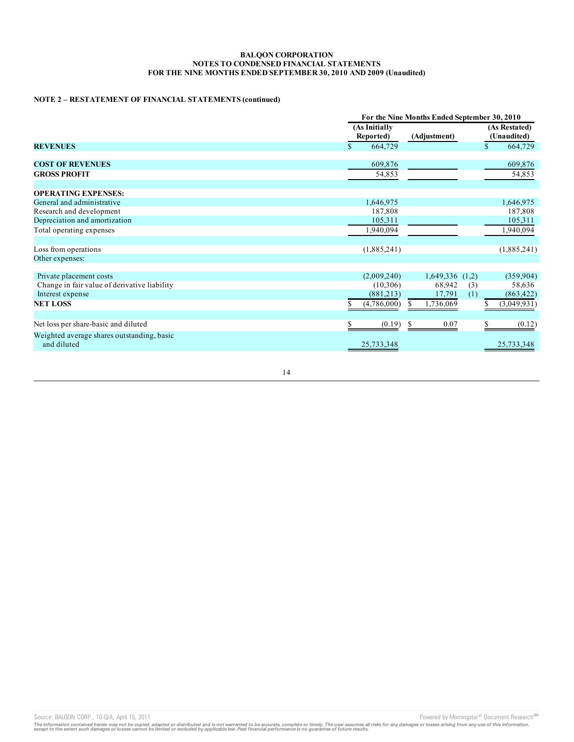**BALQON CORPORATION**
**NOTES TO CONDENSED FINANCIAL STATEMENTS**
**FOR THE NINE MONTHS ENDED SEPTEMBER 30, 2010 AND 2009 (Unaudited)**

**NOTE 2 – RESTATEMENT OF FINANCIAL STATEMENTS (continued)**

| | For the Nine Months Ended September 30, 2010 | | | |
|---|---|---|---|---|
| | (As Initially Reported) | (Adjustment) | | (As Restated) (Unaudited) |
| **REVENUES** | $ 664,729 | | | $ 664,729 |
| **COST OF REVENUES** | 609,876 | | | 609,876 |
| **GROSS PROFIT** | 54,853 | | | 54,853 |
| **OPERATING EXPENSES:** | | | | |
| General and administrative | 1,646,975 | | | 1,646,975 |
| Research and development | 187,808 | | | 187,808 |
| Depreciation and amortization | 105,311 | | | 105,311 |
| Total operating expenses | 1,940,094 | | | 1,940,094 |
| Loss from operations | (1,885,241) | | | (1,885,241) |
| Other expenses: | | | | |
| Private placement costs | (2,009,240) | 1,649,336 | (1,2) | (359,904) |
| Change in fair value of derivative liability | (10,306) | 68,942 | (3) | 58,636 |
| Interest expense | (881,213) | 17,791 | (1) | (863,422) |
| **NET LOSS** | $ (4,786,000) | $ 1,736,069 | | $ (3,049,931) |
| Net loss per share-basic and diluted | $ (0.19) | $ 0.07 | | $ (0.12) |
| Weighted average shares outstanding, basic and diluted | 25,733,348 | | | 25,733,348 |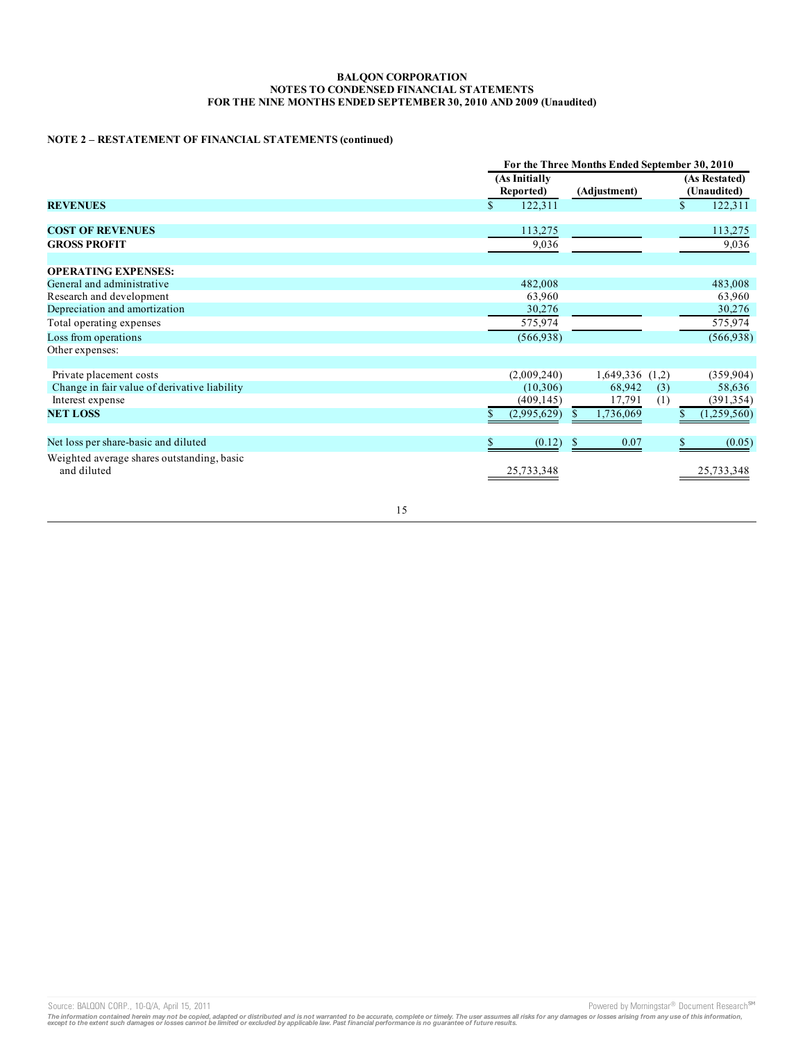**BALQON CORPORATION**
**NOTES TO CONDENSED FINANCIAL STATEMENTS**
**FOR THE NINE MONTHS ENDED SEPTEMBER 30, 2010 AND 2009 (Unaudited)**

**NOTE 2 – RESTATEMENT OF FINANCIAL STATEMENTS (continued)**

| | For the Three Months Ended September 30, 2010 | | | |
|---|---|---|---|---|
| | (As Initially Reported) | (Adjustment) | | (As Restated) (Unaudited) |
| **REVENUES** | $ 122,311 | | | $ 122,311 |
| **COST OF REVENUES** | 113,275 | | | 113,275 |
| **GROSS PROFIT** | 9,036 | | | 9,036 |
| **OPERATING EXPENSES:** | | | | |
| General and administrative | 482,008 | | | 483,008 |
| Research and development | 63,960 | | | 63,960 |
| Depreciation and amortization | 30,276 | | | 30,276 |
| Total operating expenses | 575,974 | | | 575,974 |
| Loss from operations | (566,938) | | | (566,938) |
| Other expenses: | | | | |
| Private placement costs | (2,009,240) | 1,649,336 | (1,2) | (359,904) |
| Change in fair value of derivative liability | (10,306) | 68,942 | (3) | 58,636 |
| Interest expense | (409,145) | 17,791 | (1) | (391,354) |
| **NET LOSS** | $ (2,995,629) | $ 1,736,069 | | $ (1,259,560) |
| Net loss per share-basic and diluted | $ (0.12) | $ 0.07 | | $ (0.05) |
| Weighted average shares outstanding, basic and diluted | 25,733,348 | | | 25,733,348 |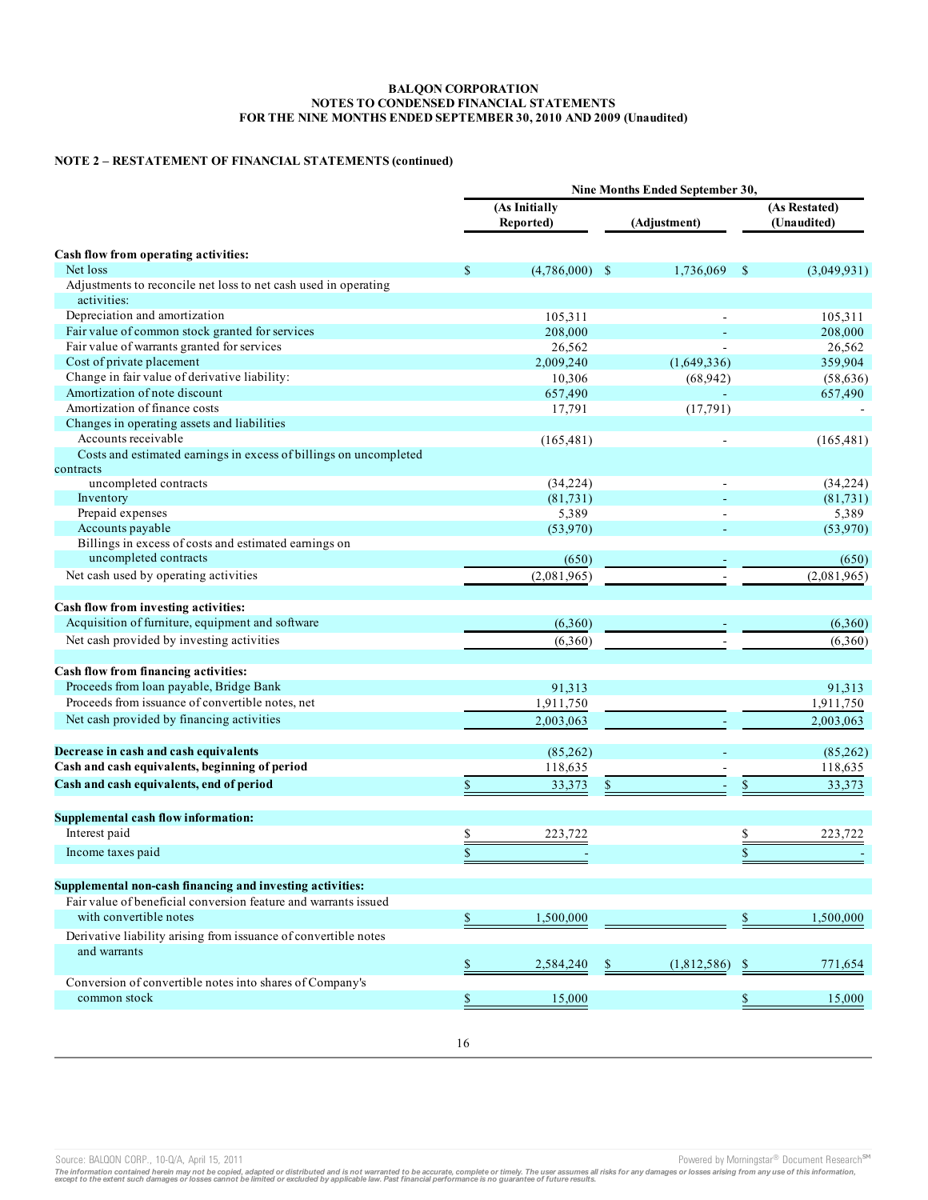**BALQON CORPORATION**
**NOTES TO CONDENSED FINANCIAL STATEMENTS**
**FOR THE NINE MONTHS ENDED SEPTEMBER 30, 2010 AND 2009 (Unaudited)**

**NOTE 2 – RESTATEMENT OF FINANCIAL STATEMENTS (continued)**

| | Nine Months Ended September 30, | | |
|---|---|---|---|
| | (As Initially Reported) | (Adjustment) | (As Restated) (Unaudited) |
| **Cash flow from operating activities:** | | | |
| Net loss | $ (4,786,000) | $ 1,736,069 | $ (3,049,931) |
| Adjustments to reconcile net loss to net cash used in operating activities: | | | |
| Depreciation and amortization | 105,311 | - | 105,311 |
| Fair value of common stock granted for services | 208,000 | - | 208,000 |
| Fair value of warrants granted for services | 26,562 | - | 26,562 |
| Cost of private placement | 2,009,240 | (1,649,336) | 359,904 |
| Change in fair value of derivative liability: | 10,306 | (68,942) | (58,636) |
| Amortization of note discount | 657,490 | - | 657,490 |
| Amortization of finance costs | 17,791 | (17,791) | - |
| Changes in operating assets and liabilities | | | |
| Accounts receivable | (165,481) | - | (165,481) |
| Costs and estimated earnings in excess of billings on uncompleted contracts uncompleted contracts | (34,224) | - | (34,224) |
| Inventory | (81,731) | - | (81,731) |
| Prepaid expenses | 5,389 | - | 5,389 |
| Accounts payable | (53,970) | - | (53,970) |
| Billings in excess of costs and estimated earnings on uncompleted contracts | (650) | - | (650) |
| Net cash used by operating activities | (2,081,965) | - | (2,081,965) |
| **Cash flow from investing activities:** | | | |
| Acquisition of furniture, equipment and software | (6,360) | - | (6,360) |
| Net cash provided by investing activities | (6,360) | - | (6,360) |
| **Cash flow from financing activities:** | | | |
| Proceeds from loan payable, Bridge Bank | 91,313 | | 91,313 |
| Proceeds from issuance of convertible notes, net | 1,911,750 | | 1,911,750 |
| Net cash provided by financing activities | 2,003,063 | - | 2,003,063 |
| **Decrease in cash and cash equivalents** | (85,262) | - | (85,262) |
| **Cash and cash equivalents, beginning of period** | 118,635 | - | 118,635 |
| **Cash and cash equivalents, end of period** | $ 33,373 | $ - | $ 33,373 |
| **Supplemental cash flow information:** | | | |
| Interest paid | $ 223,722 | | $ 223,722 |
| Income taxes paid | $ - | | $ - |
| **Supplemental non-cash financing and investing activities:** | | | |
| Fair value of beneficial conversion feature and warrants issued with convertible notes | $ 1,500,000 | | $ 1,500,000 |
| Derivative liability arising from issuance of convertible notes and warrants | $ 2,584,240 | $ (1,812,586) | $ 771,654 |
| Conversion of convertible notes into shares of Company's common stock | $ 15,000 | | $ 15,000 |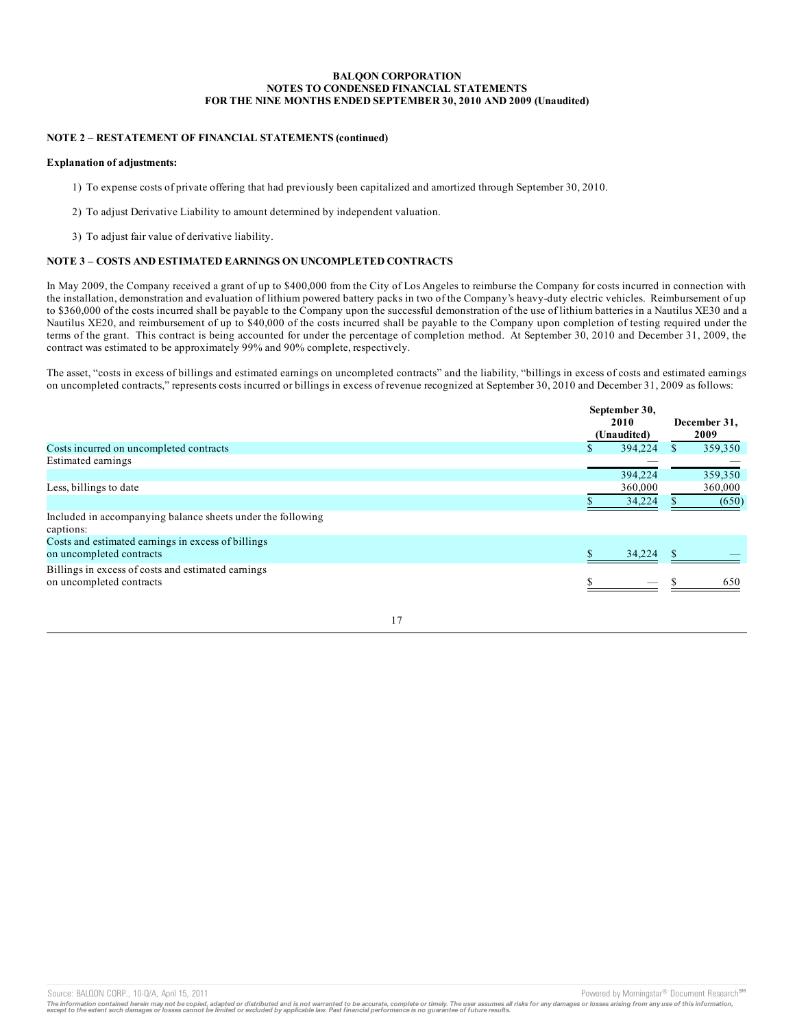**BALQON CORPORATION**
**NOTES TO CONDENSED FINANCIAL STATEMENTS**
**FOR THE NINE MONTHS ENDED SEPTEMBER 30, 2010 AND 2009 (Unaudited)**

**NOTE 2 – RESTATEMENT OF FINANCIAL STATEMENTS (continued)**

**Explanation of adjustments:**

1) To expense costs of private offering that had previously been capitalized and amortized through September 30, 2010.

2) To adjust Derivative Liability to amount determined by independent valuation.

3) To adjust fair value of derivative liability.

**NOTE 3 – COSTS AND ESTIMATED EARNINGS ON UNCOMPLETED CONTRACTS**

In May 2009, the Company received a grant of up to $400,000 from the City of Los Angeles to reimburse the Company for costs incurred in connection with the installation, demonstration and evaluation of lithium powered battery packs in two of the Company's heavy-duty electric vehicles. Reimbursement of up to $360,000 of the costs incurred shall be payable to the Company upon the successful demonstration of the use of lithium batteries in a Nautilus XE30 and a Nautilus XE20, and reimbursement of up to $40,000 of the costs incurred shall be payable to the Company upon completion of testing required under the terms of the grant. This contract is being accounted for under the percentage of completion method. At September 30, 2010 and December 31, 2009, the contract was estimated to be approximately 99% and 90% complete, respectively.

The asset, "costs in excess of billings and estimated earnings on uncompleted contracts" and the liability, "billings in excess of costs and estimated earnings on uncompleted contracts," represents costs incurred or billings in excess of revenue recognized at September 30, 2010 and December 31, 2009 as follows:

| | September 30, 2010 (Unaudited) | December 31, 2009 |
|---|---|---|
| Costs incurred on uncompleted contracts | $ 394,224 | $ 359,350 |
| Estimated earnings | — | — |
| | 394,224 | 359,350 |
| Less, billings to date | 360,000 | 360,000 |
| | $ 34,224 | $ (650) |
| Included in accompanying balance sheets under the following captions: | | |
| Costs and estimated earnings in excess of billings on uncompleted contracts | $ 34,224 | $ — |
| Billings in excess of costs and estimated earnings on uncompleted contracts | $ — | $ 650 |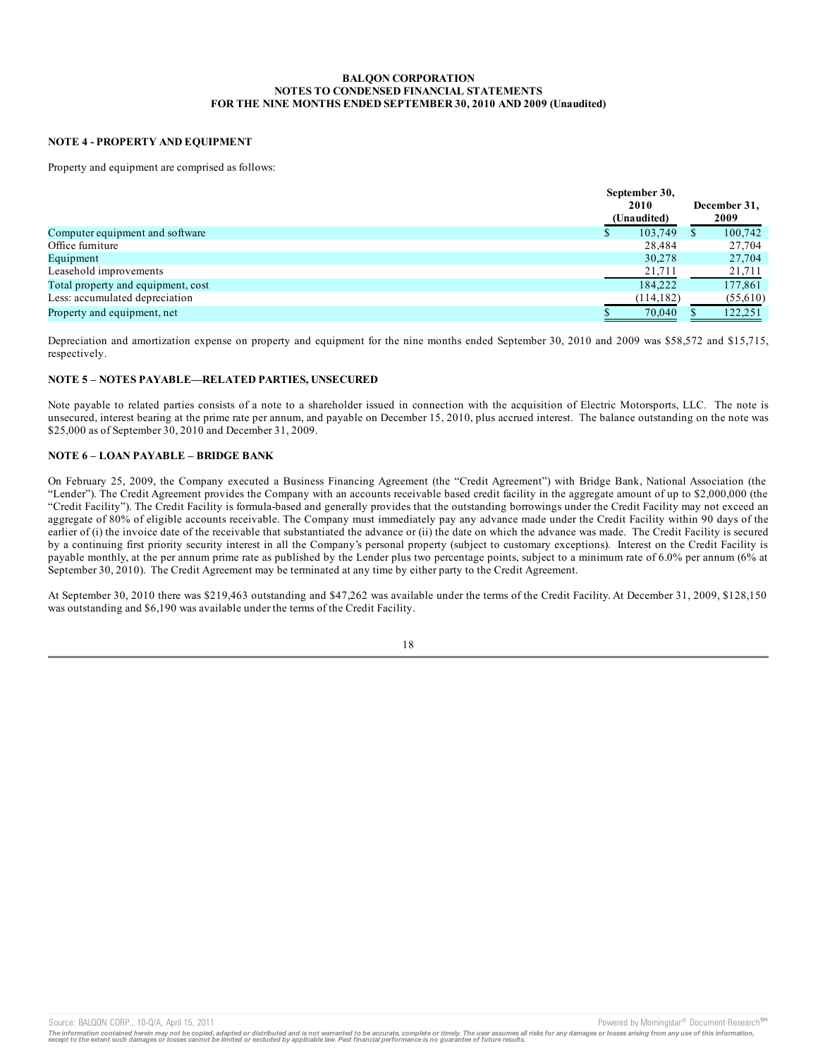**BALQON CORPORATION**
**NOTES TO CONDENSED FINANCIAL STATEMENTS**
**FOR THE NINE MONTHS ENDED SEPTEMBER 30, 2010 AND 2009 (Unaudited)**

## NOTE 4 - PROPERTY AND EQUIPMENT

Property and equipment are comprised as follows:

| | September 30, 2010 (Unaudited) | December 31, 2009 |
|---|---|---|
| Computer equipment and software | $ 103,749 | $ 100,742 |
| Office furniture | 28,484 | 27,704 |
| Equipment | 30,278 | 27,704 |
| Leasehold improvements | 21,711 | 21,711 |
| Total property and equipment, cost | 184,222 | 177,861 |
| Less: accumulated depreciation | (114,182) | (55,610) |
| Property and equipment, net | $ 70,040 | $ 122,251 |

Depreciation and amortization expense on property and equipment for the nine months ended September 30, 2010 and 2009 was $58,572 and $15,715, respectively.

## NOTE 5 – NOTES PAYABLE—RELATED PARTIES, UNSECURED

Note payable to related parties consists of a note to a shareholder issued in connection with the acquisition of Electric Motorsports, LLC. The note is unsecured, interest bearing at the prime rate per annum, and payable on December 15, 2010, plus accrued interest. The balance outstanding on the note was $25,000 as of September 30, 2010 and December 31, 2009.

## NOTE 6 – LOAN PAYABLE – BRIDGE BANK

On February 25, 2009, the Company executed a Business Financing Agreement (the "Credit Agreement") with Bridge Bank, National Association (the "Lender"). The Credit Agreement provides the Company with an accounts receivable based credit facility in the aggregate amount of up to $2,000,000 (the "Credit Facility"). The Credit Facility is formula-based and generally provides that the outstanding borrowings under the Credit Facility may not exceed an aggregate of 80% of eligible accounts receivable. The Company must immediately pay any advance made under the Credit Facility within 90 days of the earlier of (i) the invoice date of the receivable that substantiated the advance or (ii) the date on which the advance was made. The Credit Facility is secured by a continuing first priority security interest in all the Company's personal property (subject to customary exceptions). Interest on the Credit Facility is payable monthly, at the per annum prime rate as published by the Lender plus two percentage points, subject to a minimum rate of 6.0% per annum (6% at September 30, 2010). The Credit Agreement may be terminated at any time by either party to the Credit Agreement.

At September 30, 2010 there was $219,463 outstanding and $47,262 was available under the terms of the Credit Facility. At December 31, 2009, $128,150 was outstanding and $6,190 was available under the terms of the Credit Facility.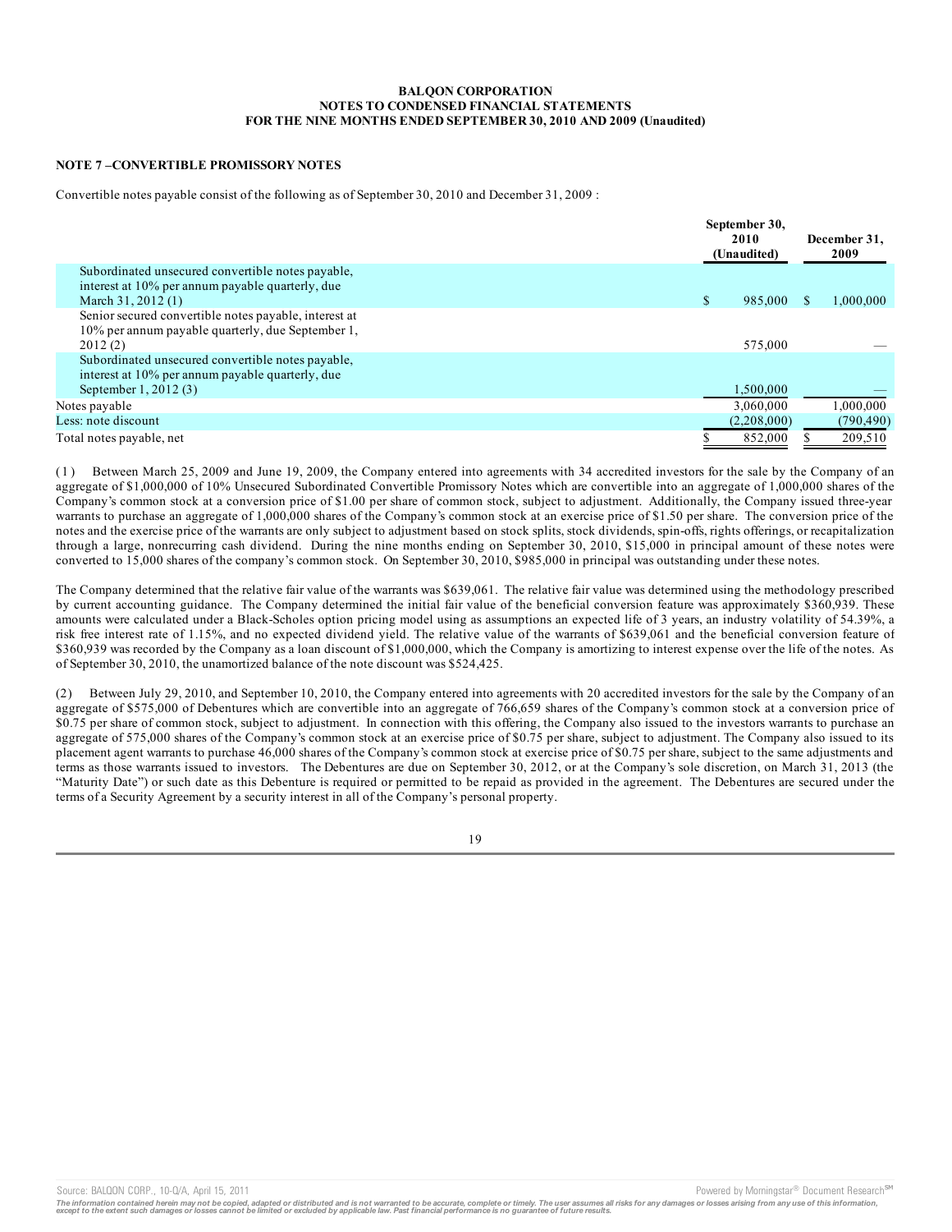BALQON CORPORATION
NOTES TO CONDENSED FINANCIAL STATEMENTS
FOR THE NINE MONTHS ENDED SEPTEMBER 30, 2010 AND 2009 (Unaudited)

**NOTE 7 –CONVERTIBLE PROMISSORY NOTES**

Convertible notes payable consist of the following as of September 30, 2010 and December 31, 2009 :

| | September 30, 2010 (Unaudited) | December 31, 2009 |
|---|---|---|
| Subordinated unsecured convertible notes payable, interest at 10% per annum payable quarterly, due March 31, 2012 (1) | $ 985,000 | $ 1,000,000 |
| Senior secured convertible notes payable, interest at 10% per annum payable quarterly, due September 1, 2012 (2) | 575,000 | — |
| Subordinated unsecured convertible notes payable, interest at 10% per annum payable quarterly, due September 1, 2012 (3) | 1,500,000 | — |
| Notes payable | 3,060,000 | 1,000,000 |
| Less: note discount | (2,208,000) | (790,490) |
| Total notes payable, net | $ 852,000 | $ 209,510 |

(1) Between March 25, 2009 and June 19, 2009, the Company entered into agreements with 34 accredited investors for the sale by the Company of an aggregate of $1,000,000 of 10% Unsecured Subordinated Convertible Promissory Notes which are convertible into an aggregate of 1,000,000 shares of the Company's common stock at a conversion price of $1.00 per share of common stock, subject to adjustment. Additionally, the Company issued three-year warrants to purchase an aggregate of 1,000,000 shares of the Company's common stock at an exercise price of $1.50 per share. The conversion price of the notes and the exercise price of the warrants are only subject to adjustment based on stock splits, stock dividends, spin-offs, rights offerings, or recapitalization through a large, nonrecurring cash dividend. During the nine months ending on September 30, 2010, $15,000 in principal amount of these notes were converted to 15,000 shares of the company's common stock. On September 30, 2010, $985,000 in principal was outstanding under these notes.

The Company determined that the relative fair value of the warrants was $639,061. The relative fair value was determined using the methodology prescribed by current accounting guidance. The Company determined the initial fair value of the beneficial conversion feature was approximately $360,939. These amounts were calculated under a Black-Scholes option pricing model using as assumptions an expected life of 3 years, an industry volatility of 54.39%, a risk free interest rate of 1.15%, and no expected dividend yield. The relative value of the warrants of $639,061 and the beneficial conversion feature of $360,939 was recorded by the Company as a loan discount of $1,000,000, which the Company is amortizing to interest expense over the life of the notes. As of September 30, 2010, the unamortized balance of the note discount was $524,425.

(2) Between July 29, 2010, and September 10, 2010, the Company entered into agreements with 20 accredited investors for the sale by the Company of an aggregate of $575,000 of Debentures which are convertible into an aggregate of 766,659 shares of the Company's common stock at a conversion price of $0.75 per share of common stock, subject to adjustment. In connection with this offering, the Company also issued to the investors warrants to purchase an aggregate of 575,000 shares of the Company's common stock at an exercise price of $0.75 per share, subject to adjustment. The Company also issued to its placement agent warrants to purchase 46,000 shares of the Company's common stock at exercise price of $0.75 per share, subject to the same adjustments and terms as those warrants issued to investors. The Debentures are due on September 30, 2012, or at the Company's sole discretion, on March 31, 2013 (the "Maturity Date") or such date as this Debenture is required or permitted to be repaid as provided in the agreement. The Debentures are secured under the terms of a Security Agreement by a security interest in all of the Company's personal property.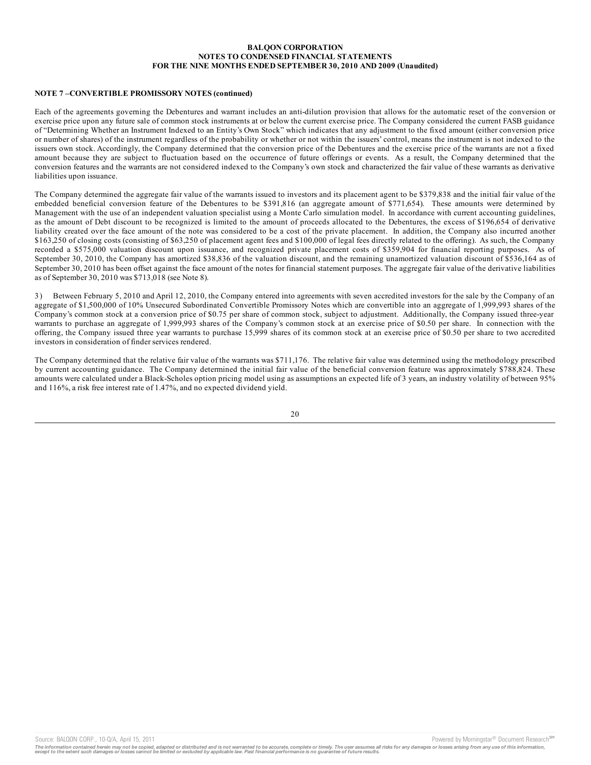**NOTE 7 –CONVERTIBLE PROMISSORY NOTES (continued)**

Each of the agreements governing the Debentures and warrant includes an anti-dilution provision that allows for the automatic reset of the conversion or exercise price upon any future sale of common stock instruments at or below the current exercise price. The Company considered the current FASB guidance of "Determining Whether an Instrument Indexed to an Entity's Own Stock" which indicates that any adjustment to the fixed amount (either conversion price or number of shares) of the instrument regardless of the probability or whether or not within the issuers' control, means the instrument is not indexed to the issuers own stock. Accordingly, the Company determined that the conversion price of the Debentures and the exercise price of the warrants are not a fixed amount because they are subject to fluctuation based on the occurrence of future offerings or events. As a result, the Company determined that the conversion features and the warrants are not considered indexed to the Company's own stock and characterized the fair value of these warrants as derivative liabilities upon issuance.

The Company determined the aggregate fair value of the warrants issued to investors and its placement agent to be $379,838 and the initial fair value of the embedded beneficial conversion feature of the Debentures to be $391,816 (an aggregate amount of $771,654). These amounts were determined by Management with the use of an independent valuation specialist using a Monte Carlo simulation model. In accordance with current accounting guidelines, as the amount of Debt discount to be recognized is limited to the amount of proceeds allocated to the Debentures, the excess of $196,654 of derivative liability created over the face amount of the note was considered to be a cost of the private placement. In addition, the Company also incurred another $163,250 of closing costs (consisting of $63,250 of placement agent fees and $100,000 of legal fees directly related to the offering). As such, the Company recorded a $575,000 valuation discount upon issuance, and recognized private placement costs of $359,904 for financial reporting purposes. As of September 30, 2010, the Company has amortized $38,836 of the valuation discount, and the remaining unamortized valuation discount of $536,164 as of September 30, 2010 has been offset against the face amount of the notes for financial statement purposes. The aggregate fair value of the derivative liabilities as of September 30, 2010 was $713,018 (see Note 8).

3) Between February 5, 2010 and April 12, 2010, the Company entered into agreements with seven accredited investors for the sale by the Company of an aggregate of $1,500,000 of 10% Unsecured Subordinated Convertible Promissory Notes which are convertible into an aggregate of 1,999,993 shares of the Company's common stock at a conversion price of $0.75 per share of common stock, subject to adjustment. Additionally, the Company issued three-year warrants to purchase an aggregate of 1,999,993 shares of the Company's common stock at an exercise price of $0.50 per share. In connection with the offering, the Company issued three year warrants to purchase 15,999 shares of its common stock at an exercise price of $0.50 per share to two accredited investors in consideration of finder services rendered.

The Company determined that the relative fair value of the warrants was $711,176. The relative fair value was determined using the methodology prescribed by current accounting guidance. The Company determined the initial fair value of the beneficial conversion feature was approximately $788,824. These amounts were calculated under a Black-Scholes option pricing model using as assumptions an expected life of 3 years, an industry volatility of between 95% and 116%, a risk free interest rate of 1.47%, and no expected dividend yield.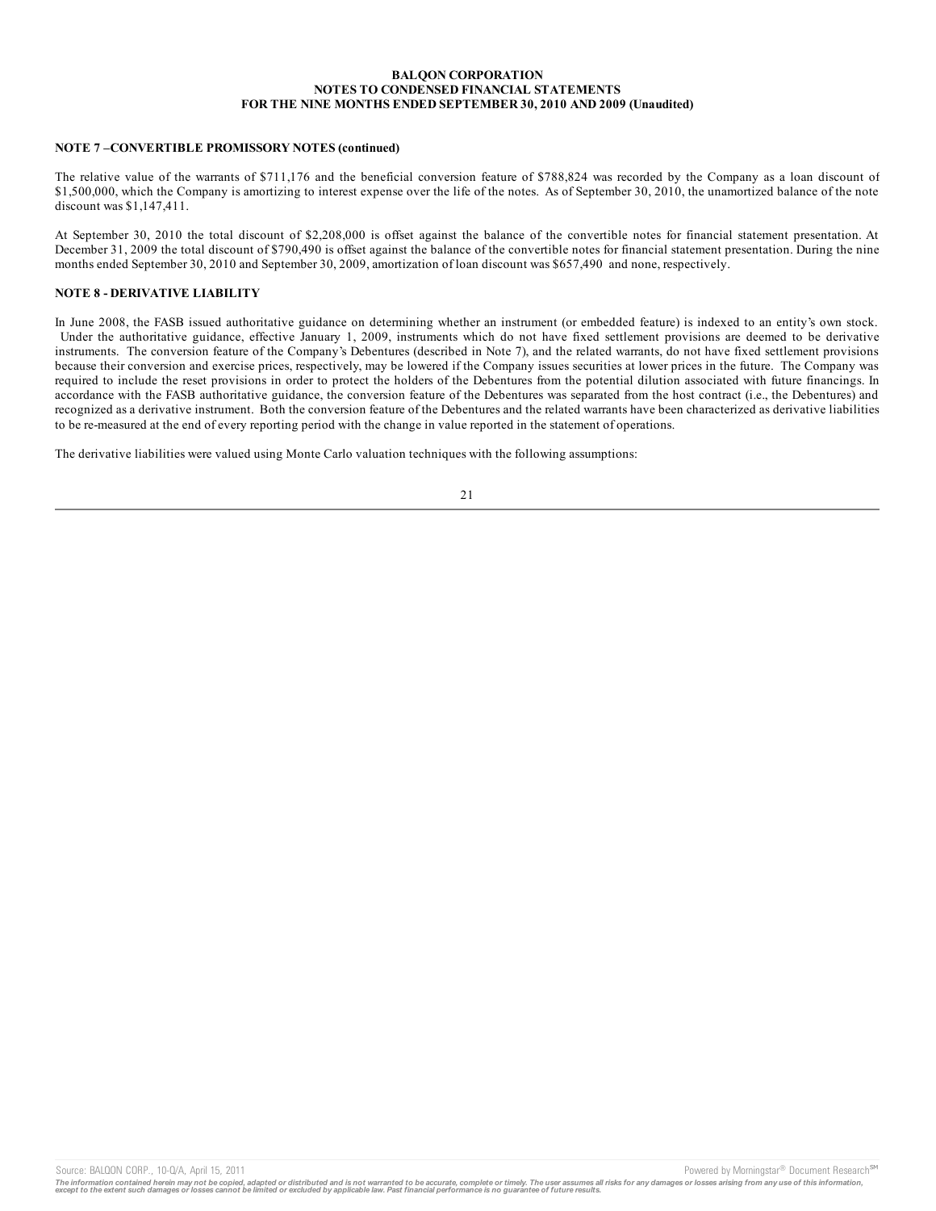**BALQON CORPORATION**
**NOTES TO CONDENSED FINANCIAL STATEMENTS**
**FOR THE NINE MONTHS ENDED SEPTEMBER 30, 2010 AND 2009 (Unaudited)**

**NOTE 7 –CONVERTIBLE PROMISSORY NOTES (continued)**

The relative value of the warrants of $711,176 and the beneficial conversion feature of $788,824 was recorded by the Company as a loan discount of $1,500,000, which the Company is amortizing to interest expense over the life of the notes. As of September 30, 2010, the unamortized balance of the note discount was $1,147,411.

At September 30, 2010 the total discount of $2,208,000 is offset against the balance of the convertible notes for financial statement presentation. At December 31, 2009 the total discount of $790,490 is offset against the balance of the convertible notes for financial statement presentation. During the nine months ended September 30, 2010 and September 30, 2009, amortization of loan discount was $657,490 and none, respectively.

**NOTE 8 - DERIVATIVE LIABILITY**

In June 2008, the FASB issued authoritative guidance on determining whether an instrument (or embedded feature) is indexed to an entity's own stock. Under the authoritative guidance, effective January 1, 2009, instruments which do not have fixed settlement provisions are deemed to be derivative instruments. The conversion feature of the Company's Debentures (described in Note 7), and the related warrants, do not have fixed settlement provisions because their conversion and exercise prices, respectively, may be lowered if the Company issues securities at lower prices in the future. The Company was required to include the reset provisions in order to protect the holders of the Debentures from the potential dilution associated with future financings. In accordance with the FASB authoritative guidance, the conversion feature of the Debentures was separated from the host contract (i.e., the Debentures) and recognized as a derivative instrument. Both the conversion feature of the Debentures and the related warrants have been characterized as derivative liabilities to be re-measured at the end of every reporting period with the change in value reported in the statement of operations.

The derivative liabilities were valued using Monte Carlo valuation techniques with the following assumptions: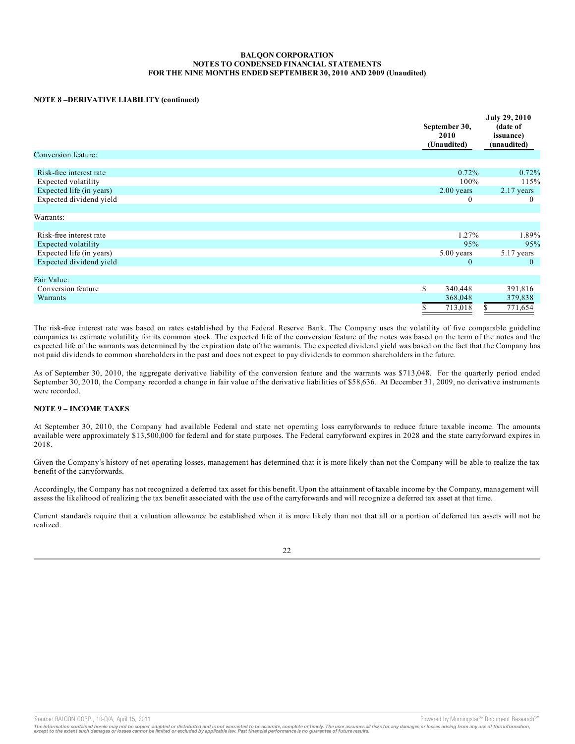**BALQON CORPORATION**
**NOTES TO CONDENSED FINANCIAL STATEMENTS**
**FOR THE NINE MONTHS ENDED SEPTEMBER 30, 2010 AND 2009 (Unaudited)**

**NOTE 8 –DERIVATIVE LIABILITY (continued)**

| | September 30, 2010 (Unaudited) | July 29, 2010 (date of issuance) (unaudited) |
|---|---|---|
| Conversion feature: | | |
| Risk-free interest rate | 0.72% | 0.72% |
| Expected volatility | 100% | 115% |
| Expected life (in years) | 2.00 years | 2.17 years |
| Expected dividend yield | 0 | 0 |
| Warrants: | | |
| Risk-free interest rate | 1.27% | 1.89% |
| Expected volatility | 95% | 95% |
| Expected life (in years) | 5.00 years | 5.17 years |
| Expected dividend yield | 0 | 0 |
| Fair Value: | | |
| Conversion feature | $ 340,448 | 391,816 |
| Warrants | 368,048 | 379,838 |
| | $ 713,018 | $ 771,654 |

The risk-free interest rate was based on rates established by the Federal Reserve Bank. The Company uses the volatility of five comparable guideline companies to estimate volatility for its common stock. The expected life of the conversion feature of the notes was based on the term of the notes and the expected life of the warrants was determined by the expiration date of the warrants. The expected dividend yield was based on the fact that the Company has not paid dividends to common shareholders in the past and does not expect to pay dividends to common shareholders in the future.

As of September 30, 2010, the aggregate derivative liability of the conversion feature and the warrants was $713,048. For the quarterly period ended September 30, 2010, the Company recorded a change in fair value of the derivative liabilities of $58,636. At December 31, 2009, no derivative instruments were recorded.

**NOTE 9 – INCOME TAXES**

At September 30, 2010, the Company had available Federal and state net operating loss carryforwards to reduce future taxable income. The amounts available were approximately $13,500,000 for federal and for state purposes. The Federal carryforward expires in 2028 and the state carryforward expires in 2018.

Given the Company's history of net operating losses, management has determined that it is more likely than not the Company will be able to realize the tax benefit of the carryforwards.

Accordingly, the Company has not recognized a deferred tax asset for this benefit. Upon the attainment of taxable income by the Company, management will assess the likelihood of realizing the tax benefit associated with the use of the carryforwards and will recognize a deferred tax asset at that time.

Current standards require that a valuation allowance be established when it is more likely than not that all or a portion of deferred tax assets will not be realized.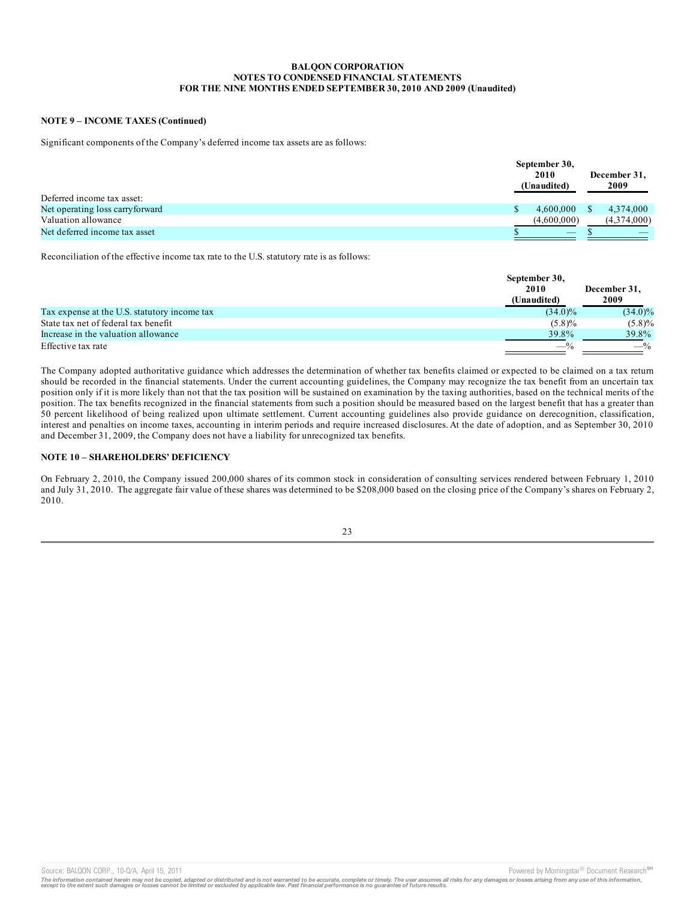**BALQON CORPORATION**
**NOTES TO CONDENSED FINANCIAL STATEMENTS**
**FOR THE NINE MONTHS ENDED SEPTEMBER 30, 2010 AND 2009 (Unaudited)**

**NOTE 9 – INCOME TAXES (Continued)**

Significant components of the Company's deferred income tax assets are as follows:

| | September 30, 2010 (Unaudited) | December 31, 2009 |
|---|---|---|
| Deferred income tax asset: | | |
| Net operating loss carryforward | $ 4,600,000 | $ 4,374,000 |
| Valuation allowance | (4,600,000) | (4,374,000) |
| Net deferred income tax asset | $ — | $ — |

Reconciliation of the effective income tax rate to the U.S. statutory rate is as follows:

| | September 30, 2010 (Unaudited) | December 31, 2009 |
|---|---|---|
| Tax expense at the U.S. statutory income tax | (34.0)% | (34.0)% |
| State tax net of federal tax benefit | (5.8)% | (5.8)% |
| Increase in the valuation allowance | 39.8% | 39.8% |
| Effective tax rate | —% | —% |

The Company adopted authoritative guidance which addresses the determination of whether tax benefits claimed or expected to be claimed on a tax return should be recorded in the financial statements. Under the current accounting guidelines, the Company may recognize the tax benefit from an uncertain tax position only if it is more likely than not that the tax position will be sustained on examination by the taxing authorities, based on the technical merits of the position. The tax benefits recognized in the financial statements from such a position should be measured based on the largest benefit that has a greater than 50 percent likelihood of being realized upon ultimate settlement. Current accounting guidelines also provide guidance on derecognition, classification, interest and penalties on income taxes, accounting in interim periods and require increased disclosures. At the date of adoption, and as September 30, 2010 and December 31, 2009, the Company does not have a liability for unrecognized tax benefits.

**NOTE 10 – SHAREHOLDERS' DEFICIENCY**

On February 2, 2010, the Company issued 200,000 shares of its common stock in consideration of consulting services rendered between February 1, 2010 and July 31, 2010. The aggregate fair value of these shares was determined to be $208,000 based on the closing price of the Company's shares on February 2, 2010.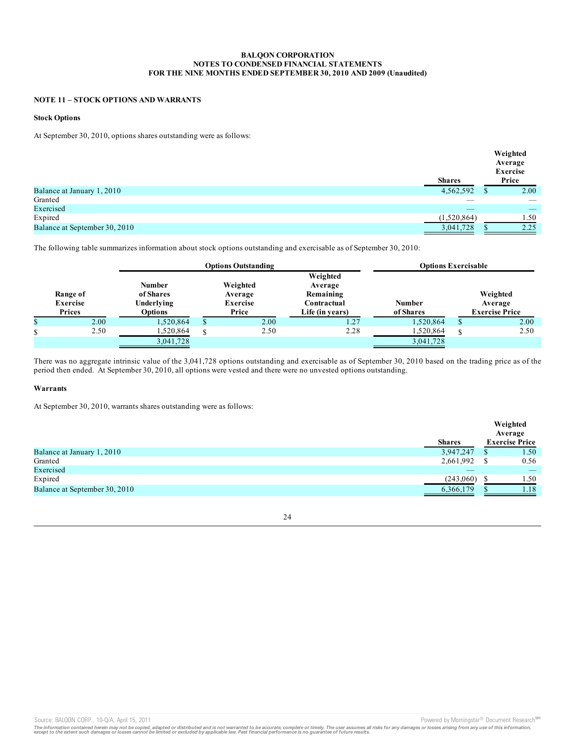BALQON CORPORATION
NOTES TO CONDENSED FINANCIAL STATEMENTS
FOR THE NINE MONTHS ENDED SEPTEMBER 30, 2010 AND 2009 (Unaudited)

**NOTE 11 – STOCK OPTIONS AND WARRANTS**

**Stock Options**

At September 30, 2010, options shares outstanding were as follows:

| | Shares | Weighted Average Exercise Price |
|---|---|---|
| Balance at January 1, 2010 | 4,562,592 | $ 2.00 |
| Granted | — | — |
| Exercised | — | — |
| Expired | (1,520,864) | 1.50 |
| Balance at September 30, 2010 | 3,041,728 | $ 2.25 |

The following table summarizes information about stock options outstanding and exercisable as of September 30, 2010:

| | Options Outstanding | | | Options Exercisable | |
|---|---|---|---|---|---|
| Range of Exercise Prices | Number of Shares Underlying Options | Weighted Average Exercise Price | Weighted Average Remaining Contractual Life (in years) | Number of Shares | Weighted Average Exercise Price |
| $ 2.00 | 1,520,864 | $ 2.00 | 1.27 | 1,520,864 | $ 2.00 |
| $ 2.50 | 1,520,864 | $ 2.50 | 2.28 | 1,520,864 | $ 2.50 |
| | 3,041,728 | | | 3,041,728 | |

There was no aggregate intrinsic value of the 3,041,728 options outstanding and exercisable as of September 30, 2010 based on the trading price as of the period then ended. At September 30, 2010, all options were vested and there were no unvested options outstanding.

**Warrants**

At September 30, 2010, warrants shares outstanding were as follows:

| | Shares | Weighted Average Exercise Price |
|---|---|---|
| Balance at January 1, 2010 | 3,947,247 | $ 1.50 |
| Granted | 2,661,992 | $ 0.56 |
| Exercised | — | — |
| Expired | (243,060) | $ 1.50 |
| Balance at September 30, 2010 | 6,366,179 | $ 1.18 |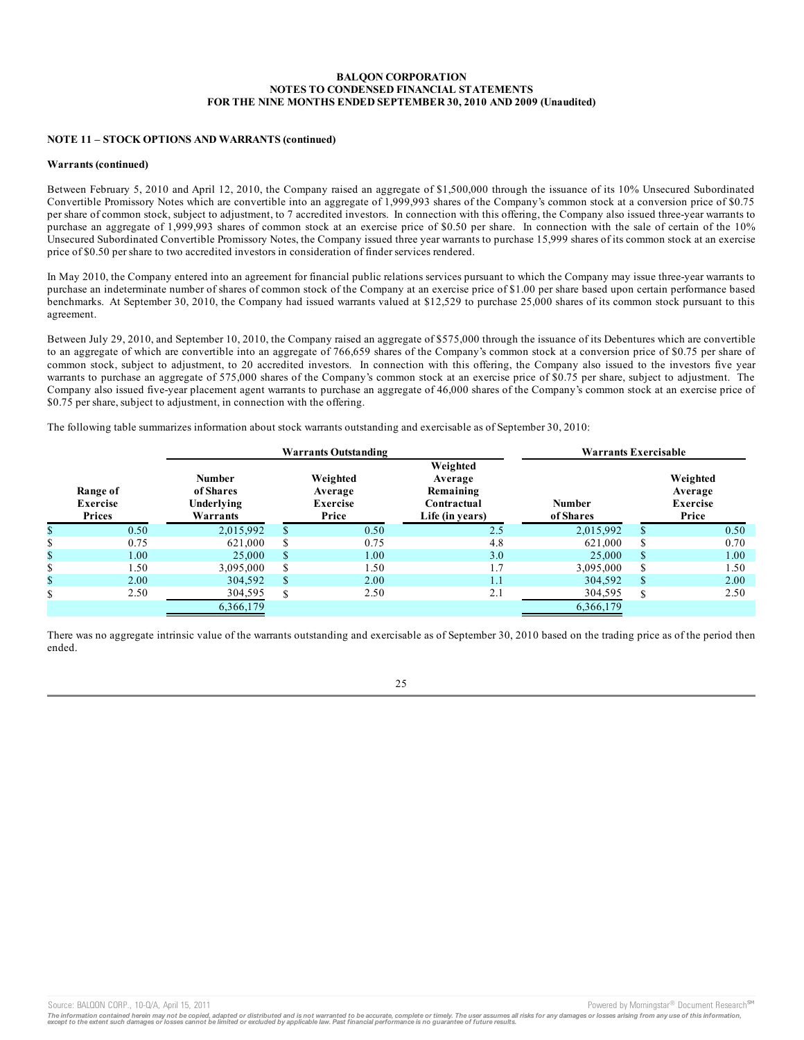**BALQON CORPORATION**
**NOTES TO CONDENSED FINANCIAL STATEMENTS**
**FOR THE NINE MONTHS ENDED SEPTEMBER 30, 2010 AND 2009 (Unaudited)**

**NOTE 11 – STOCK OPTIONS AND WARRANTS (continued)**

**Warrants (continued)**

Between February 5, 2010 and April 12, 2010, the Company raised an aggregate of $1,500,000 through the issuance of its 10% Unsecured Subordinated Convertible Promissory Notes which are convertible into an aggregate of 1,999,993 shares of the Company's common stock at a conversion price of $0.75 per share of common stock, subject to adjustment, to 7 accredited investors. In connection with this offering, the Company also issued three-year warrants to purchase an aggregate of 1,999,993 shares of common stock at an exercise price of $0.50 per share. In connection with the sale of certain of the 10% Unsecured Subordinated Convertible Promissory Notes, the Company issued three year warrants to purchase 15,999 shares of its common stock at an exercise price of $0.50 per share to two accredited investors in consideration of finder services rendered.

In May 2010, the Company entered into an agreement for financial public relations services pursuant to which the Company may issue three-year warrants to purchase an indeterminate number of shares of common stock of the Company at an exercise price of $1.00 per share based upon certain performance based benchmarks. At September 30, 2010, the Company had issued warrants valued at $12,529 to purchase 25,000 shares of its common stock pursuant to this agreement.

Between July 29, 2010, and September 10, 2010, the Company raised an aggregate of $575,000 through the issuance of its Debentures which are convertible to an aggregate of which are convertible into an aggregate of 766,659 shares of the Company's common stock at a conversion price of $0.75 per share of common stock, subject to adjustment, to 20 accredited investors. In connection with this offering, the Company also issued to the investors five year warrants to purchase an aggregate of 575,000 shares of the Company's common stock at an exercise price of $0.75 per share, subject to adjustment. The Company also issued five-year placement agent warrants to purchase an aggregate of 46,000 shares of the Company's common stock at an exercise price of $0.75 per share, subject to adjustment, in connection with the offering.

The following table summarizes information about stock warrants outstanding and exercisable as of September 30, 2010:

| | Warrants Outstanding | | | Warrants Exercisable | |
|---|---|---|---|---|---|
| Range of Exercise Prices | Number of Shares Underlying Warrants | Weighted Average Exercise Price | Weighted Average Remaining Contractual Life (in years) | Number of Shares | Weighted Average Exercise Price |
| $ 0.50 | 2,015,992 | $ 0.50 | 2.5 | 2,015,992 | $ 0.50 |
| $ 0.75 | 621,000 | $ 0.75 | 4.8 | 621,000 | $ 0.70 |
| $ 1.00 | 25,000 | $ 1.00 | 3.0 | 25,000 | $ 1.00 |
| $ 1.50 | 3,095,000 | $ 1.50 | 1.7 | 3,095,000 | $ 1.50 |
| $ 2.00 | 304,592 | $ 2.00 | 1.1 | 304,592 | $ 2.00 |
| $ 2.50 | 304,595 | $ 2.50 | 2.1 | 304,595 | $ 2.50 |
| | 6,366,179 | | | 6,366,179 | |

There was no aggregate intrinsic value of the warrants outstanding and exercisable as of September 30, 2010 based on the trading price as of the period then ended.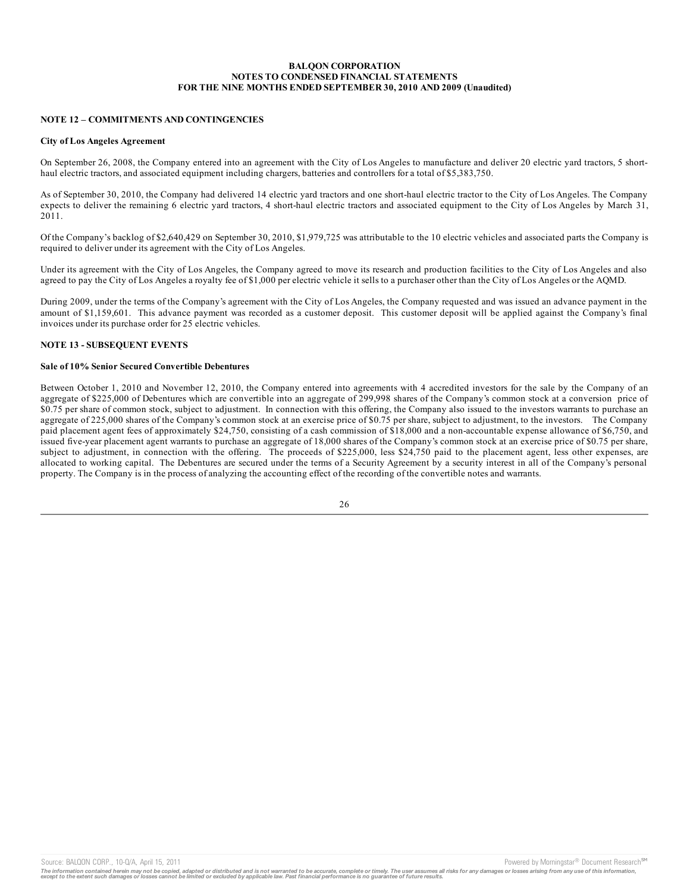**BALQON CORPORATION**
**NOTES TO CONDENSED FINANCIAL STATEMENTS**
**FOR THE NINE MONTHS ENDED SEPTEMBER 30, 2010 AND 2009 (Unaudited)**

## NOTE 12 – COMMITMENTS AND CONTINGENCIES

### City of Los Angeles Agreement

On September 26, 2008, the Company entered into an agreement with the City of Los Angeles to manufacture and deliver 20 electric yard tractors, 5 short-haul electric tractors, and associated equipment including chargers, batteries and controllers for a total of $5,383,750.

As of September 30, 2010, the Company had delivered 14 electric yard tractors and one short-haul electric tractor to the City of Los Angeles. The Company expects to deliver the remaining 6 electric yard tractors, 4 short-haul electric tractors and associated equipment to the City of Los Angeles by March 31, 2011.

Of the Company's backlog of $2,640,429 on September 30, 2010, $1,979,725 was attributable to the 10 electric vehicles and associated parts the Company is required to deliver under its agreement with the City of Los Angeles.

Under its agreement with the City of Los Angeles, the Company agreed to move its research and production facilities to the City of Los Angeles and also agreed to pay the City of Los Angeles a royalty fee of $1,000 per electric vehicle it sells to a purchaser other than the City of Los Angeles or the AQMD.

During 2009, under the terms of the Company's agreement with the City of Los Angeles, the Company requested and was issued an advance payment in the amount of $1,159,601. This advance payment was recorded as a customer deposit. This customer deposit will be applied against the Company's final invoices under its purchase order for 25 electric vehicles.

## NOTE 13 - SUBSEQUENT EVENTS

### Sale of 10% Senior Secured Convertible Debentures

Between October 1, 2010 and November 12, 2010, the Company entered into agreements with 4 accredited investors for the sale by the Company of an aggregate of $225,000 of Debentures which are convertible into an aggregate of 299,998 shares of the Company's common stock at a conversion price of $0.75 per share of common stock, subject to adjustment. In connection with this offering, the Company also issued to the investors warrants to purchase an aggregate of 225,000 shares of the Company's common stock at an exercise price of $0.75 per share, subject to adjustment, to the investors. The Company paid placement agent fees of approximately $24,750, consisting of a cash commission of $18,000 and a non-accountable expense allowance of $6,750, and issued five-year placement agent warrants to purchase an aggregate of 18,000 shares of the Company's common stock at an exercise price of $0.75 per share, subject to adjustment, in connection with the offering. The proceeds of $225,000, less $24,750 paid to the placement agent, less other expenses, are allocated to working capital. The Debentures are secured under the terms of a Security Agreement by a security interest in all of the Company's personal property. The Company is in the process of analyzing the accounting effect of the recording of the convertible notes and warrants.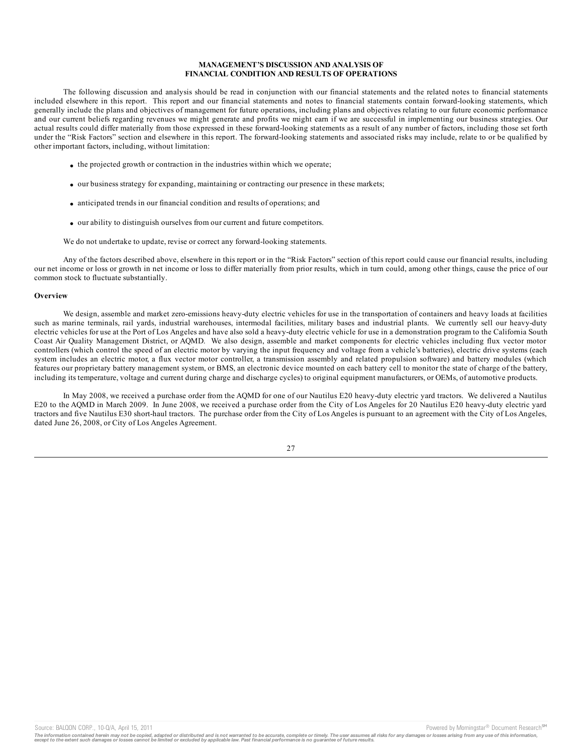**MANAGEMENT'S DISCUSSION AND ANALYSIS OF FINANCIAL CONDITION AND RESULTS OF OPERATIONS**

The following discussion and analysis should be read in conjunction with our financial statements and the related notes to financial statements included elsewhere in this report. This report and our financial statements and notes to financial statements contain forward-looking statements, which generally include the plans and objectives of management for future operations, including plans and objectives relating to our future economic performance and our current beliefs regarding revenues we might generate and profits we might earn if we are successful in implementing our business strategies. Our actual results could differ materially from those expressed in these forward-looking statements as a result of any number of factors, including those set forth under the "Risk Factors" section and elsewhere in this report. The forward-looking statements and associated risks may include, relate to or be qualified by other important factors, including, without limitation:

- the projected growth or contraction in the industries within which we operate;
- our business strategy for expanding, maintaining or contracting our presence in these markets;
- anticipated trends in our financial condition and results of operations; and
- our ability to distinguish ourselves from our current and future competitors.

We do not undertake to update, revise or correct any forward-looking statements.

Any of the factors described above, elsewhere in this report or in the "Risk Factors" section of this report could cause our financial results, including our net income or loss or growth in net income or loss to differ materially from prior results, which in turn could, among other things, cause the price of our common stock to fluctuate substantially.

**Overview**

We design, assemble and market zero-emissions heavy-duty electric vehicles for use in the transportation of containers and heavy loads at facilities such as marine terminals, rail yards, industrial warehouses, intermodal facilities, military bases and industrial plants. We currently sell our heavy-duty electric vehicles for use at the Port of Los Angeles and have also sold a heavy-duty electric vehicle for use in a demonstration program to the California South Coast Air Quality Management District, or AQMD. We also design, assemble and market components for electric vehicles including flux vector motor controllers (which control the speed of an electric motor by varying the input frequency and voltage from a vehicle's batteries), electric drive systems (each system includes an electric motor, a flux vector motor controller, a transmission assembly and related propulsion software) and battery modules (which features our proprietary battery management system, or BMS, an electronic device mounted on each battery cell to monitor the state of charge of the battery, including its temperature, voltage and current during charge and discharge cycles) to original equipment manufacturers, or OEMs, of automotive products.

In May 2008, we received a purchase order from the AQMD for one of our Nautilus E20 heavy-duty electric yard tractors. We delivered a Nautilus E20 to the AQMD in March 2009. In June 2008, we received a purchase order from the City of Los Angeles for 20 Nautilus E20 heavy-duty electric yard tractors and five Nautilus E30 short-haul tractors. The purchase order from the City of Los Angeles is pursuant to an agreement with the City of Los Angeles, dated June 26, 2008, or City of Los Angeles Agreement.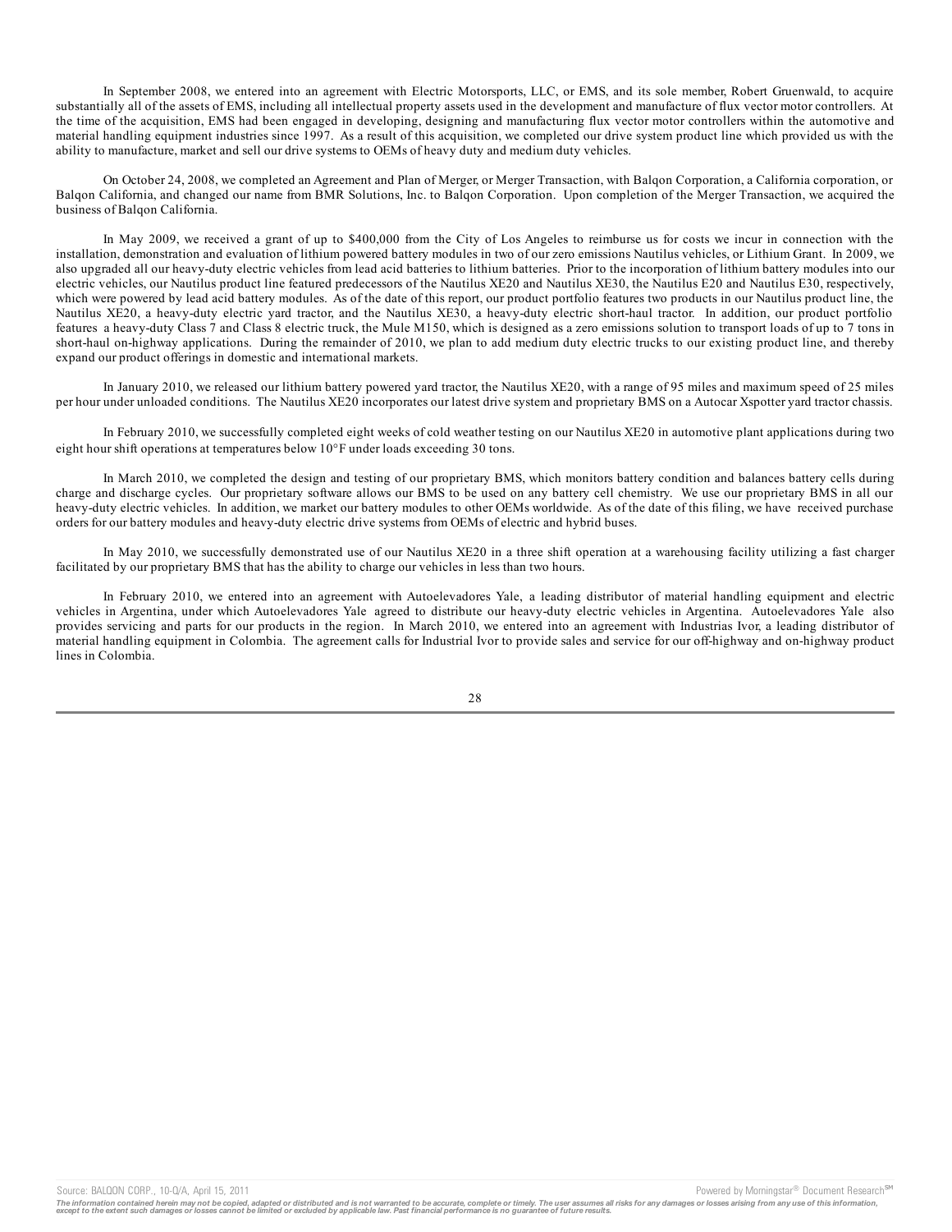In September 2008, we entered into an agreement with Electric Motorsports, LLC, or EMS, and its sole member, Robert Gruenwald, to acquire substantially all of the assets of EMS, including all intellectual property assets used in the development and manufacture of flux vector motor controllers. At the time of the acquisition, EMS had been engaged in developing, designing and manufacturing flux vector motor controllers within the automotive and material handling equipment industries since 1997. As a result of this acquisition, we completed our drive system product line which provided us with the ability to manufacture, market and sell our drive systems to OEMs of heavy duty and medium duty vehicles.

On October 24, 2008, we completed an Agreement and Plan of Merger, or Merger Transaction, with Balqon Corporation, a California corporation, or Balqon California, and changed our name from BMR Solutions, Inc. to Balqon Corporation. Upon completion of the Merger Transaction, we acquired the business of Balqon California.

In May 2009, we received a grant of up to $400,000 from the City of Los Angeles to reimburse us for costs we incur in connection with the installation, demonstration and evaluation of lithium powered battery modules in two of our zero emissions Nautilus vehicles, or Lithium Grant. In 2009, we also upgraded all our heavy-duty electric vehicles from lead acid batteries to lithium batteries. Prior to the incorporation of lithium battery modules into our electric vehicles, our Nautilus product line featured predecessors of the Nautilus XE20 and Nautilus XE30, the Nautilus E20 and Nautilus E30, respectively, which were powered by lead acid battery modules. As of the date of this report, our product portfolio features two products in our Nautilus product line, the Nautilus XE20, a heavy-duty electric yard tractor, and the Nautilus XE30, a heavy-duty electric short-haul tractor. In addition, our product portfolio features a heavy-duty Class 7 and Class 8 electric truck, the Mule M150, which is designed as a zero emissions solution to transport loads of up to 7 tons in short-haul on-highway applications. During the remainder of 2010, we plan to add medium duty electric trucks to our existing product line, and thereby expand our product offerings in domestic and international markets.

In January 2010, we released our lithium battery powered yard tractor, the Nautilus XE20, with a range of 95 miles and maximum speed of 25 miles per hour under unloaded conditions. The Nautilus XE20 incorporates our latest drive system and proprietary BMS on a Autocar Xspotter yard tractor chassis.

In February 2010, we successfully completed eight weeks of cold weather testing on our Nautilus XE20 in automotive plant applications during two eight hour shift operations at temperatures below 10°F under loads exceeding 30 tons.

In March 2010, we completed the design and testing of our proprietary BMS, which monitors battery condition and balances battery cells during charge and discharge cycles. Our proprietary software allows our BMS to be used on any battery cell chemistry. We use our proprietary BMS in all our heavy-duty electric vehicles. In addition, we market our battery modules to other OEMs worldwide. As of the date of this filing, we have received purchase orders for our battery modules and heavy-duty electric drive systems from OEMs of electric and hybrid buses.

In May 2010, we successfully demonstrated use of our Nautilus XE20 in a three shift operation at a warehousing facility utilizing a fast charger facilitated by our proprietary BMS that has the ability to charge our vehicles in less than two hours.

In February 2010, we entered into an agreement with Autoelevadores Yale, a leading distributor of material handling equipment and electric vehicles in Argentina, under which Autoelevadores Yale agreed to distribute our heavy-duty electric vehicles in Argentina. Autoelevadores Yale also provides servicing and parts for our products in the region. In March 2010, we entered into an agreement with Industrias Ivor, a leading distributor of material handling equipment in Colombia. The agreement calls for Industrial Ivor to provide sales and service for our off-highway and on-highway product lines in Colombia.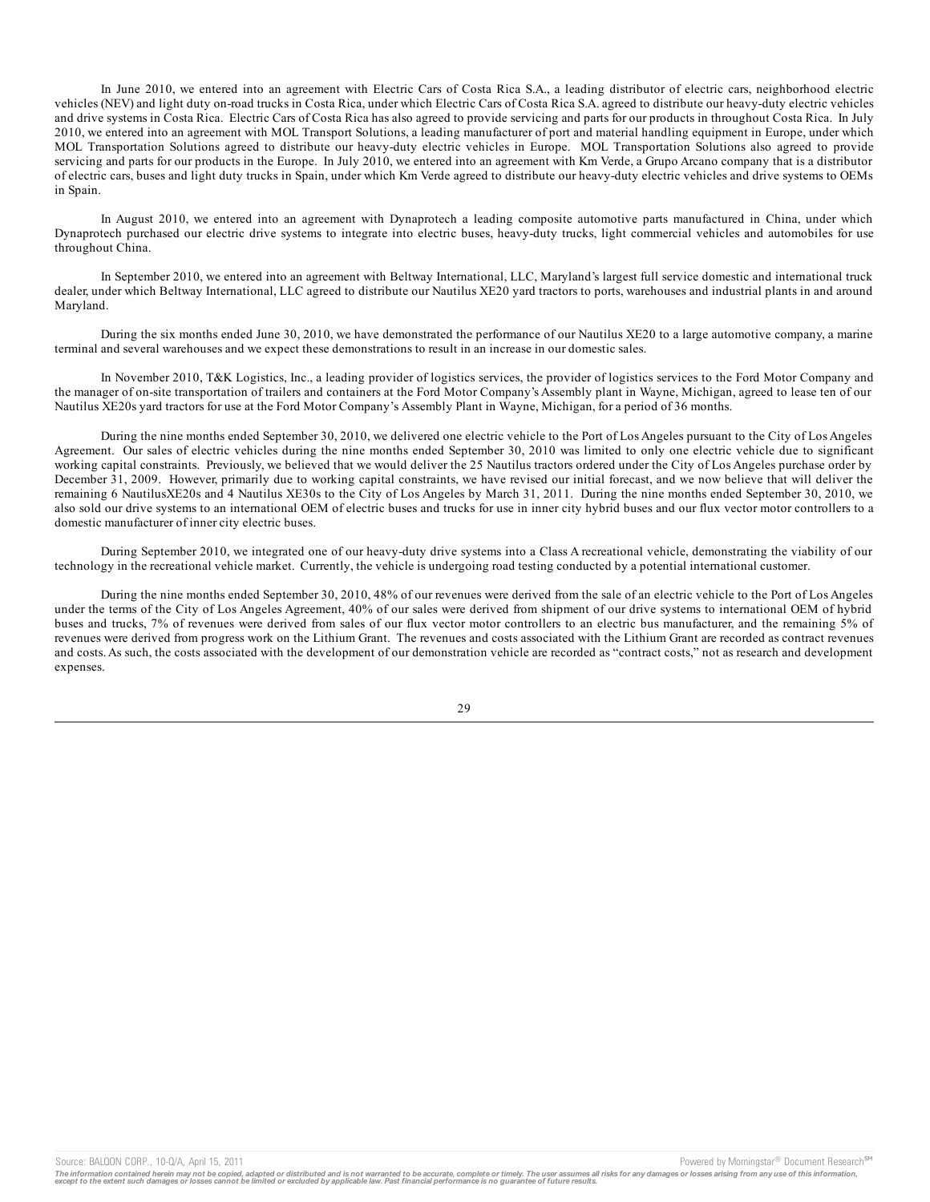In June 2010, we entered into an agreement with Electric Cars of Costa Rica S.A., a leading distributor of electric cars, neighborhood electric vehicles (NEV) and light duty on-road trucks in Costa Rica, under which Electric Cars of Costa Rica S.A. agreed to distribute our heavy-duty electric vehicles and drive systems in Costa Rica. Electric Cars of Costa Rica has also agreed to provide servicing and parts for our products in throughout Costa Rica. In July 2010, we entered into an agreement with MOL Transport Solutions, a leading manufacturer of port and material handling equipment in Europe, under which MOL Transportation Solutions agreed to distribute our heavy-duty electric vehicles in Europe. MOL Transportation Solutions also agreed to provide servicing and parts for our products in the Europe. In July 2010, we entered into an agreement with Km Verde, a Grupo Arcano company that is a distributor of electric cars, buses and light duty trucks in Spain, under which Km Verde agreed to distribute our heavy-duty electric vehicles and drive systems to OEMs in Spain.

In August 2010, we entered into an agreement with Dynaprotech a leading composite automotive parts manufactured in China, under which Dynaprotech purchased our electric drive systems to integrate into electric buses, heavy-duty trucks, light commercial vehicles and automobiles for use throughout China.

In September 2010, we entered into an agreement with Beltway International, LLC, Maryland's largest full service domestic and international truck dealer, under which Beltway International, LLC agreed to distribute our Nautilus XE20 yard tractors to ports, warehouses and industrial plants in and around Maryland.

During the six months ended June 30, 2010, we have demonstrated the performance of our Nautilus XE20 to a large automotive company, a marine terminal and several warehouses and we expect these demonstrations to result in an increase in our domestic sales.

In November 2010, T&K Logistics, Inc., a leading provider of logistics services, the provider of logistics services to the Ford Motor Company and the manager of on-site transportation of trailers and containers at the Ford Motor Company's Assembly plant in Wayne, Michigan, agreed to lease ten of our Nautilus XE20s yard tractors for use at the Ford Motor Company's Assembly Plant in Wayne, Michigan, for a period of 36 months.

During the nine months ended September 30, 2010, we delivered one electric vehicle to the Port of Los Angeles pursuant to the City of Los Angeles Agreement. Our sales of electric vehicles during the nine months ended September 30, 2010 was limited to only one electric vehicle due to significant working capital constraints. Previously, we believed that we would deliver the 25 Nautilus tractors ordered under the City of Los Angeles purchase order by December 31, 2009. However, primarily due to working capital constraints, we have revised our initial forecast, and we now believe that will deliver the remaining 6 NautilusXE20s and 4 Nautilus XE30s to the City of Los Angeles by March 31, 2011. During the nine months ended September 30, 2010, we also sold our drive systems to an international OEM of electric buses and trucks for use in inner city hybrid buses and our flux vector motor controllers to a domestic manufacturer of inner city electric buses.

During September 2010, we integrated one of our heavy-duty drive systems into a Class A recreational vehicle, demonstrating the viability of our technology in the recreational vehicle market. Currently, the vehicle is undergoing road testing conducted by a potential international customer.

During the nine months ended September 30, 2010, 48% of our revenues were derived from the sale of an electric vehicle to the Port of Los Angeles under the terms of the City of Los Angeles Agreement, 40% of our sales were derived from shipment of our drive systems to international OEM of hybrid buses and trucks, 7% of revenues were derived from sales of our flux vector motor controllers to an electric bus manufacturer, and the remaining 5% of revenues were derived from progress work on the Lithium Grant. The revenues and costs associated with the Lithium Grant are recorded as contract revenues and costs. As such, the costs associated with the development of our demonstration vehicle are recorded as "contract costs," not as research and development expenses.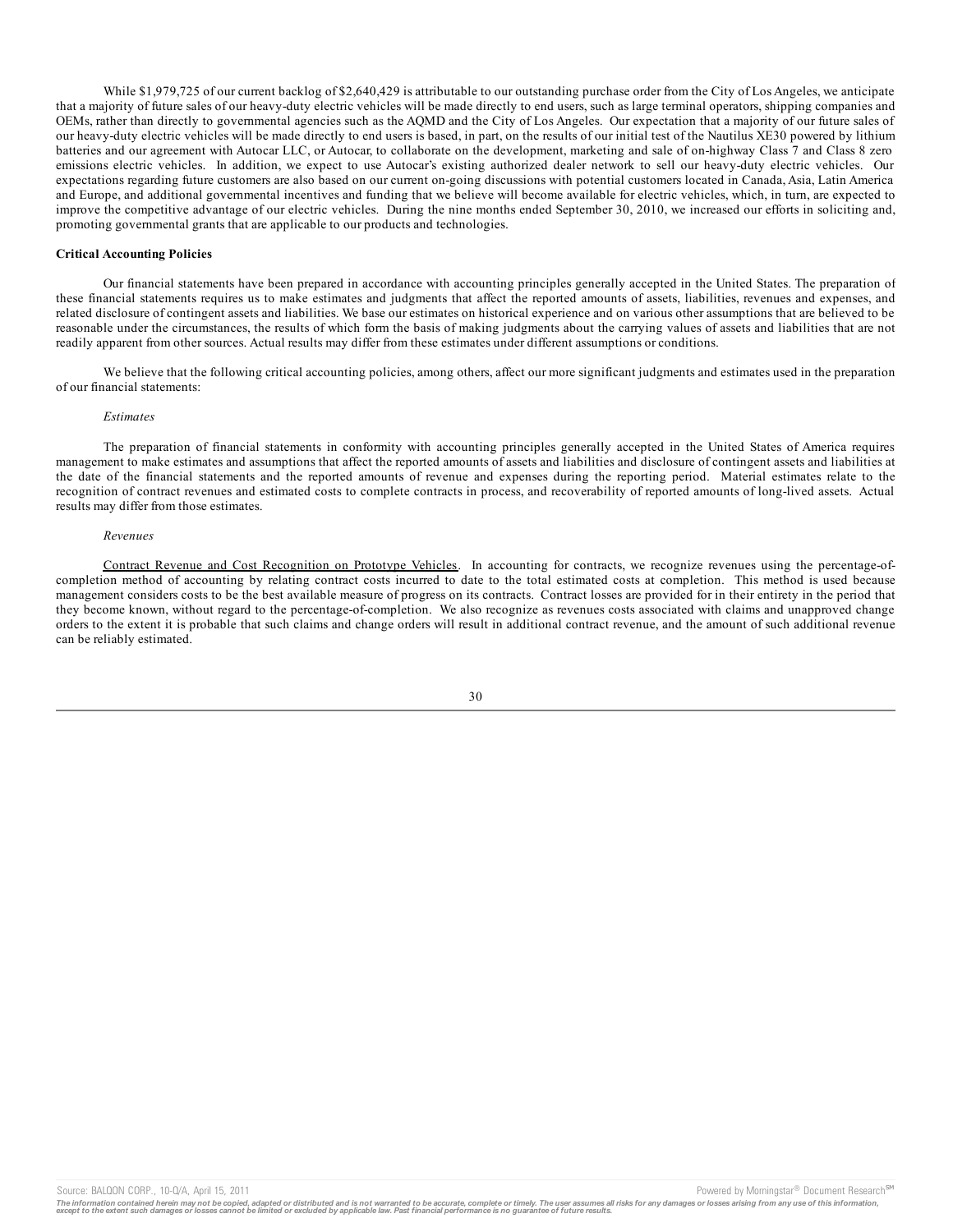While $1,979,725 of our current backlog of $2,640,429 is attributable to our outstanding purchase order from the City of Los Angeles, we anticipate that a majority of future sales of our heavy-duty electric vehicles will be made directly to end users, such as large terminal operators, shipping companies and OEMs, rather than directly to governmental agencies such as the AQMD and the City of Los Angeles. Our expectation that a majority of our future sales of our heavy-duty electric vehicles will be made directly to end users is based, in part, on the results of our initial test of the Nautilus XE30 powered by lithium batteries and our agreement with Autocar LLC, or Autocar, to collaborate on the development, marketing and sale of on-highway Class 7 and Class 8 zero emissions electric vehicles. In addition, we expect to use Autocar's existing authorized dealer network to sell our heavy-duty electric vehicles. Our expectations regarding future customers are also based on our current on-going discussions with potential customers located in Canada, Asia, Latin America and Europe, and additional governmental incentives and funding that we believe will become available for electric vehicles, which, in turn, are expected to improve the competitive advantage of our electric vehicles. During the nine months ended September 30, 2010, we increased our efforts in soliciting and, promoting governmental grants that are applicable to our products and technologies.

**Critical Accounting Policies**

Our financial statements have been prepared in accordance with accounting principles generally accepted in the United States. The preparation of these financial statements requires us to make estimates and judgments that affect the reported amounts of assets, liabilities, revenues and expenses, and related disclosure of contingent assets and liabilities. We base our estimates on historical experience and on various other assumptions that are believed to be reasonable under the circumstances, the results of which form the basis of making judgments about the carrying values of assets and liabilities that are not readily apparent from other sources. Actual results may differ from these estimates under different assumptions or conditions.

We believe that the following critical accounting policies, among others, affect our more significant judgments and estimates used in the preparation of our financial statements:

*Estimates*

The preparation of financial statements in conformity with accounting principles generally accepted in the United States of America requires management to make estimates and assumptions that affect the reported amounts of assets and liabilities and disclosure of contingent assets and liabilities at the date of the financial statements and the reported amounts of revenue and expenses during the reporting period. Material estimates relate to the recognition of contract revenues and estimated costs to complete contracts in process, and recoverability of reported amounts of long-lived assets. Actual results may differ from those estimates.

*Revenues*

Contract Revenue and Cost Recognition on Prototype Vehicles. In accounting for contracts, we recognize revenues using the percentage-of-completion method of accounting by relating contract costs incurred to date to the total estimated costs at completion. This method is used because management considers costs to be the best available measure of progress on its contracts. Contract losses are provided for in their entirety in the period that they become known, without regard to the percentage-of-completion. We also recognize as revenues costs associated with claims and unapproved change orders to the extent it is probable that such claims and change orders will result in additional contract revenue, and the amount of such additional revenue can be reliably estimated.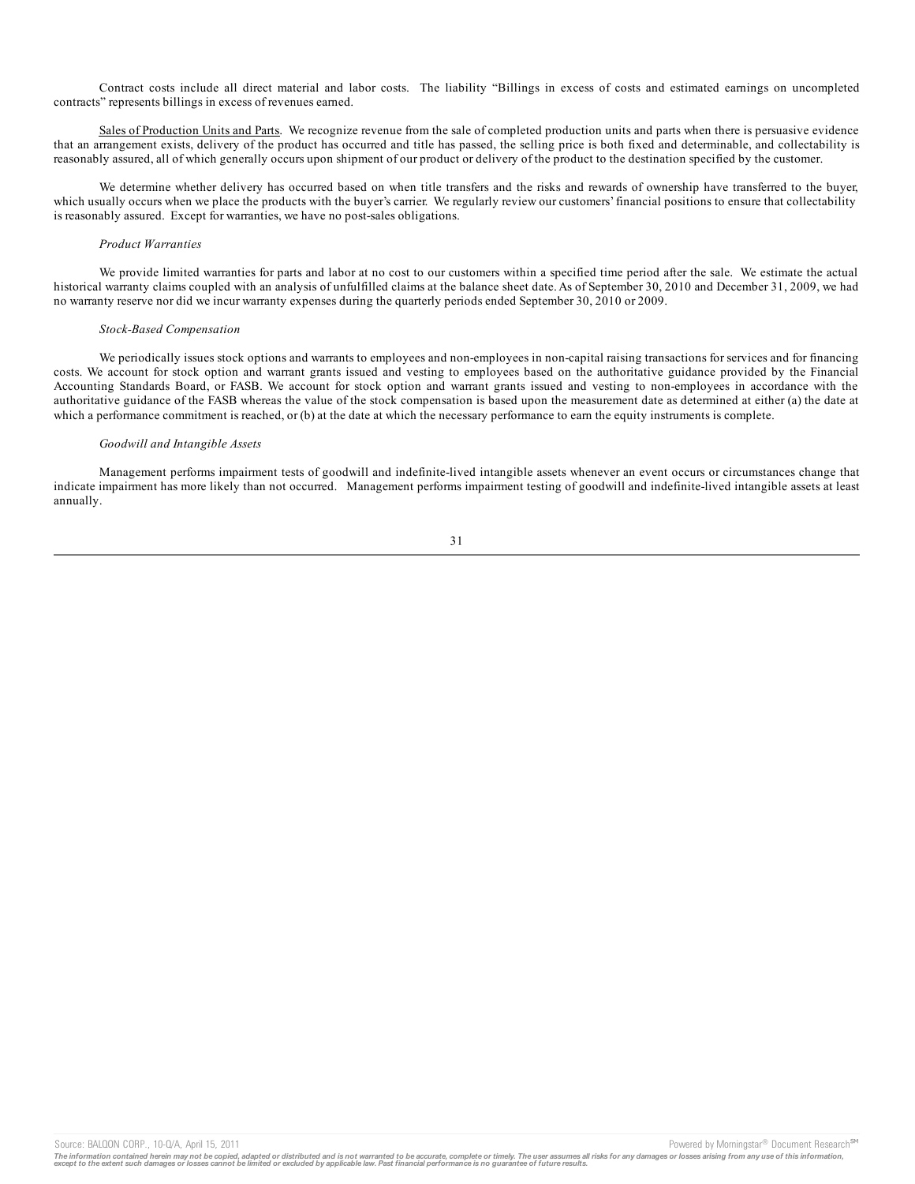Contract costs include all direct material and labor costs. The liability "Billings in excess of costs and estimated earnings on uncompleted contracts" represents billings in excess of revenues earned.

Sales of Production Units and Parts. We recognize revenue from the sale of completed production units and parts when there is persuasive evidence that an arrangement exists, delivery of the product has occurred and title has passed, the selling price is both fixed and determinable, and collectability is reasonably assured, all of which generally occurs upon shipment of our product or delivery of the product to the destination specified by the customer.

We determine whether delivery has occurred based on when title transfers and the risks and rewards of ownership have transferred to the buyer, which usually occurs when we place the products with the buyer's carrier. We regularly review our customers' financial positions to ensure that collectability is reasonably assured. Except for warranties, we have no post-sales obligations.

*Product Warranties*

We provide limited warranties for parts and labor at no cost to our customers within a specified time period after the sale. We estimate the actual historical warranty claims coupled with an analysis of unfulfilled claims at the balance sheet date. As of September 30, 2010 and December 31, 2009, we had no warranty reserve nor did we incur warranty expenses during the quarterly periods ended September 30, 2010 or 2009.

*Stock-Based Compensation*

We periodically issues stock options and warrants to employees and non-employees in non-capital raising transactions for services and for financing costs. We account for stock option and warrant grants issued and vesting to employees based on the authoritative guidance provided by the Financial Accounting Standards Board, or FASB. We account for stock option and warrant grants issued and vesting to non-employees in accordance with the authoritative guidance of the FASB whereas the value of the stock compensation is based upon the measurement date as determined at either (a) the date at which a performance commitment is reached, or (b) at the date at which the necessary performance to earn the equity instruments is complete.

*Goodwill and Intangible Assets*

Management performs impairment tests of goodwill and indefinite-lived intangible assets whenever an event occurs or circumstances change that indicate impairment has more likely than not occurred. Management performs impairment testing of goodwill and indefinite-lived intangible assets at least annually.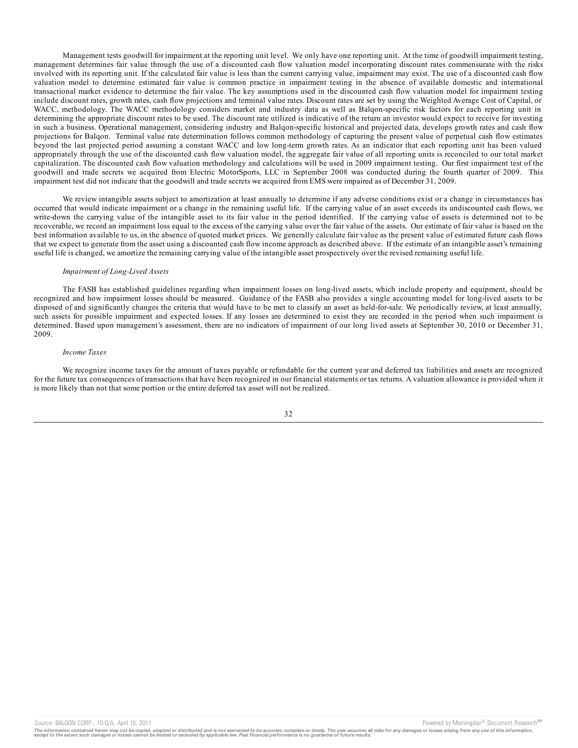Management tests goodwill for impairment at the reporting unit level. We only have one reporting unit. At the time of goodwill impairment testing, management determines fair value through the use of a discounted cash flow valuation model incorporating discount rates commensurate with the risks involved with its reporting unit. If the calculated fair value is less than the current carrying value, impairment may exist. The use of a discounted cash flow valuation model to determine estimated fair value is common practice in impairment testing in the absence of available domestic and international transactional market evidence to determine the fair value. The key assumptions used in the discounted cash flow valuation model for impairment testing include discount rates, growth rates, cash flow projections and terminal value rates. Discount rates are set by using the Weighted Average Cost of Capital, or WACC, methodology. The WACC methodology considers market and industry data as well as Balqon-specific risk factors for each reporting unit in determining the appropriate discount rates to be used. The discount rate utilized is indicative of the return an investor would expect to receive for investing in such a business. Operational management, considering industry and Balqon-specific historical and projected data, develops growth rates and cash flow projections for Balqon. Terminal value rate determination follows common methodology of capturing the present value of perpetual cash flow estimates beyond the last projected period assuming a constant WACC and low long-term growth rates. As an indicator that each reporting unit has been valued appropriately through the use of the discounted cash flow valuation model, the aggregate fair value of all reporting units is reconciled to our total market capitalization. The discounted cash flow valuation methodology and calculations will be used in 2009 impairment testing. Our first impairment test of the goodwill and trade secrets we acquired from Electric MotorSports, LLC in September 2008 was conducted during the fourth quarter of 2009. This impairment test did not indicate that the goodwill and trade secrets we acquired from EMS were impaired as of December 31, 2009.

We review intangible assets subject to amortization at least annually to determine if any adverse conditions exist or a change in circumstances has occurred that would indicate impairment or a change in the remaining useful life. If the carrying value of an asset exceeds its undiscounted cash flows, we write-down the carrying value of the intangible asset to its fair value in the period identified. If the carrying value of assets is determined not to be recoverable, we record an impairment loss equal to the excess of the carrying value over the fair value of the assets. Our estimate of fair value is based on the best information available to us, in the absence of quoted market prices. We generally calculate fair value as the present value of estimated future cash flows that we expect to generate from the asset using a discounted cash flow income approach as described above. If the estimate of an intangible asset's remaining useful life is changed, we amortize the remaining carrying value of the intangible asset prospectively over the revised remaining useful life.

*Impairment of Long-Lived Assets*

The FASB has established guidelines regarding when impairment losses on long-lived assets, which include property and equipment, should be recognized and how impairment losses should be measured. Guidance of the FASB also provides a single accounting model for long-lived assets to be disposed of and significantly changes the criteria that would have to be met to classify an asset as held-for-sale. We periodically review, at least annually, such assets for possible impairment and expected losses. If any losses are determined to exist they are recorded in the period when such impairment is determined. Based upon management's assessment, there are no indicators of impairment of our long lived assets at September 30, 2010 or December 31, 2009.

*Income Taxes*

We recognize income taxes for the amount of taxes payable or refundable for the current year and deferred tax liabilities and assets are recognized for the future tax consequences of transactions that have been recognized in our financial statements or tax returns. A valuation allowance is provided when it is more likely than not that some portion or the entire deferred tax asset will not be realized.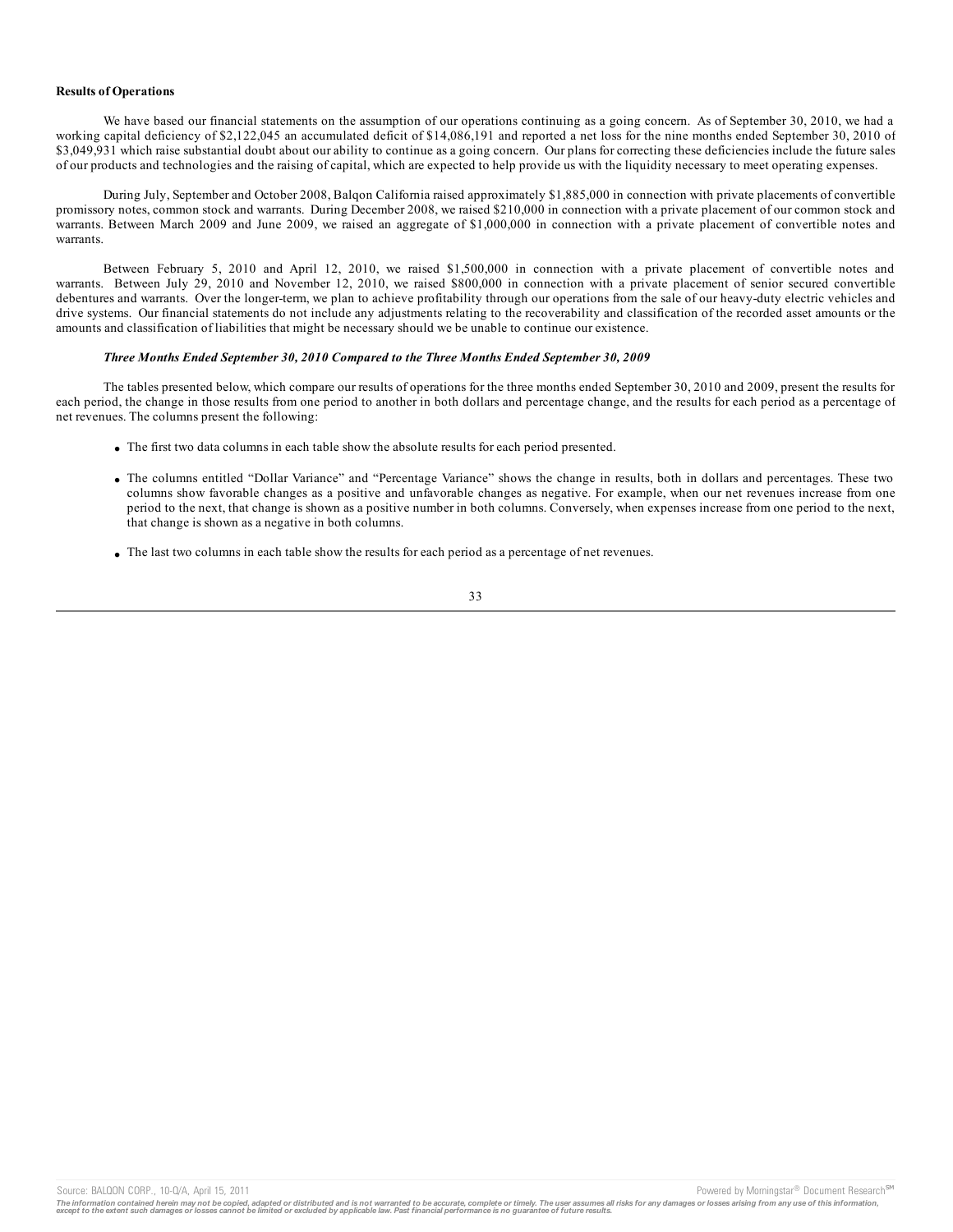**Results of Operations**

We have based our financial statements on the assumption of our operations continuing as a going concern. As of September 30, 2010, we had a working capital deficiency of $2,122,045 an accumulated deficit of $14,086,191 and reported a net loss for the nine months ended September 30, 2010 of $3,049,931 which raise substantial doubt about our ability to continue as a going concern. Our plans for correcting these deficiencies include the future sales of our products and technologies and the raising of capital, which are expected to help provide us with the liquidity necessary to meet operating expenses.

During July, September and October 2008, Balqon California raised approximately $1,885,000 in connection with private placements of convertible promissory notes, common stock and warrants. During December 2008, we raised $210,000 in connection with a private placement of our common stock and warrants. Between March 2009 and June 2009, we raised an aggregate of $1,000,000 in connection with a private placement of convertible notes and warrants.

Between February 5, 2010 and April 12, 2010, we raised $1,500,000 in connection with a private placement of convertible notes and warrants. Between July 29, 2010 and November 12, 2010, we raised $800,000 in connection with a private placement of senior secured convertible debentures and warrants. Over the longer-term, we plan to achieve profitability through our operations from the sale of our heavy-duty electric vehicles and drive systems. Our financial statements do not include any adjustments relating to the recoverability and classification of the recorded asset amounts or the amounts and classification of liabilities that might be necessary should we be unable to continue our existence.

***Three Months Ended September 30, 2010 Compared to the Three Months Ended September 30, 2009***

The tables presented below, which compare our results of operations for the three months ended September 30, 2010 and 2009, present the results for each period, the change in those results from one period to another in both dollars and percentage change, and the results for each period as a percentage of net revenues. The columns present the following:

- The first two data columns in each table show the absolute results for each period presented.
- The columns entitled "Dollar Variance" and "Percentage Variance" shows the change in results, both in dollars and percentages. These two columns show favorable changes as a positive and unfavorable changes as negative. For example, when our net revenues increase from one period to the next, that change is shown as a positive number in both columns. Conversely, when expenses increase from one period to the next, that change is shown as a negative in both columns.
- The last two columns in each table show the results for each period as a percentage of net revenues.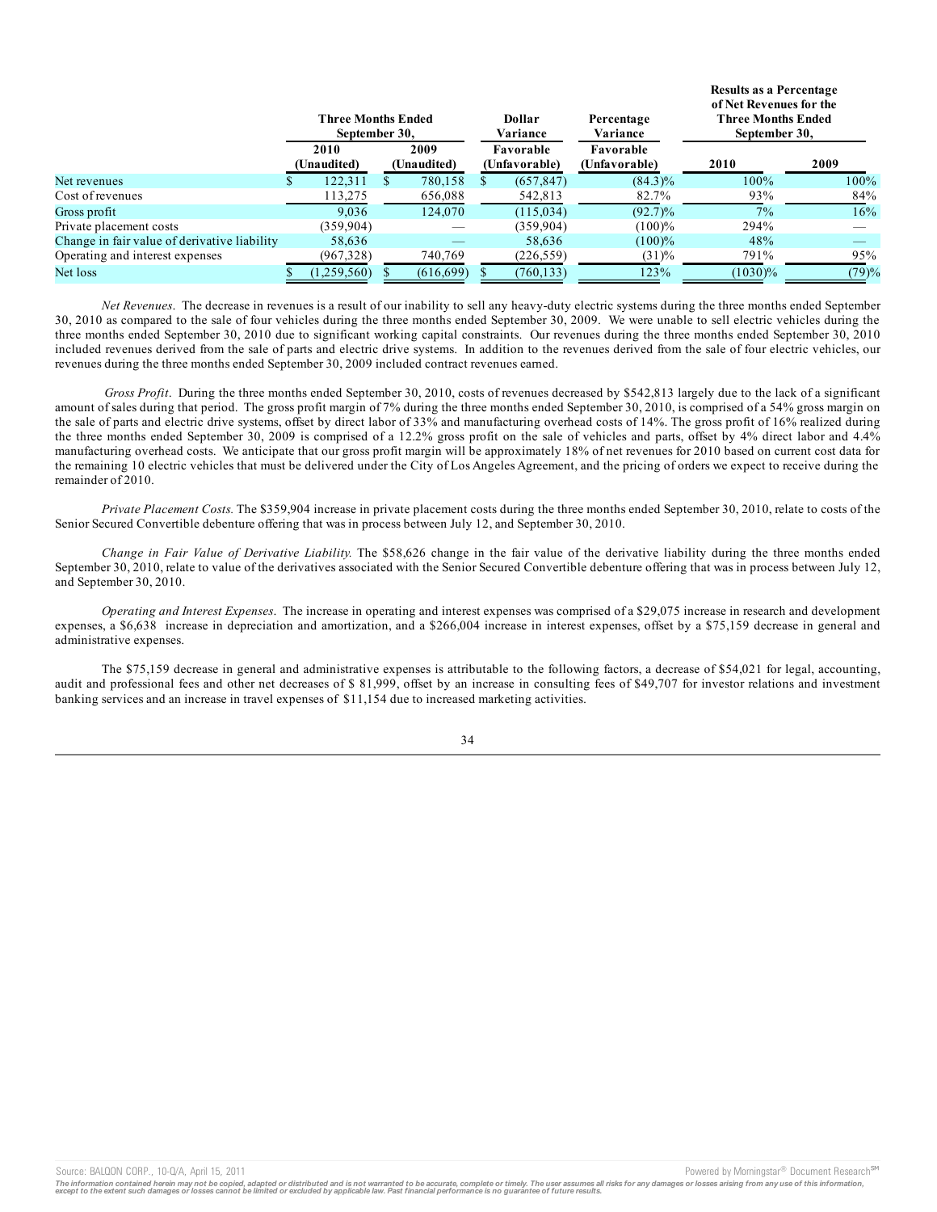| | Three Months Ended September 30, | | Dollar Variance | Percentage Variance | Results as a Percentage of Net Revenues for the Three Months Ended September 30, | |
|---|---|---|---|---|---|---|
| | 2010 (Unaudited) | 2009 (Unaudited) | Favorable (Unfavorable) | Favorable (Unfavorable) | 2010 | 2009 |
| Net revenues | $ 122,311 | $ 780,158 | $ (657,847) | (84.3)% | 100% | 100% |
| Cost of revenues | 113,275 | 656,088 | 542,813 | 82.7% | 93% | 84% |
| Gross profit | 9,036 | 124,070 | (115,034) | (92.7)% | 7% | 16% |
| Private placement costs | (359,904) | — | (359,904) | (100)% | 294% | — |
| Change in fair value of derivative liability | 58,636 | — | 58,636 | (100)% | 48% | — |
| Operating and interest expenses | (967,328) | 740,769 | (226,559) | (31)% | 791% | 95% |
| Net loss | $ (1,259,560) | $ (616,699) | $ (760,133) | 123% | (1030)% | (79)% |

*Net Revenues*. The decrease in revenues is a result of our inability to sell any heavy-duty electric systems during the three months ended September 30, 2010 as compared to the sale of four vehicles during the three months ended September 30, 2009. We were unable to sell electric vehicles during the three months ended September 30, 2010 due to significant working capital constraints. Our revenues during the three months ended September 30, 2010 included revenues derived from the sale of parts and electric drive systems. In addition to the revenues derived from the sale of four electric vehicles, our revenues during the three months ended September 30, 2009 included contract revenues earned.

*Gross Profit*. During the three months ended September 30, 2010, costs of revenues decreased by $542,813 largely due to the lack of a significant amount of sales during that period. The gross profit margin of 7% during the three months ended September 30, 2010, is comprised of a 54% gross margin on the sale of parts and electric drive systems, offset by direct labor of 33% and manufacturing overhead costs of 14%. The gross profit of 16% realized during the three months ended September 30, 2009 is comprised of a 12.2% gross profit on the sale of vehicles and parts, offset by 4% direct labor and 4.4% manufacturing overhead costs. We anticipate that our gross profit margin will be approximately 18% of net revenues for 2010 based on current cost data for the remaining 10 electric vehicles that must be delivered under the City of Los Angeles Agreement, and the pricing of orders we expect to receive during the remainder of 2010.

*Private Placement Costs.* The $359,904 increase in private placement costs during the three months ended September 30, 2010, relate to costs of the Senior Secured Convertible debenture offering that was in process between July 12, and September 30, 2010.

*Change in Fair Value of Derivative Liability.* The $58,626 change in the fair value of the derivative liability during the three months ended September 30, 2010, relate to value of the derivatives associated with the Senior Secured Convertible debenture offering that was in process between July 12, and September 30, 2010.

*Operating and Interest Expenses*. The increase in operating and interest expenses was comprised of a $29,075 increase in research and development expenses, a $6,638 increase in depreciation and amortization, and a $266,004 increase in interest expenses, offset by a $75,159 decrease in general and administrative expenses.

The $75,159 decrease in general and administrative expenses is attributable to the following factors, a decrease of $54,021 for legal, accounting, audit and professional fees and other net decreases of $ 81,999, offset by an increase in consulting fees of $49,707 for investor relations and investment banking services and an increase in travel expenses of $11,154 due to increased marketing activities.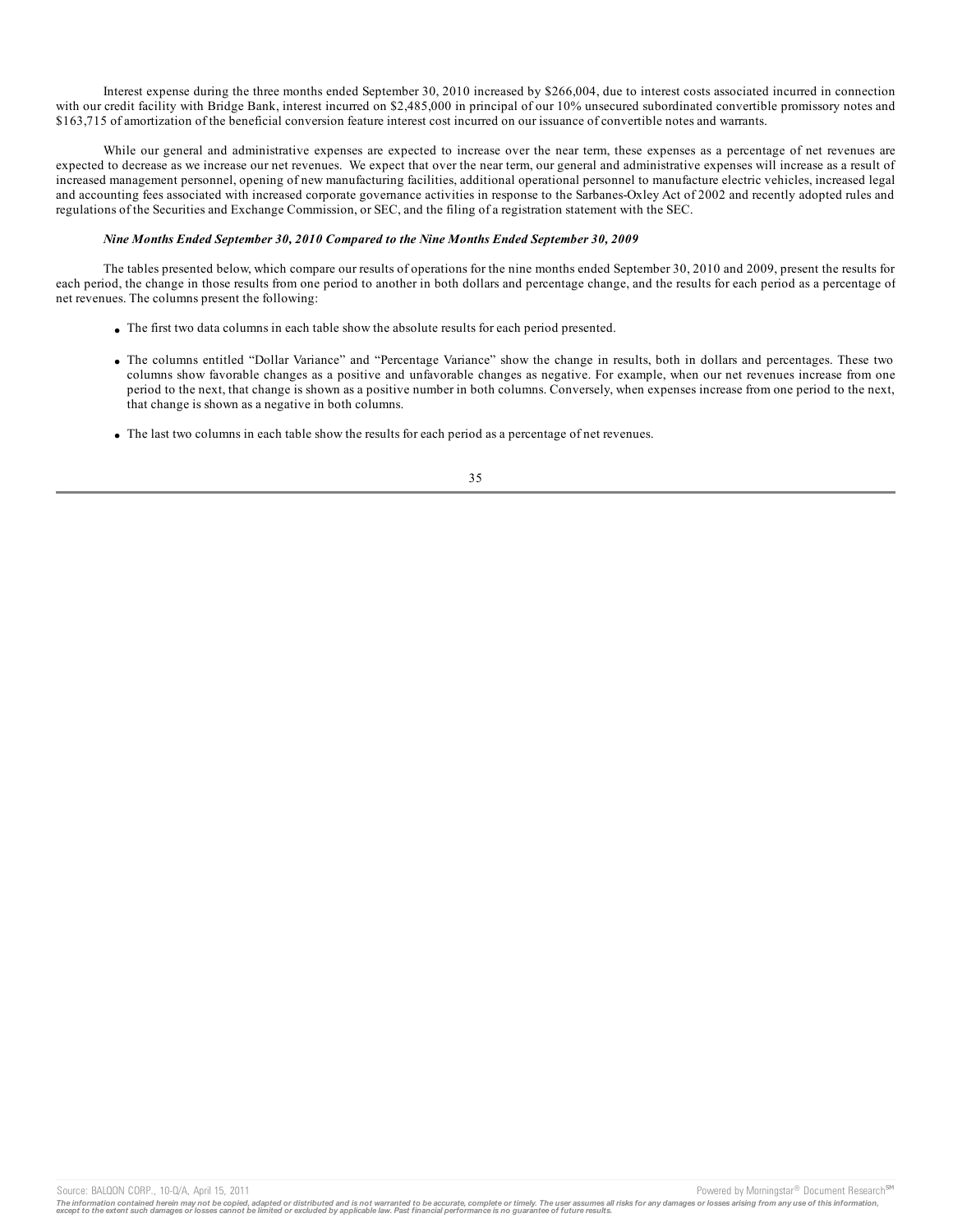Interest expense during the three months ended September 30, 2010 increased by $266,004, due to interest costs associated incurred in connection with our credit facility with Bridge Bank, interest incurred on $2,485,000 in principal of our 10% unsecured subordinated convertible promissory notes and $163,715 of amortization of the beneficial conversion feature interest cost incurred on our issuance of convertible notes and warrants.

While our general and administrative expenses are expected to increase over the near term, these expenses as a percentage of net revenues are expected to decrease as we increase our net revenues. We expect that over the near term, our general and administrative expenses will increase as a result of increased management personnel, opening of new manufacturing facilities, additional operational personnel to manufacture electric vehicles, increased legal and accounting fees associated with increased corporate governance activities in response to the Sarbanes-Oxley Act of 2002 and recently adopted rules and regulations of the Securities and Exchange Commission, or SEC, and the filing of a registration statement with the SEC.

***Nine Months Ended September 30, 2010 Compared to the Nine Months Ended September 30, 2009***

The tables presented below, which compare our results of operations for the nine months ended September 30, 2010 and 2009, present the results for each period, the change in those results from one period to another in both dollars and percentage change, and the results for each period as a percentage of net revenues. The columns present the following:

- The first two data columns in each table show the absolute results for each period presented.
- The columns entitled "Dollar Variance" and "Percentage Variance" show the change in results, both in dollars and percentages. These two columns show favorable changes as a positive and unfavorable changes as negative. For example, when our net revenues increase from one period to the next, that change is shown as a positive number in both columns. Conversely, when expenses increase from one period to the next, that change is shown as a negative in both columns.
- The last two columns in each table show the results for each period as a percentage of net revenues.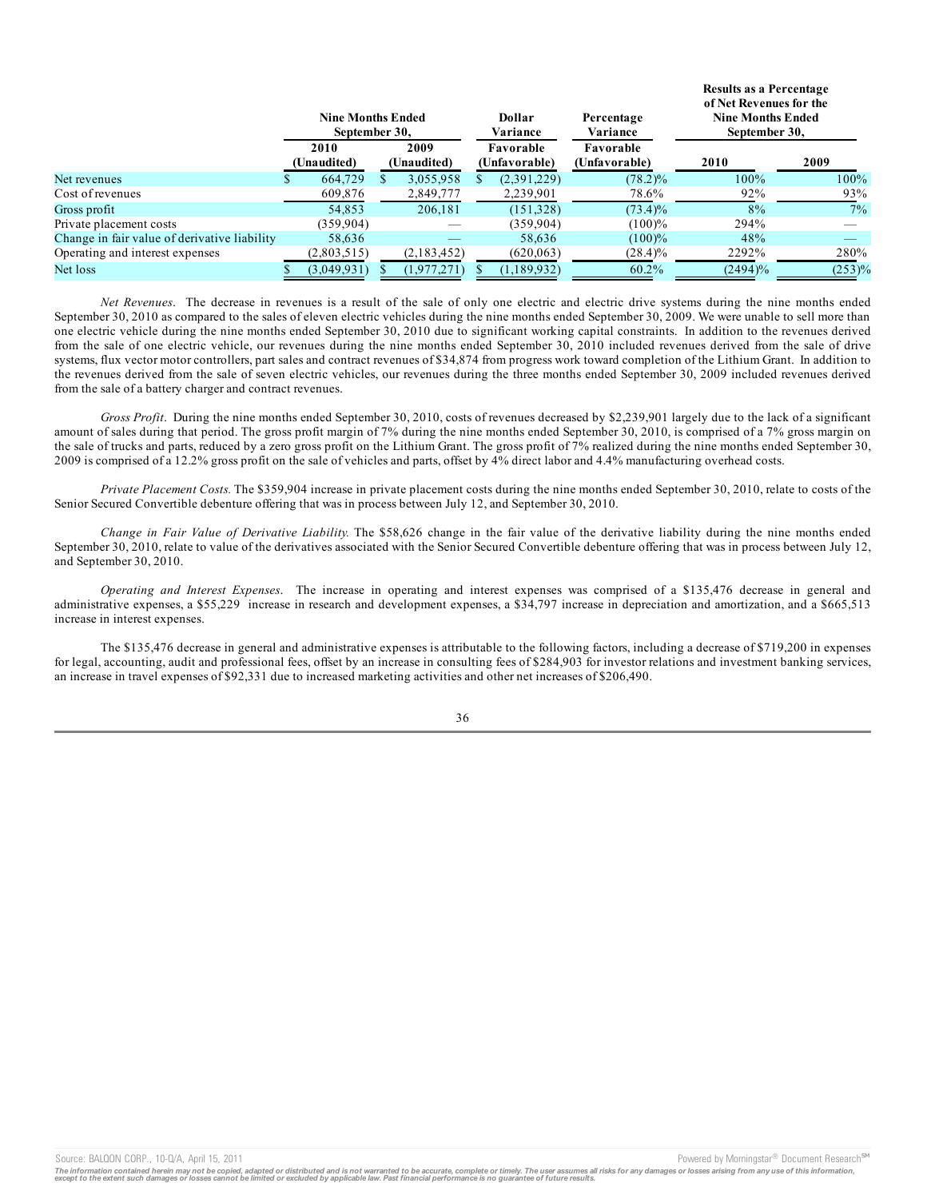| | Nine Months Ended September 30, | | Dollar Variance | Percentage Variance | Results as a Percentage of Net Revenues for the Nine Months Ended September 30, | |
|---|---|---|---|---|---|---|
| | 2010 (Unaudited) | 2009 (Unaudited) | Favorable (Unfavorable) | Favorable (Unfavorable) | 2010 | 2009 |
| Net revenues | $ 664,729 | $ 3,055,958 | $ (2,391,229) | (78.2)% | 100% | 100% |
| Cost of revenues | 609,876 | 2,849,777 | 2,239,901 | 78.6% | 92% | 93% |
| Gross profit | 54,853 | 206,181 | (151,328) | (73.4)% | 8% | 7% |
| Private placement costs | (359,904) | — | (359,904) | (100)% | 294% | — |
| Change in fair value of derivative liability | 58,636 | — | 58,636 | (100)% | 48% | — |
| Operating and interest expenses | (2,803,515) | (2,183,452) | (620,063) | (28.4)% | 2292% | 280% |
| Net loss | $ (3,049,931) | $ (1,977,271) | $ (1,189,932) | 60.2% | (2494)% | (253)% |

*Net Revenues*. The decrease in revenues is a result of the sale of only one electric and electric drive systems during the nine months ended September 30, 2010 as compared to the sales of eleven electric vehicles during the nine months ended September 30, 2009. We were unable to sell more than one electric vehicle during the nine months ended September 30, 2010 due to significant working capital constraints. In addition to the revenues derived from the sale of one electric vehicle, our revenues during the nine months ended September 30, 2010 included revenues derived from the sale of drive systems, flux vector motor controllers, part sales and contract revenues of $34,874 from progress work toward completion of the Lithium Grant. In addition to the revenues derived from the sale of seven electric vehicles, our revenues during the three months ended September 30, 2009 included revenues derived from the sale of a battery charger and contract revenues.

*Gross Profit*. During the nine months ended September 30, 2010, costs of revenues decreased by $2,239,901 largely due to the lack of a significant amount of sales during that period. The gross profit margin of 7% during the nine months ended September 30, 2010, is comprised of a 7% gross margin on the sale of trucks and parts, reduced by a zero gross profit on the Lithium Grant. The gross profit of 7% realized during the nine months ended September 30, 2009 is comprised of a 12.2% gross profit on the sale of vehicles and parts, offset by 4% direct labor and 4.4% manufacturing overhead costs.

*Private Placement Costs.* The $359,904 increase in private placement costs during the nine months ended September 30, 2010, relate to costs of the Senior Secured Convertible debenture offering that was in process between July 12, and September 30, 2010.

*Change in Fair Value of Derivative Liability.* The $58,626 change in the fair value of the derivative liability during the nine months ended September 30, 2010, relate to value of the derivatives associated with the Senior Secured Convertible debenture offering that was in process between July 12, and September 30, 2010.

*Operating and Interest Expenses*. The increase in operating and interest expenses was comprised of a $135,476 decrease in general and administrative expenses, a $55,229 increase in research and development expenses, a $34,797 increase in depreciation and amortization, and a $665,513 increase in interest expenses.

The $135,476 decrease in general and administrative expenses is attributable to the following factors, including a decrease of $719,200 in expenses for legal, accounting, audit and professional fees, offset by an increase in consulting fees of $284,903 for investor relations and investment banking services, an increase in travel expenses of $92,331 due to increased marketing activities and other net increases of $206,490.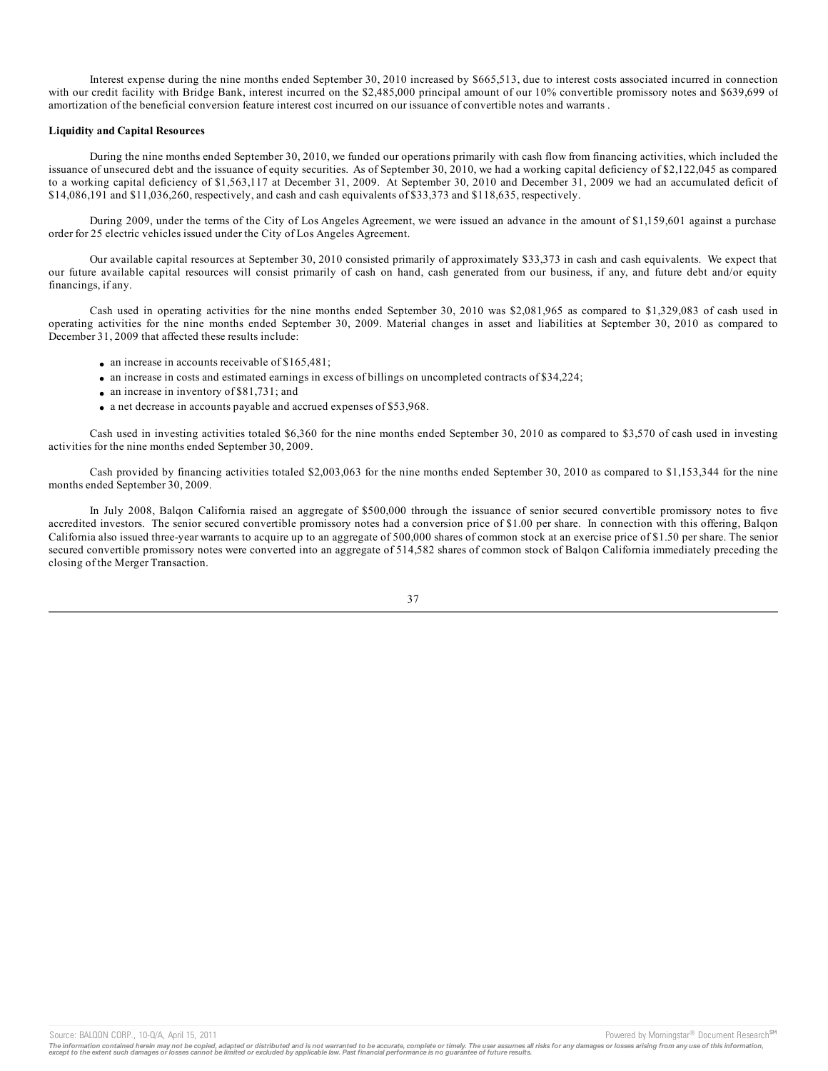Interest expense during the nine months ended September 30, 2010 increased by $665,513, due to interest costs associated incurred in connection with our credit facility with Bridge Bank, interest incurred on the $2,485,000 principal amount of our 10% convertible promissory notes and $639,699 of amortization of the beneficial conversion feature interest cost incurred on our issuance of convertible notes and warrants .

**Liquidity and Capital Resources**

During the nine months ended September 30, 2010, we funded our operations primarily with cash flow from financing activities, which included the issuance of unsecured debt and the issuance of equity securities. As of September 30, 2010, we had a working capital deficiency of $2,122,045 as compared to a working capital deficiency of $1,563,117 at December 31, 2009. At September 30, 2010 and December 31, 2009 we had an accumulated deficit of $14,086,191 and $11,036,260, respectively, and cash and cash equivalents of $33,373 and $118,635, respectively.

During 2009, under the terms of the City of Los Angeles Agreement, we were issued an advance in the amount of $1,159,601 against a purchase order for 25 electric vehicles issued under the City of Los Angeles Agreement.

Our available capital resources at September 30, 2010 consisted primarily of approximately $33,373 in cash and cash equivalents. We expect that our future available capital resources will consist primarily of cash on hand, cash generated from our business, if any, and future debt and/or equity financings, if any.

Cash used in operating activities for the nine months ended September 30, 2010 was $2,081,965 as compared to $1,329,083 of cash used in operating activities for the nine months ended September 30, 2009. Material changes in asset and liabilities at September 30, 2010 as compared to December 31, 2009 that affected these results include:

- an increase in accounts receivable of $165,481;
- an increase in costs and estimated earnings in excess of billings on uncompleted contracts of $34,224;
- an increase in inventory of $81,731; and
- a net decrease in accounts payable and accrued expenses of $53,968.

Cash used in investing activities totaled $6,360 for the nine months ended September 30, 2010 as compared to $3,570 of cash used in investing activities for the nine months ended September 30, 2009.

Cash provided by financing activities totaled $2,003,063 for the nine months ended September 30, 2010 as compared to $1,153,344 for the nine months ended September 30, 2009.

In July 2008, Balqon California raised an aggregate of $500,000 through the issuance of senior secured convertible promissory notes to five accredited investors. The senior secured convertible promissory notes had a conversion price of $1.00 per share. In connection with this offering, Balqon California also issued three-year warrants to acquire up to an aggregate of 500,000 shares of common stock at an exercise price of $1.50 per share. The senior secured convertible promissory notes were converted into an aggregate of 514,582 shares of common stock of Balqon California immediately preceding the closing of the Merger Transaction.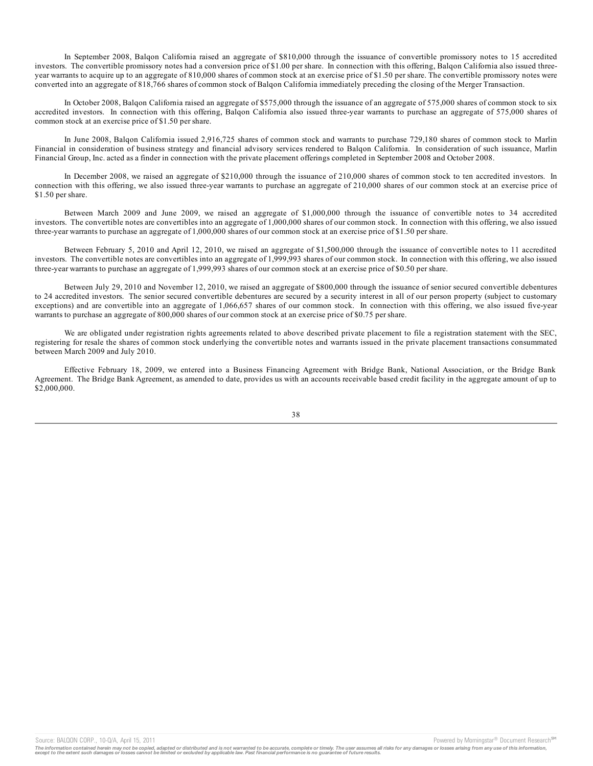In September 2008, Balqon California raised an aggregate of $810,000 through the issuance of convertible promissory notes to 15 accredited investors. The convertible promissory notes had a conversion price of $1.00 per share. In connection with this offering, Balqon California also issued three-year warrants to acquire up to an aggregate of 810,000 shares of common stock at an exercise price of $1.50 per share. The convertible promissory notes were converted into an aggregate of 818,766 shares of common stock of Balqon California immediately preceding the closing of the Merger Transaction.

In October 2008, Balqon California raised an aggregate of $575,000 through the issuance of an aggregate of 575,000 shares of common stock to six accredited investors. In connection with this offering, Balqon California also issued three-year warrants to purchase an aggregate of 575,000 shares of common stock at an exercise price of $1.50 per share.

In June 2008, Balqon California issued 2,916,725 shares of common stock and warrants to purchase 729,180 shares of common stock to Marlin Financial in consideration of business strategy and financial advisory services rendered to Balqon California. In consideration of such issuance, Marlin Financial Group, Inc. acted as a finder in connection with the private placement offerings completed in September 2008 and October 2008.

In December 2008, we raised an aggregate of $210,000 through the issuance of 210,000 shares of common stock to ten accredited investors. In connection with this offering, we also issued three-year warrants to purchase an aggregate of 210,000 shares of our common stock at an exercise price of $1.50 per share.

Between March 2009 and June 2009, we raised an aggregate of $1,000,000 through the issuance of convertible notes to 34 accredited investors. The convertible notes are convertibles into an aggregate of 1,000,000 shares of our common stock. In connection with this offering, we also issued three-year warrants to purchase an aggregate of 1,000,000 shares of our common stock at an exercise price of $1.50 per share.

Between February 5, 2010 and April 12, 2010, we raised an aggregate of $1,500,000 through the issuance of convertible notes to 11 accredited investors. The convertible notes are convertibles into an aggregate of 1,999,993 shares of our common stock. In connection with this offering, we also issued three-year warrants to purchase an aggregate of 1,999,993 shares of our common stock at an exercise price of $0.50 per share.

Between July 29, 2010 and November 12, 2010, we raised an aggregate of $800,000 through the issuance of senior secured convertible debentures to 24 accredited investors. The senior secured convertible debentures are secured by a security interest in all of our person property (subject to customary exceptions) and are convertible into an aggregate of 1,066,657 shares of our common stock. In connection with this offering, we also issued five-year warrants to purchase an aggregate of 800,000 shares of our common stock at an exercise price of $0.75 per share.

We are obligated under registration rights agreements related to above described private placement to file a registration statement with the SEC, registering for resale the shares of common stock underlying the convertible notes and warrants issued in the private placement transactions consummated between March 2009 and July 2010.

Effective February 18, 2009, we entered into a Business Financing Agreement with Bridge Bank, National Association, or the Bridge Bank Agreement. The Bridge Bank Agreement, as amended to date, provides us with an accounts receivable based credit facility in the aggregate amount of up to $2,000,000.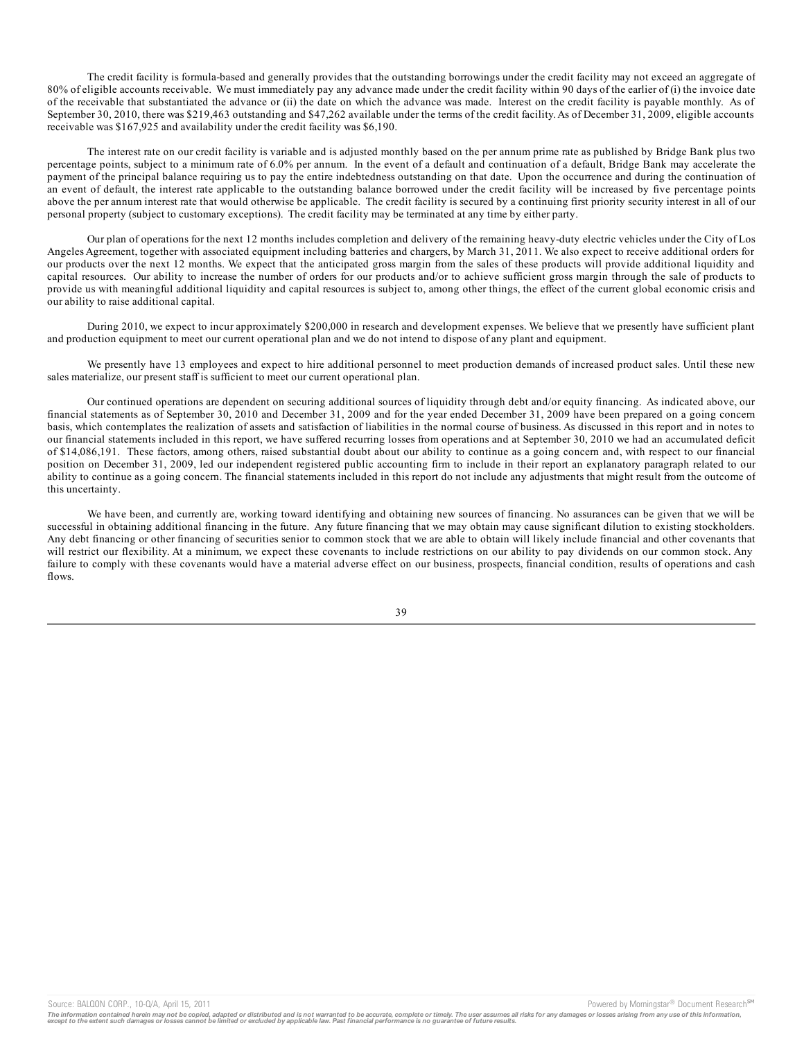The credit facility is formula-based and generally provides that the outstanding borrowings under the credit facility may not exceed an aggregate of 80% of eligible accounts receivable. We must immediately pay any advance made under the credit facility within 90 days of the earlier of (i) the invoice date of the receivable that substantiated the advance or (ii) the date on which the advance was made. Interest on the credit facility is payable monthly. As of September 30, 2010, there was $219,463 outstanding and $47,262 available under the terms of the credit facility. As of December 31, 2009, eligible accounts receivable was $167,925 and availability under the credit facility was $6,190.

The interest rate on our credit facility is variable and is adjusted monthly based on the per annum prime rate as published by Bridge Bank plus two percentage points, subject to a minimum rate of 6.0% per annum. In the event of a default and continuation of a default, Bridge Bank may accelerate the payment of the principal balance requiring us to pay the entire indebtedness outstanding on that date. Upon the occurrence and during the continuation of an event of default, the interest rate applicable to the outstanding balance borrowed under the credit facility will be increased by five percentage points above the per annum interest rate that would otherwise be applicable. The credit facility is secured by a continuing first priority security interest in all of our personal property (subject to customary exceptions). The credit facility may be terminated at any time by either party.

Our plan of operations for the next 12 months includes completion and delivery of the remaining heavy-duty electric vehicles under the City of Los Angeles Agreement, together with associated equipment including batteries and chargers, by March 31, 2011. We also expect to receive additional orders for our products over the next 12 months. We expect that the anticipated gross margin from the sales of these products will provide additional liquidity and capital resources. Our ability to increase the number of orders for our products and/or to achieve sufficient gross margin through the sale of products to provide us with meaningful additional liquidity and capital resources is subject to, among other things, the effect of the current global economic crisis and our ability to raise additional capital.

During 2010, we expect to incur approximately $200,000 in research and development expenses. We believe that we presently have sufficient plant and production equipment to meet our current operational plan and we do not intend to dispose of any plant and equipment.

We presently have 13 employees and expect to hire additional personnel to meet production demands of increased product sales. Until these new sales materialize, our present staff is sufficient to meet our current operational plan.

Our continued operations are dependent on securing additional sources of liquidity through debt and/or equity financing. As indicated above, our financial statements as of September 30, 2010 and December 31, 2009 and for the year ended December 31, 2009 have been prepared on a going concern basis, which contemplates the realization of assets and satisfaction of liabilities in the normal course of business. As discussed in this report and in notes to our financial statements included in this report, we have suffered recurring losses from operations and at September 30, 2010 we had an accumulated deficit of $14,086,191. These factors, among others, raised substantial doubt about our ability to continue as a going concern and, with respect to our financial position on December 31, 2009, led our independent registered public accounting firm to include in their report an explanatory paragraph related to our ability to continue as a going concern. The financial statements included in this report do not include any adjustments that might result from the outcome of this uncertainty.

We have been, and currently are, working toward identifying and obtaining new sources of financing. No assurances can be given that we will be successful in obtaining additional financing in the future. Any future financing that we may obtain may cause significant dilution to existing stockholders. Any debt financing or other financing of securities senior to common stock that we are able to obtain will likely include financial and other covenants that will restrict our flexibility. At a minimum, we expect these covenants to include restrictions on our ability to pay dividends on our common stock. Any failure to comply with these covenants would have a material adverse effect on our business, prospects, financial condition, results of operations and cash flows.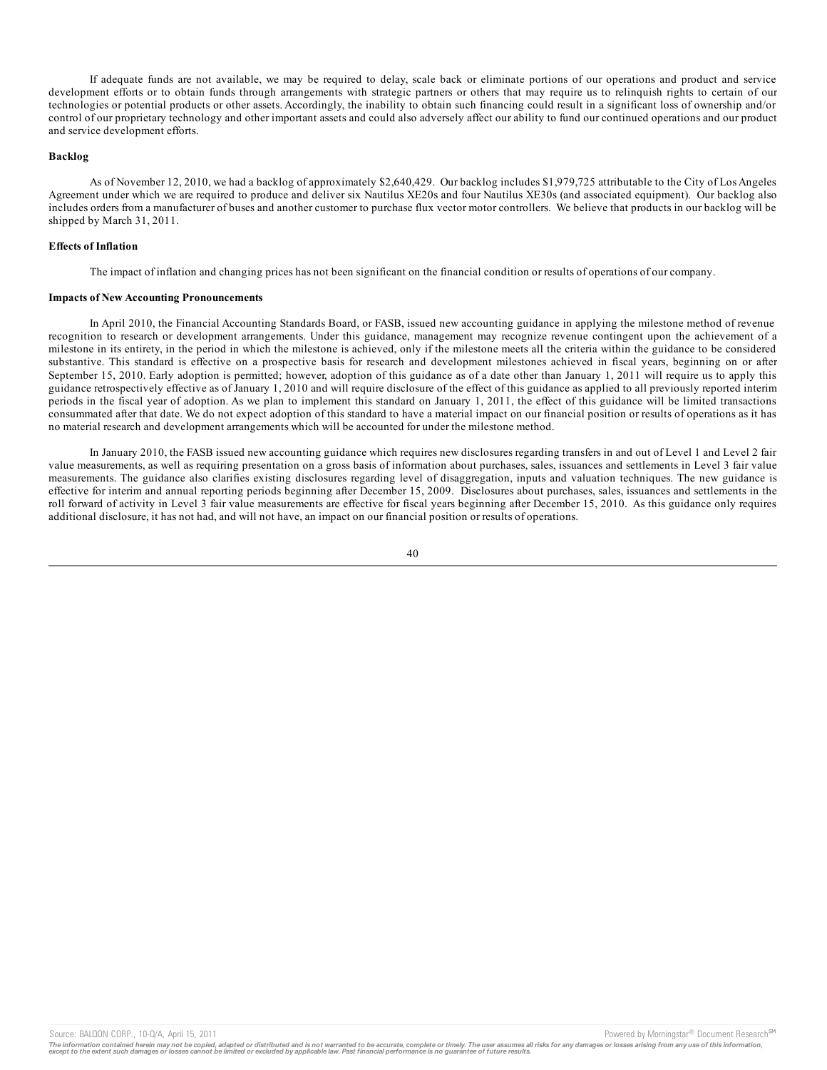If adequate funds are not available, we may be required to delay, scale back or eliminate portions of our operations and product and service development efforts or to obtain funds through arrangements with strategic partners or others that may require us to relinquish rights to certain of our technologies or potential products or other assets. Accordingly, the inability to obtain such financing could result in a significant loss of ownership and/or control of our proprietary technology and other important assets and could also adversely affect our ability to fund our continued operations and our product and service development efforts.

**Backlog**

As of November 12, 2010, we had a backlog of approximately $2,640,429. Our backlog includes $1,979,725 attributable to the City of Los Angeles Agreement under which we are required to produce and deliver six Nautilus XE20s and four Nautilus XE30s (and associated equipment). Our backlog also includes orders from a manufacturer of buses and another customer to purchase flux vector motor controllers. We believe that products in our backlog will be shipped by March 31, 2011.

**Effects of Inflation**

The impact of inflation and changing prices has not been significant on the financial condition or results of operations of our company.

**Impacts of New Accounting Pronouncements**

In April 2010, the Financial Accounting Standards Board, or FASB, issued new accounting guidance in applying the milestone method of revenue recognition to research or development arrangements. Under this guidance, management may recognize revenue contingent upon the achievement of a milestone in its entirety, in the period in which the milestone is achieved, only if the milestone meets all the criteria within the guidance to be considered substantive. This standard is effective on a prospective basis for research and development milestones achieved in fiscal years, beginning on or after September 15, 2010. Early adoption is permitted; however, adoption of this guidance as of a date other than January 1, 2011 will require us to apply this guidance retrospectively effective as of January 1, 2010 and will require disclosure of the effect of this guidance as applied to all previously reported interim periods in the fiscal year of adoption. As we plan to implement this standard on January 1, 2011, the effect of this guidance will be limited transactions consummated after that date. We do not expect adoption of this standard to have a material impact on our financial position or results of operations as it has no material research and development arrangements which will be accounted for under the milestone method.

In January 2010, the FASB issued new accounting guidance which requires new disclosures regarding transfers in and out of Level 1 and Level 2 fair value measurements, as well as requiring presentation on a gross basis of information about purchases, sales, issuances and settlements in Level 3 fair value measurements. The guidance also clarifies existing disclosures regarding level of disaggregation, inputs and valuation techniques. The new guidance is effective for interim and annual reporting periods beginning after December 15, 2009. Disclosures about purchases, sales, issuances and settlements in the roll forward of activity in Level 3 fair value measurements are effective for fiscal years beginning after December 15, 2010. As this guidance only requires additional disclosure, it has not had, and will not have, an impact on our financial position or results of operations.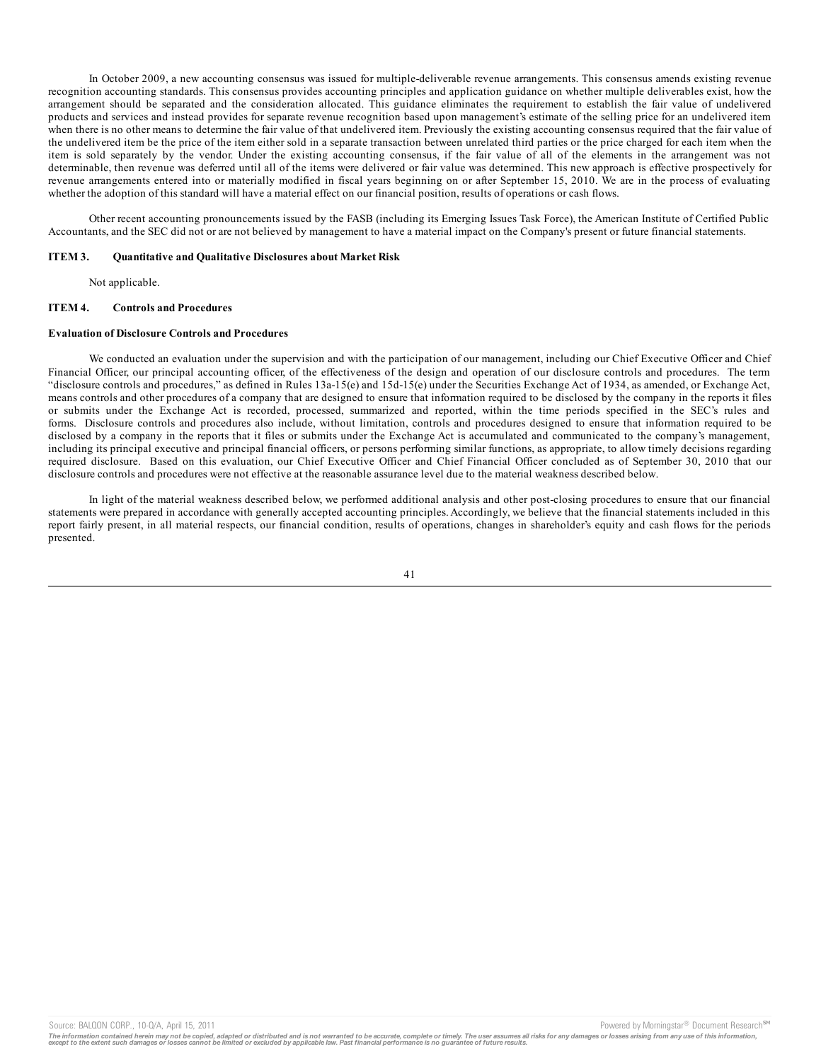In October 2009, a new accounting consensus was issued for multiple-deliverable revenue arrangements. This consensus amends existing revenue recognition accounting standards. This consensus provides accounting principles and application guidance on whether multiple deliverables exist, how the arrangement should be separated and the consideration allocated. This guidance eliminates the requirement to establish the fair value of undelivered products and services and instead provides for separate revenue recognition based upon management's estimate of the selling price for an undelivered item when there is no other means to determine the fair value of that undelivered item. Previously the existing accounting consensus required that the fair value of the undelivered item be the price of the item either sold in a separate transaction between unrelated third parties or the price charged for each item when the item is sold separately by the vendor. Under the existing accounting consensus, if the fair value of all of the elements in the arrangement was not determinable, then revenue was deferred until all of the items were delivered or fair value was determined. This new approach is effective prospectively for revenue arrangements entered into or materially modified in fiscal years beginning on or after September 15, 2010. We are in the process of evaluating whether the adoption of this standard will have a material effect on our financial position, results of operations or cash flows.

Other recent accounting pronouncements issued by the FASB (including its Emerging Issues Task Force), the American Institute of Certified Public Accountants, and the SEC did not or are not believed by management to have a material impact on the Company's present or future financial statements.

**ITEM 3. Quantitative and Qualitative Disclosures about Market Risk**

Not applicable.

**ITEM 4. Controls and Procedures**

**Evaluation of Disclosure Controls and Procedures**

We conducted an evaluation under the supervision and with the participation of our management, including our Chief Executive Officer and Chief Financial Officer, our principal accounting officer, of the effectiveness of the design and operation of our disclosure controls and procedures. The term "disclosure controls and procedures," as defined in Rules 13a-15(e) and 15d-15(e) under the Securities Exchange Act of 1934, as amended, or Exchange Act, means controls and other procedures of a company that are designed to ensure that information required to be disclosed by the company in the reports it files or submits under the Exchange Act is recorded, processed, summarized and reported, within the time periods specified in the SEC's rules and forms. Disclosure controls and procedures also include, without limitation, controls and procedures designed to ensure that information required to be disclosed by a company in the reports that it files or submits under the Exchange Act is accumulated and communicated to the company's management, including its principal executive and principal financial officers, or persons performing similar functions, as appropriate, to allow timely decisions regarding required disclosure. Based on this evaluation, our Chief Executive Officer and Chief Financial Officer concluded as of September 30, 2010 that our disclosure controls and procedures were not effective at the reasonable assurance level due to the material weakness described below.

In light of the material weakness described below, we performed additional analysis and other post-closing procedures to ensure that our financial statements were prepared in accordance with generally accepted accounting principles. Accordingly, we believe that the financial statements included in this report fairly present, in all material respects, our financial condition, results of operations, changes in shareholder's equity and cash flows for the periods presented.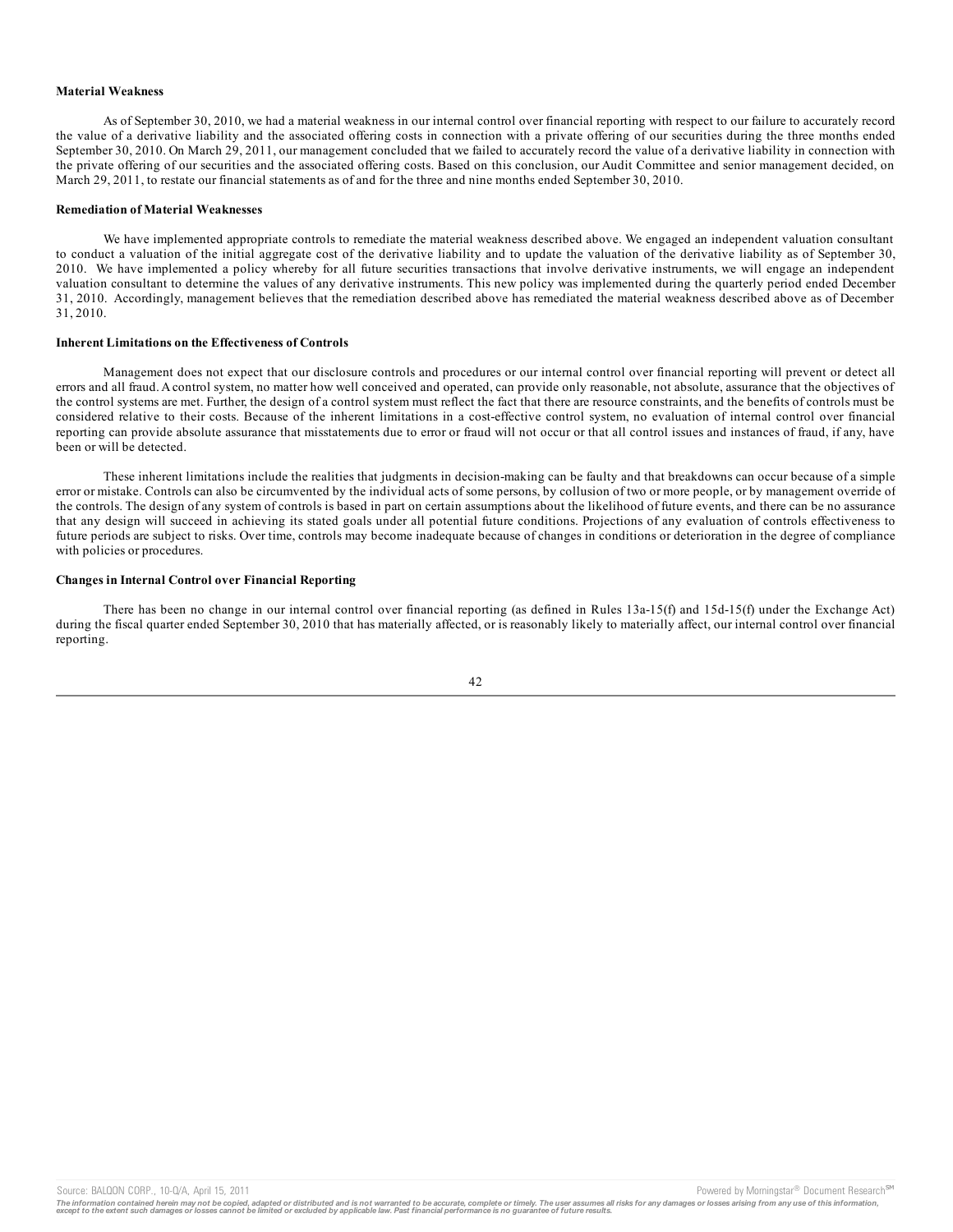**Material Weakness**

As of September 30, 2010, we had a material weakness in our internal control over financial reporting with respect to our failure to accurately record the value of a derivative liability and the associated offering costs in connection with a private offering of our securities during the three months ended September 30, 2010. On March 29, 2011, our management concluded that we failed to accurately record the value of a derivative liability in connection with the private offering of our securities and the associated offering costs. Based on this conclusion, our Audit Committee and senior management decided, on March 29, 2011, to restate our financial statements as of and for the three and nine months ended September 30, 2010.

**Remediation of Material Weaknesses**

We have implemented appropriate controls to remediate the material weakness described above. We engaged an independent valuation consultant to conduct a valuation of the initial aggregate cost of the derivative liability and to update the valuation of the derivative liability as of September 30, 2010. We have implemented a policy whereby for all future securities transactions that involve derivative instruments, we will engage an independent valuation consultant to determine the values of any derivative instruments. This new policy was implemented during the quarterly period ended December 31, 2010. Accordingly, management believes that the remediation described above has remediated the material weakness described above as of December 31, 2010.

**Inherent Limitations on the Effectiveness of Controls**

Management does not expect that our disclosure controls and procedures or our internal control over financial reporting will prevent or detect all errors and all fraud. A control system, no matter how well conceived and operated, can provide only reasonable, not absolute, assurance that the objectives of the control systems are met. Further, the design of a control system must reflect the fact that there are resource constraints, and the benefits of controls must be considered relative to their costs. Because of the inherent limitations in a cost-effective control system, no evaluation of internal control over financial reporting can provide absolute assurance that misstatements due to error or fraud will not occur or that all control issues and instances of fraud, if any, have been or will be detected.

These inherent limitations include the realities that judgments in decision-making can be faulty and that breakdowns can occur because of a simple error or mistake. Controls can also be circumvented by the individual acts of some persons, by collusion of two or more people, or by management override of the controls. The design of any system of controls is based in part on certain assumptions about the likelihood of future events, and there can be no assurance that any design will succeed in achieving its stated goals under all potential future conditions. Projections of any evaluation of controls effectiveness to future periods are subject to risks. Over time, controls may become inadequate because of changes in conditions or deterioration in the degree of compliance with policies or procedures.

**Changes in Internal Control over Financial Reporting**

There has been no change in our internal control over financial reporting (as defined in Rules 13a-15(f) and 15d-15(f) under the Exchange Act) during the fiscal quarter ended September 30, 2010 that has materially affected, or is reasonably likely to materially affect, our internal control over financial reporting.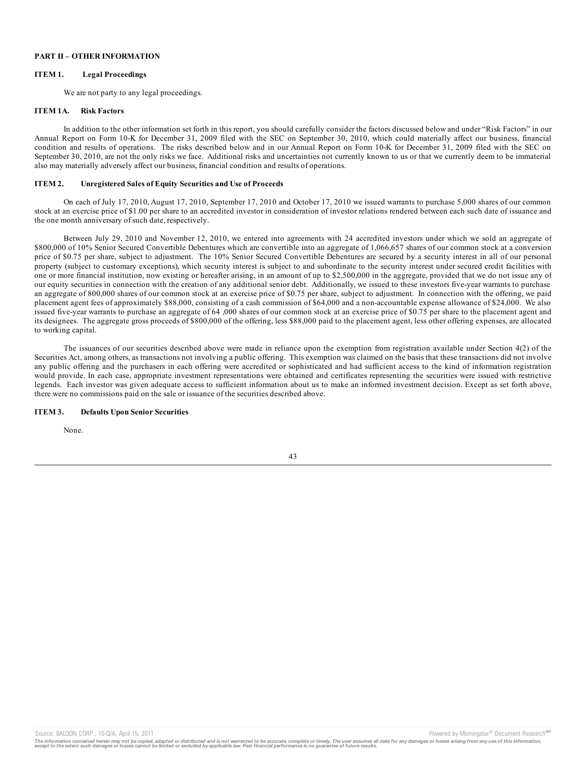## PART II – OTHER INFORMATION

### ITEM 1. Legal Proceedings

We are not party to any legal proceedings.

### ITEM 1A. Risk Factors

In addition to the other information set forth in this report, you should carefully consider the factors discussed below and under "Risk Factors" in our Annual Report on Form 10-K for December 31, 2009 filed with the SEC on September 30, 2010, which could materially affect our business, financial condition and results of operations. The risks described below and in our Annual Report on Form 10-K for December 31, 2009 filed with the SEC on September 30, 2010, are not the only risks we face. Additional risks and uncertainties not currently known to us or that we currently deem to be immaterial also may materially adversely affect our business, financial condition and results of operations.

### ITEM 2. Unregistered Sales of Equity Securities and Use of Proceeds

On each of July 17, 2010, August 17, 2010, September 17, 2010 and October 17, 2010 we issued warrants to purchase 5,000 shares of our common stock at an exercise price of $1.00 per share to an accredited investor in consideration of investor relations rendered between each such date of issuance and the one month anniversary of such date, respectively.

Between July 29, 2010 and November 12, 2010, we entered into agreements with 24 accredited investors under which we sold an aggregate of $800,000 of 10% Senior Secured Convertible Debentures which are convertible into an aggregate of 1,066,657 shares of our common stock at a conversion price of $0.75 per share, subject to adjustment. The 10% Senior Secured Convertible Debentures are secured by a security interest in all of our personal property (subject to customary exceptions), which security interest is subject to and subordinate to the security interest under secured credit facilities with one or more financial institution, now existing or hereafter arising, in an amount of up to $2,500,000 in the aggregate, provided that we do not issue any of our equity securities in connection with the creation of any additional senior debt. Additionally, we issued to these investors five-year warrants to purchase an aggregate of 800,000 shares of our common stock at an exercise price of $0.75 per share, subject to adjustment. In connection with the offering, we paid placement agent fees of approximately $88,000, consisting of a cash commission of $64,000 and a non-accountable expense allowance of $24,000. We also issued five-year warrants to purchase an aggregate of 64 ,000 shares of our common stock at an exercise price of $0.75 per share to the placement agent and its designees. The aggregate gross proceeds of $800,000 of the offering, less $88,000 paid to the placement agent, less other offering expenses, are allocated to working capital.

The issuances of our securities described above were made in reliance upon the exemption from registration available under Section 4(2) of the Securities Act, among others, as transactions not involving a public offering. This exemption was claimed on the basis that these transactions did not involve any public offering and the purchasers in each offering were accredited or sophisticated and had sufficient access to the kind of information registration would provide. In each case, appropriate investment representations were obtained and certificates representing the securities were issued with restrictive legends. Each investor was given adequate access to sufficient information about us to make an informed investment decision. Except as set forth above, there were no commissions paid on the sale or issuance of the securities described above.

### ITEM 3. Defaults Upon Senior Securities

None.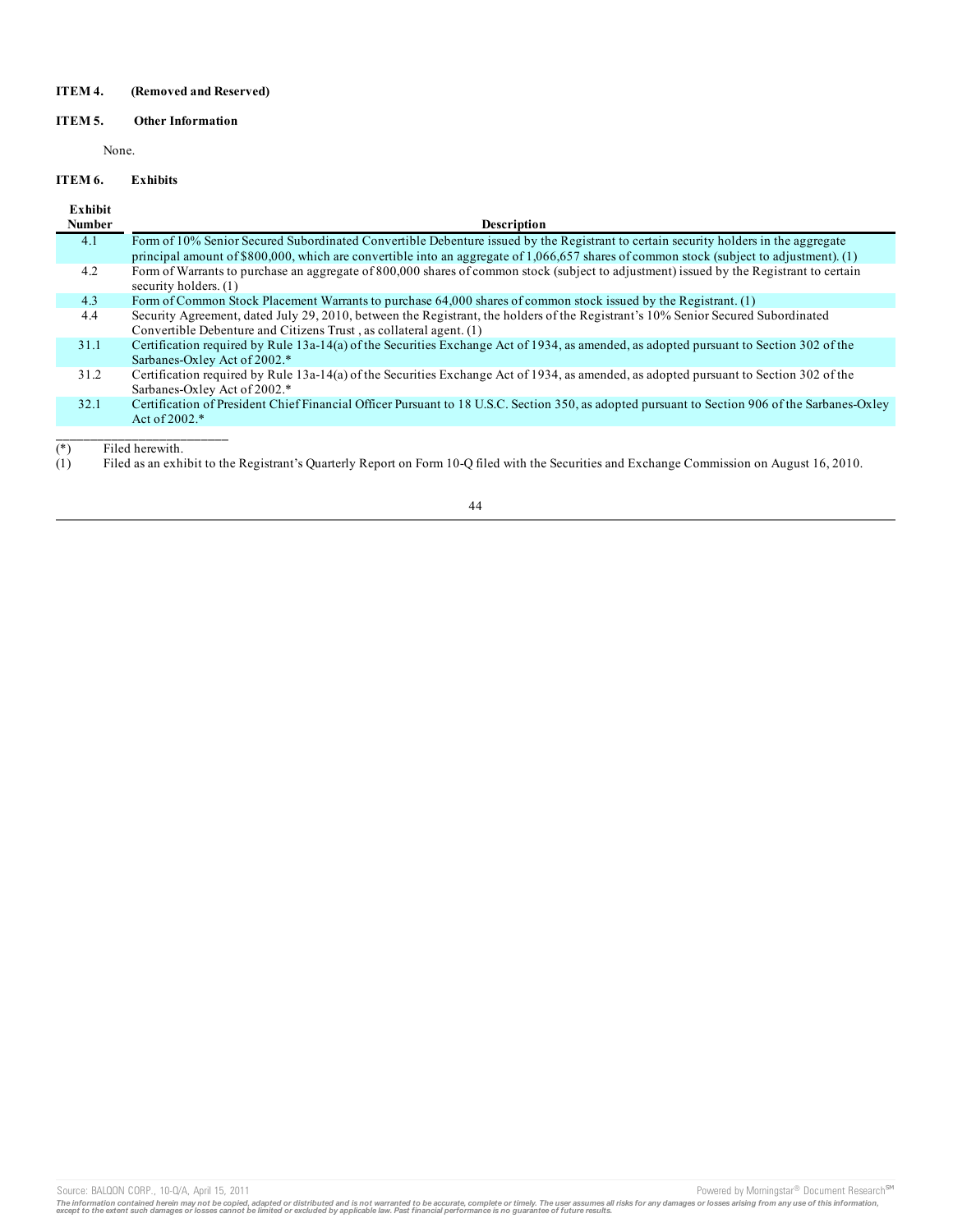**ITEM 4. (Removed and Reserved)**

**ITEM 5. Other Information**

None.

**ITEM 6. Exhibits**

| Exhibit Number | Description |
|---|---|
| 4.1 | Form of 10% Senior Secured Subordinated Convertible Debenture issued by the Registrant to certain security holders in the aggregate principal amount of $800,000, which are convertible into an aggregate of 1,066,657 shares of common stock (subject to adjustment). (1) |
| 4.2 | Form of Warrants to purchase an aggregate of 800,000 shares of common stock (subject to adjustment) issued by the Registrant to certain security holders. (1) |
| 4.3 | Form of Common Stock Placement Warrants to purchase 64,000 shares of common stock issued by the Registrant. (1) |
| 4.4 | Security Agreement, dated July 29, 2010, between the Registrant, the holders of the Registrant's 10% Senior Secured Subordinated Convertible Debenture and Citizens Trust , as collateral agent. (1) |
| 31.1 | Certification required by Rule 13a-14(a) of the Securities Exchange Act of 1934, as amended, as adopted pursuant to Section 302 of the Sarbanes-Oxley Act of 2002.* |
| 31.2 | Certification required by Rule 13a-14(a) of the Securities Exchange Act of 1934, as amended, as adopted pursuant to Section 302 of the Sarbanes-Oxley Act of 2002.* |
| 32.1 | Certification of President Chief Financial Officer Pursuant to 18 U.S.C. Section 350, as adopted pursuant to Section 906 of the Sarbanes-Oxley Act of 2002.* |

(*) Filed herewith.

(1) Filed as an exhibit to the Registrant's Quarterly Report on Form 10-Q filed with the Securities and Exchange Commission on August 16, 2010.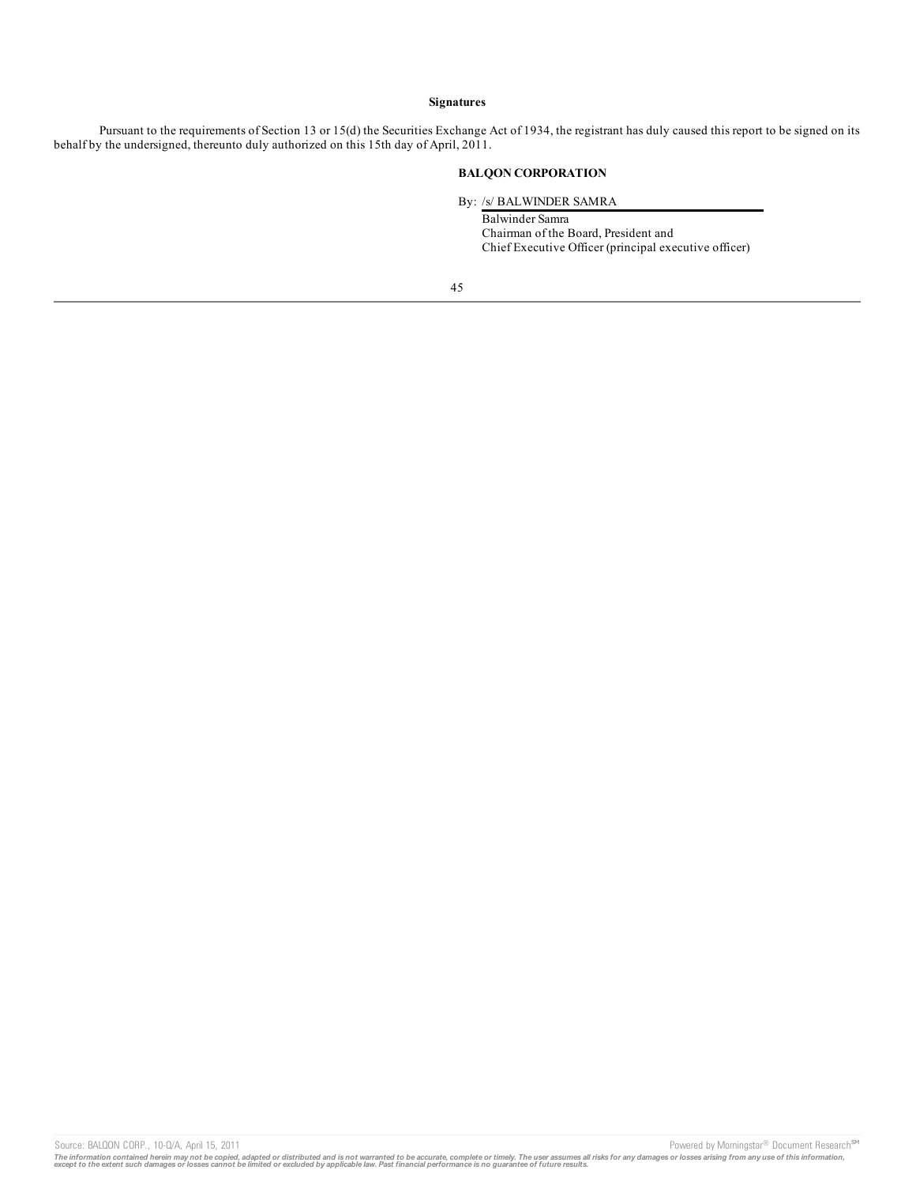**Signatures**

Pursuant to the requirements of Section 13 or 15(d) the Securities Exchange Act of 1934, the registrant has duly caused this report to be signed on its behalf by the undersigned, thereunto duly authorized on this 15th day of April, 2011.

**BALQON CORPORATION**

By: /s/ BALWINDER SAMRA

Balwinder Samra
Chairman of the Board, President and
Chief Executive Officer (principal executive officer)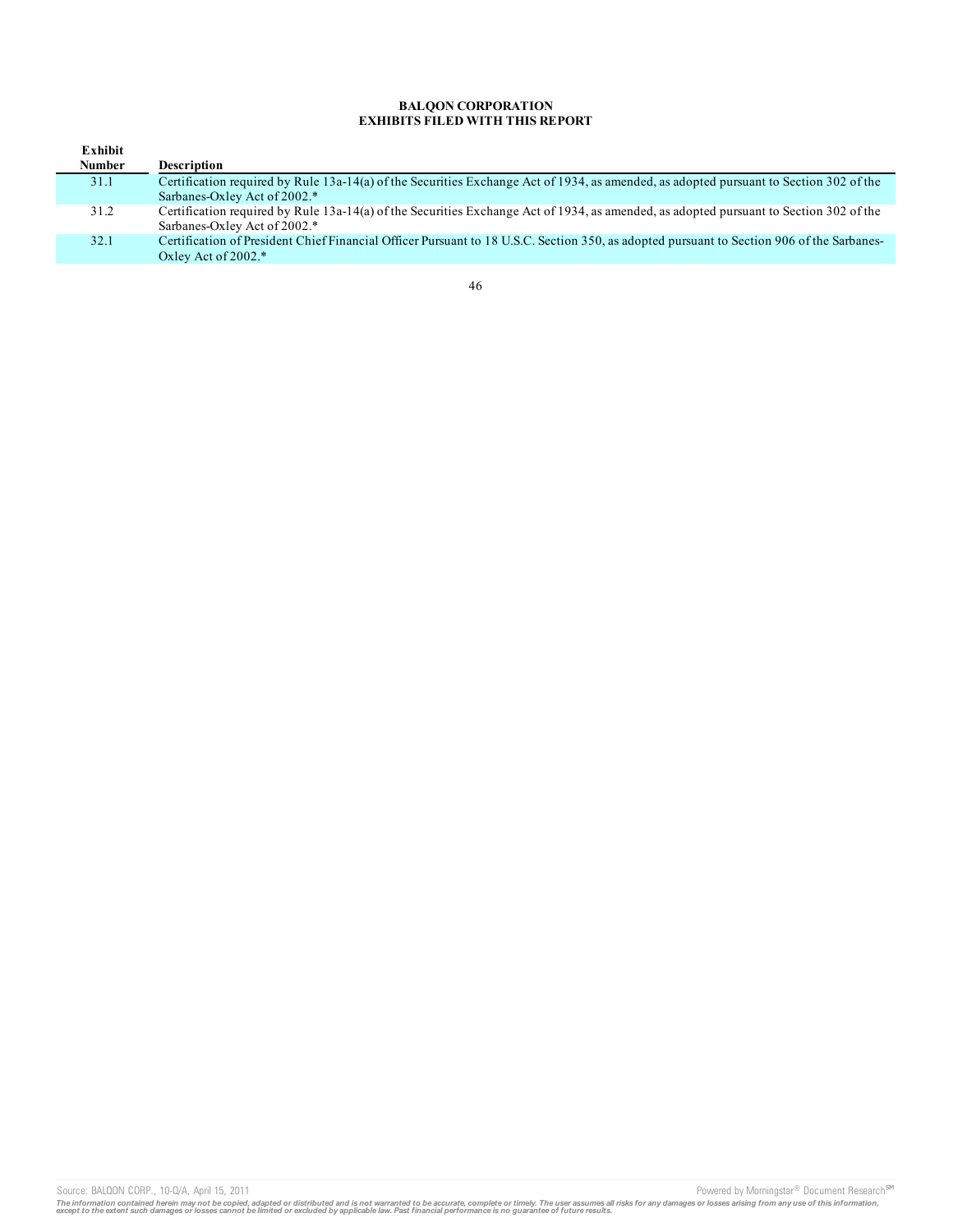**BALQON CORPORATION**
**EXHIBITS FILED WITH THIS REPORT**

| Exhibit Number | Description |
|---|---|
| 31.1 | Certification required by Rule 13a-14(a) of the Securities Exchange Act of 1934, as amended, as adopted pursuant to Section 302 of the Sarbanes-Oxley Act of 2002.* |
| 31.2 | Certification required by Rule 13a-14(a) of the Securities Exchange Act of 1934, as amended, as adopted pursuant to Section 302 of the Sarbanes-Oxley Act of 2002.* |
| 32.1 | Certification of President Chief Financial Officer Pursuant to 18 U.S.C. Section 350, as adopted pursuant to Section 906 of the Sarbanes-Oxley Act of 2002.* |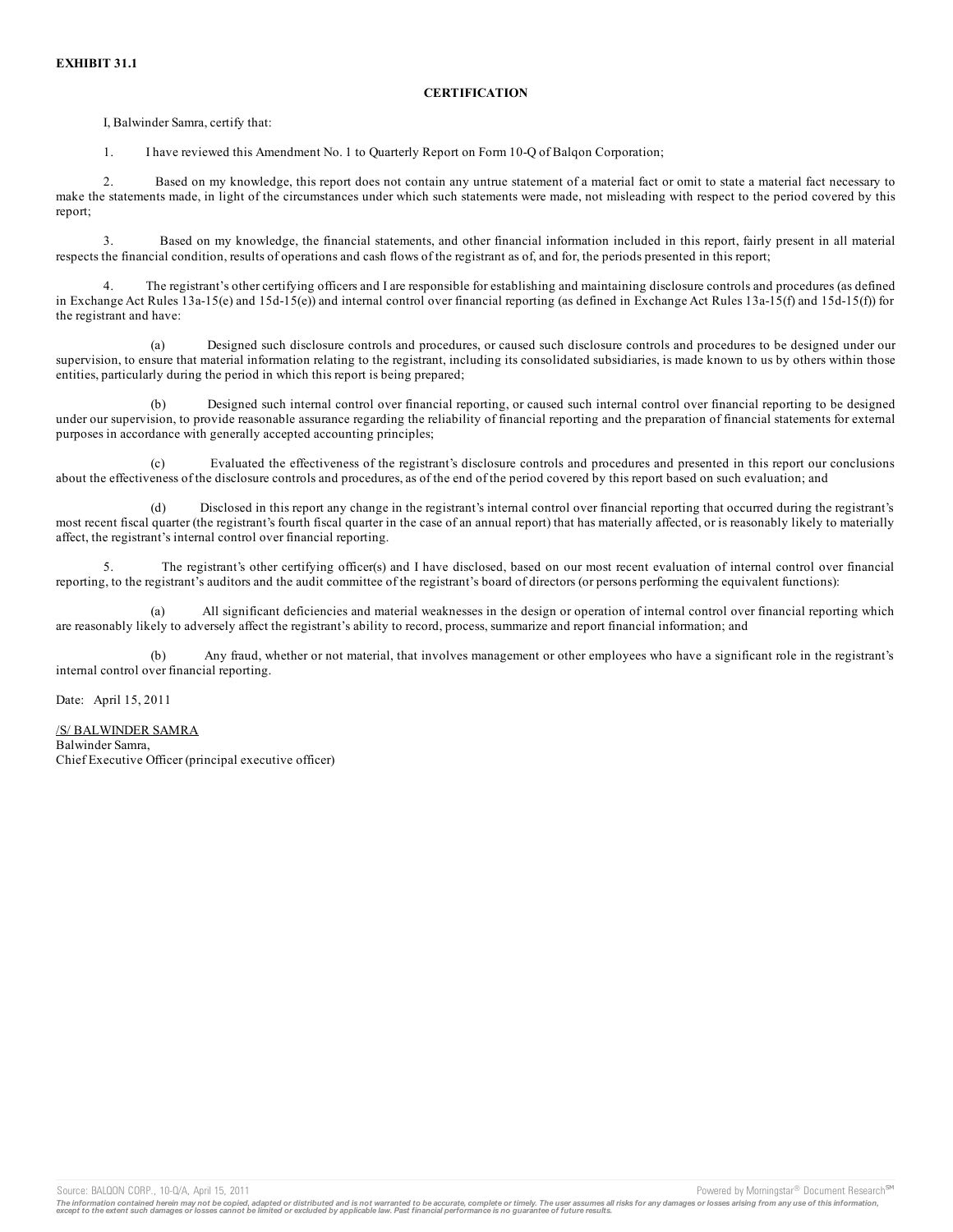**EXHIBIT 31.1**

**CERTIFICATION**

I, Balwinder Samra, certify that:

1. I have reviewed this Amendment No. 1 to Quarterly Report on Form 10-Q of Balqon Corporation;

2. Based on my knowledge, this report does not contain any untrue statement of a material fact or omit to state a material fact necessary to make the statements made, in light of the circumstances under which such statements were made, not misleading with respect to the period covered by this report;

3. Based on my knowledge, the financial statements, and other financial information included in this report, fairly present in all material respects the financial condition, results of operations and cash flows of the registrant as of, and for, the periods presented in this report;

4. The registrant's other certifying officers and I are responsible for establishing and maintaining disclosure controls and procedures (as defined in Exchange Act Rules 13a-15(e) and 15d-15(e)) and internal control over financial reporting (as defined in Exchange Act Rules 13a-15(f) and 15d-15(f)) for the registrant and have:

(a) Designed such disclosure controls and procedures, or caused such disclosure controls and procedures to be designed under our supervision, to ensure that material information relating to the registrant, including its consolidated subsidiaries, is made known to us by others within those entities, particularly during the period in which this report is being prepared;

(b) Designed such internal control over financial reporting, or caused such internal control over financial reporting to be designed under our supervision, to provide reasonable assurance regarding the reliability of financial reporting and the preparation of financial statements for external purposes in accordance with generally accepted accounting principles;

(c) Evaluated the effectiveness of the registrant's disclosure controls and procedures and presented in this report our conclusions about the effectiveness of the disclosure controls and procedures, as of the end of the period covered by this report based on such evaluation; and

(d) Disclosed in this report any change in the registrant's internal control over financial reporting that occurred during the registrant's most recent fiscal quarter (the registrant's fourth fiscal quarter in the case of an annual report) that has materially affected, or is reasonably likely to materially affect, the registrant's internal control over financial reporting.

5. The registrant's other certifying officer(s) and I have disclosed, based on our most recent evaluation of internal control over financial reporting, to the registrant's auditors and the audit committee of the registrant's board of directors (or persons performing the equivalent functions):

(a) All significant deficiencies and material weaknesses in the design or operation of internal control over financial reporting which are reasonably likely to adversely affect the registrant's ability to record, process, summarize and report financial information; and

(b) Any fraud, whether or not material, that involves management or other employees who have a significant role in the registrant's internal control over financial reporting.

Date: April 15, 2011

/S/ BALWINDER SAMRA
Balwinder Samra,
Chief Executive Officer (principal executive officer)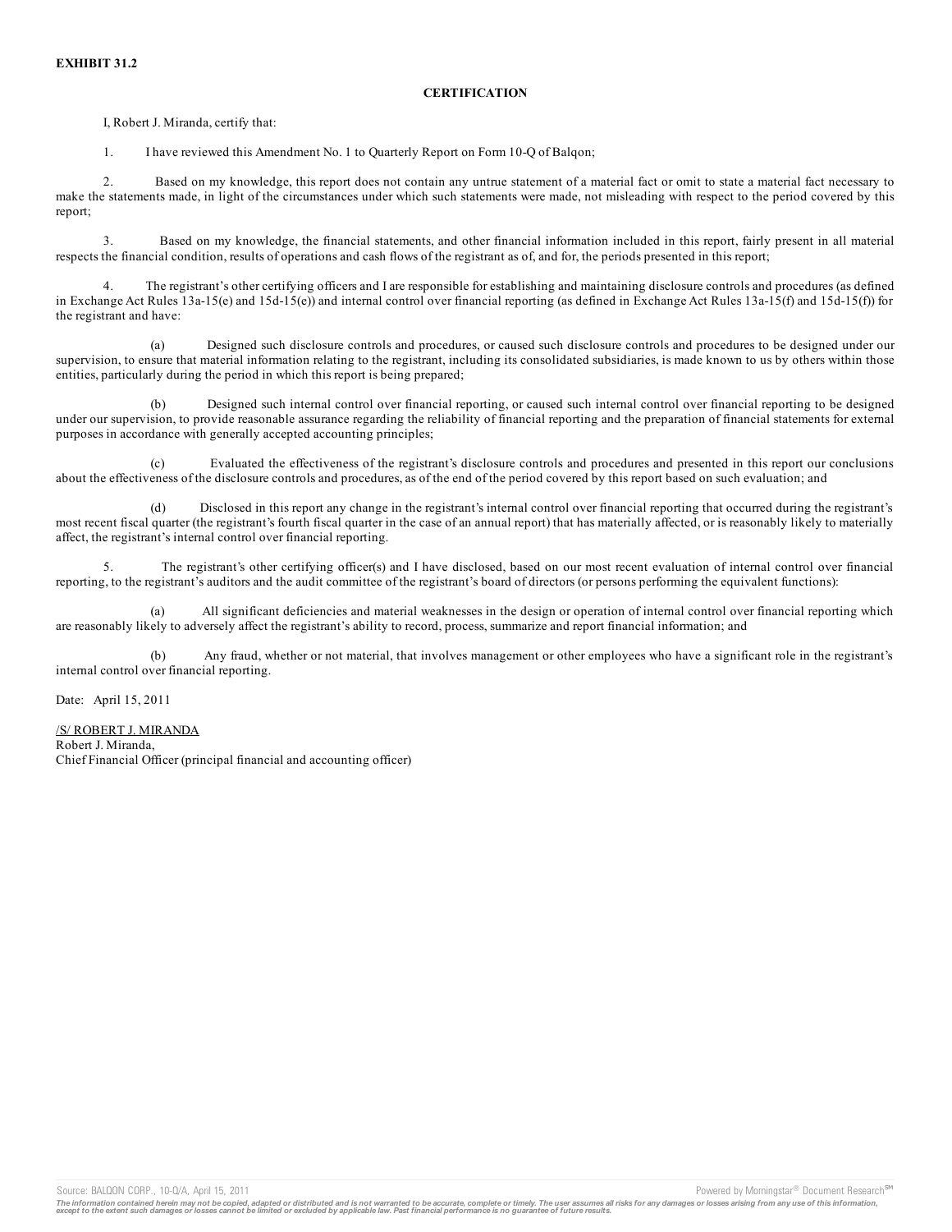**EXHIBIT 31.2**

**CERTIFICATION**

I, Robert J. Miranda, certify that:

1. I have reviewed this Amendment No. 1 to Quarterly Report on Form 10-Q of Balqon;

2. Based on my knowledge, this report does not contain any untrue statement of a material fact or omit to state a material fact necessary to make the statements made, in light of the circumstances under which such statements were made, not misleading with respect to the period covered by this report;

3. Based on my knowledge, the financial statements, and other financial information included in this report, fairly present in all material respects the financial condition, results of operations and cash flows of the registrant as of, and for, the periods presented in this report;

4. The registrant's other certifying officers and I are responsible for establishing and maintaining disclosure controls and procedures (as defined in Exchange Act Rules 13a-15(e) and 15d-15(e)) and internal control over financial reporting (as defined in Exchange Act Rules 13a-15(f) and 15d-15(f)) for the registrant and have:

(a) Designed such disclosure controls and procedures, or caused such disclosure controls and procedures to be designed under our supervision, to ensure that material information relating to the registrant, including its consolidated subsidiaries, is made known to us by others within those entities, particularly during the period in which this report is being prepared;

(b) Designed such internal control over financial reporting, or caused such internal control over financial reporting to be designed under our supervision, to provide reasonable assurance regarding the reliability of financial reporting and the preparation of financial statements for external purposes in accordance with generally accepted accounting principles;

(c) Evaluated the effectiveness of the registrant's disclosure controls and procedures and presented in this report our conclusions about the effectiveness of the disclosure controls and procedures, as of the end of the period covered by this report based on such evaluation; and

(d) Disclosed in this report any change in the registrant's internal control over financial reporting that occurred during the registrant's most recent fiscal quarter (the registrant's fourth fiscal quarter in the case of an annual report) that has materially affected, or is reasonably likely to materially affect, the registrant's internal control over financial reporting.

5. The registrant's other certifying officer(s) and I have disclosed, based on our most recent evaluation of internal control over financial reporting, to the registrant's auditors and the audit committee of the registrant's board of directors (or persons performing the equivalent functions):

(a) All significant deficiencies and material weaknesses in the design or operation of internal control over financial reporting which are reasonably likely to adversely affect the registrant's ability to record, process, summarize and report financial information; and

(b) Any fraud, whether or not material, that involves management or other employees who have a significant role in the registrant's internal control over financial reporting.

Date: April 15, 2011

/S/ ROBERT J. MIRANDA
Robert J. Miranda,
Chief Financial Officer (principal financial and accounting officer)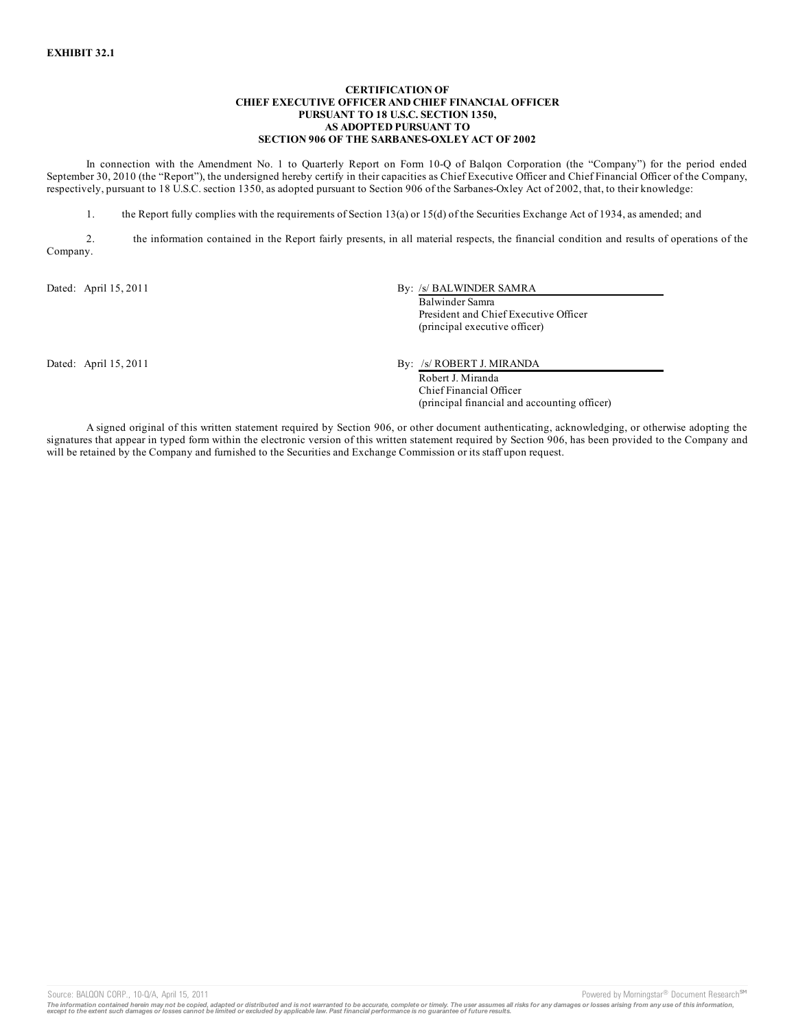**EXHIBIT 32.1**

**CERTIFICATION OF CHIEF EXECUTIVE OFFICER AND CHIEF FINANCIAL OFFICER PURSUANT TO 18 U.S.C. SECTION 1350, AS ADOPTED PURSUANT TO SECTION 906 OF THE SARBANES-OXLEY ACT OF 2002**

In connection with the Amendment No. 1 to Quarterly Report on Form 10-Q of Balqon Corporation (the "Company") for the period ended September 30, 2010 (the "Report"), the undersigned hereby certify in their capacities as Chief Executive Officer and Chief Financial Officer of the Company, respectively, pursuant to 18 U.S.C. section 1350, as adopted pursuant to Section 906 of the Sarbanes-Oxley Act of 2002, that, to their knowledge:

1. the Report fully complies with the requirements of Section 13(a) or 15(d) of the Securities Exchange Act of 1934, as amended; and

2. the information contained in the Report fairly presents, in all material respects, the financial condition and results of operations of the Company.

Dated: April 15, 2011

By: /s/ BALWINDER SAMRA
Balwinder Samra
President and Chief Executive Officer
(principal executive officer)

Dated: April 15, 2011

By: /s/ ROBERT J. MIRANDA
Robert J. Miranda
Chief Financial Officer
(principal financial and accounting officer)

A signed original of this written statement required by Section 906, or other document authenticating, acknowledging, or otherwise adopting the signatures that appear in typed form within the electronic version of this written statement required by Section 906, has been provided to the Company and will be retained by the Company and furnished to the Securities and Exchange Commission or its staff upon request.